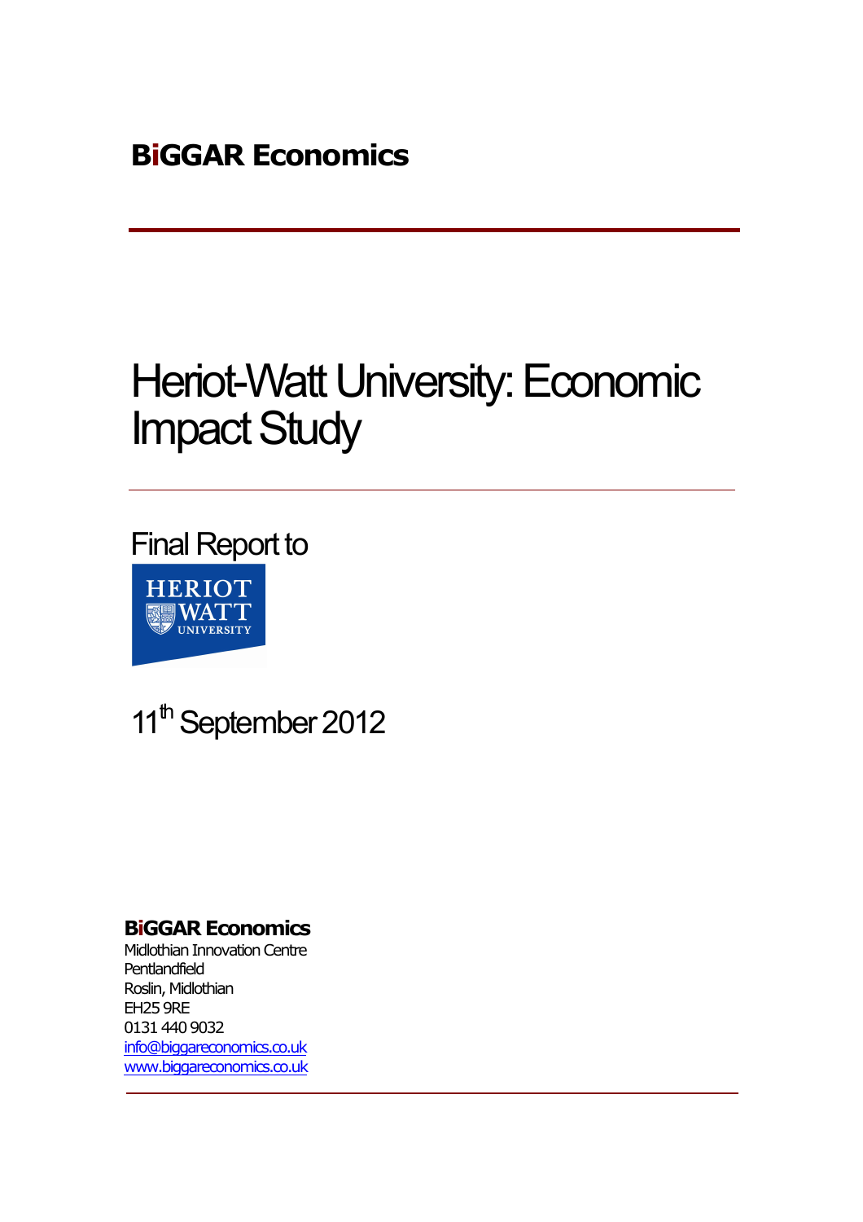**BiGGAR Economics**

# Heriot-Watt University: Economic Impact Study

Final Report to

HERIOT WATT UNIVERSITY

11th September 2012

**BiGGAR Economics**
Midlothian Innovation Centre
Pentlandfield
Roslin, Midlothian
EH25 9RE
0131 440 9032
info@biggareconomics.co.uk
www.biggareconomics.co.uk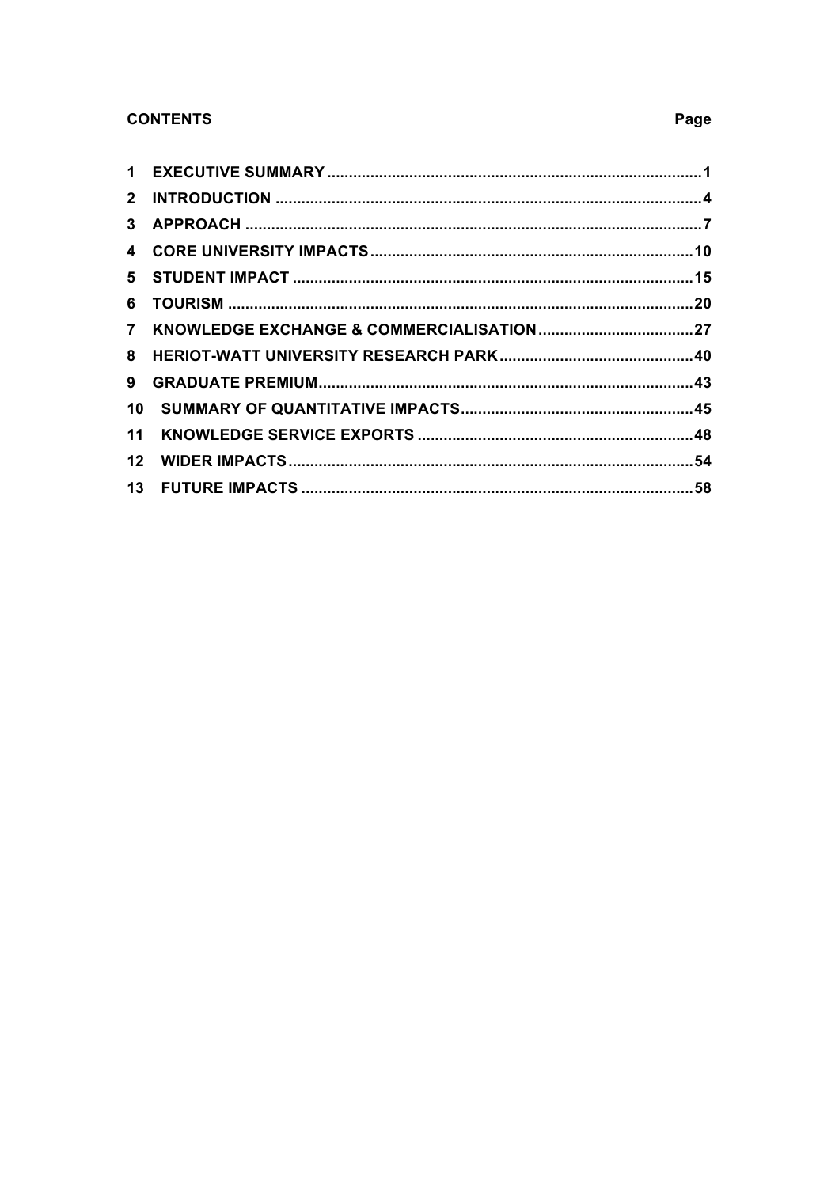**CONTENTS**

| | | Page |
|---|---|---|
| 1 | EXECUTIVE SUMMARY | 1 |
| 2 | INTRODUCTION | 4 |
| 3 | APPROACH | 7 |
| 4 | CORE UNIVERSITY IMPACTS | 10 |
| 5 | STUDENT IMPACT | 15 |
| 6 | TOURISM | 20 |
| 7 | KNOWLEDGE EXCHANGE & COMMERCIALISATION | 27 |
| 8 | HERIOT-WATT UNIVERSITY RESEARCH PARK | 40 |
| 9 | GRADUATE PREMIUM | 43 |
| 10 | SUMMARY OF QUANTITATIVE IMPACTS | 45 |
| 11 | KNOWLEDGE SERVICE EXPORTS | 48 |
| 12 | WIDER IMPACTS | 54 |
| 13 | FUTURE IMPACTS | 58 |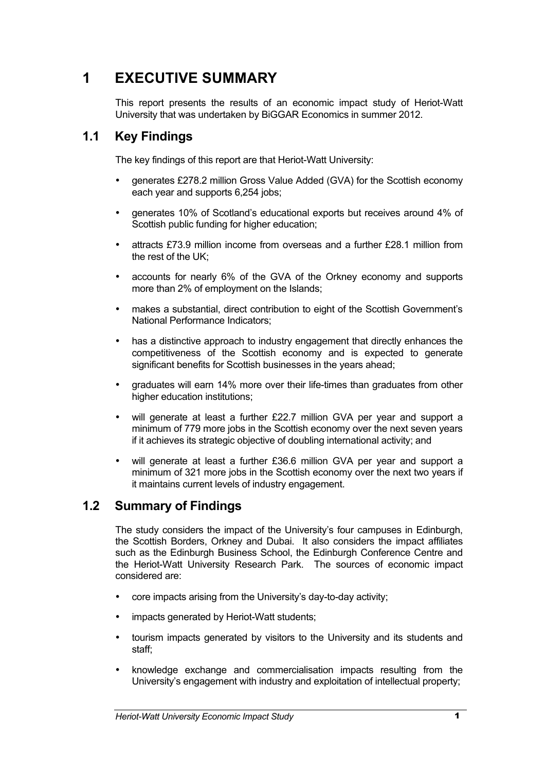# 1 EXECUTIVE SUMMARY

This report presents the results of an economic impact study of Heriot-Watt University that was undertaken by BiGGAR Economics in summer 2012.

## 1.1 Key Findings

The key findings of this report are that Heriot-Watt University:

- generates £278.2 million Gross Value Added (GVA) for the Scottish economy each year and supports 6,254 jobs;
- generates 10% of Scotland's educational exports but receives around 4% of Scottish public funding for higher education;
- attracts £73.9 million income from overseas and a further £28.1 million from the rest of the UK;
- accounts for nearly 6% of the GVA of the Orkney economy and supports more than 2% of employment on the Islands;
- makes a substantial, direct contribution to eight of the Scottish Government's National Performance Indicators;
- has a distinctive approach to industry engagement that directly enhances the competitiveness of the Scottish economy and is expected to generate significant benefits for Scottish businesses in the years ahead;
- graduates will earn 14% more over their life-times than graduates from other higher education institutions;
- will generate at least a further £22.7 million GVA per year and support a minimum of 779 more jobs in the Scottish economy over the next seven years if it achieves its strategic objective of doubling international activity; and
- will generate at least a further £36.6 million GVA per year and support a minimum of 321 more jobs in the Scottish economy over the next two years if it maintains current levels of industry engagement.

## 1.2 Summary of Findings

The study considers the impact of the University's four campuses in Edinburgh, the Scottish Borders, Orkney and Dubai. It also considers the impact affiliates such as the Edinburgh Business School, the Edinburgh Conference Centre and the Heriot-Watt University Research Park. The sources of economic impact considered are:

- core impacts arising from the University's day-to-day activity;
- impacts generated by Heriot-Watt students;
- tourism impacts generated by visitors to the University and its students and staff;
- knowledge exchange and commercialisation impacts resulting from the University's engagement with industry and exploitation of intellectual property;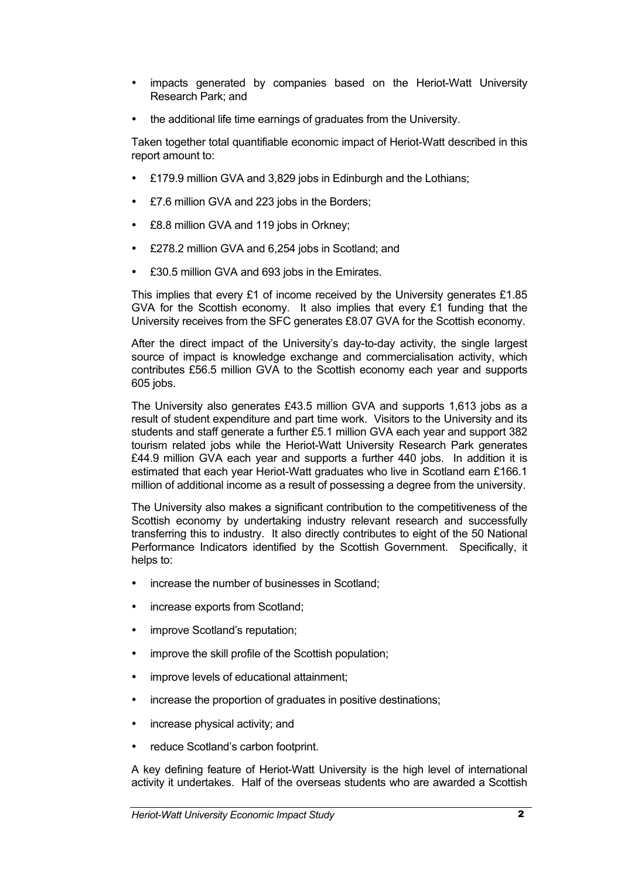- impacts generated by companies based on the Heriot-Watt University Research Park; and
- the additional life time earnings of graduates from the University.

Taken together total quantifiable economic impact of Heriot-Watt described in this report amount to:

- £179.9 million GVA and 3,829 jobs in Edinburgh and the Lothians;
- £7.6 million GVA and 223 jobs in the Borders;
- £8.8 million GVA and 119 jobs in Orkney;
- £278.2 million GVA and 6,254 jobs in Scotland; and
- £30.5 million GVA and 693 jobs in the Emirates.

This implies that every £1 of income received by the University generates £1.85 GVA for the Scottish economy. It also implies that every £1 funding that the University receives from the SFC generates £8.07 GVA for the Scottish economy.

After the direct impact of the University's day-to-day activity, the single largest source of impact is knowledge exchange and commercialisation activity, which contributes £56.5 million GVA to the Scottish economy each year and supports 605 jobs.

The University also generates £43.5 million GVA and supports 1,613 jobs as a result of student expenditure and part time work. Visitors to the University and its students and staff generate a further £5.1 million GVA each year and support 382 tourism related jobs while the Heriot-Watt University Research Park generates £44.9 million GVA each year and supports a further 440 jobs. In addition it is estimated that each year Heriot-Watt graduates who live in Scotland earn £166.1 million of additional income as a result of possessing a degree from the university.

The University also makes a significant contribution to the competitiveness of the Scottish economy by undertaking industry relevant research and successfully transferring this to industry. It also directly contributes to eight of the 50 National Performance Indicators identified by the Scottish Government. Specifically, it helps to:

- increase the number of businesses in Scotland;
- increase exports from Scotland;
- improve Scotland's reputation;
- improve the skill profile of the Scottish population;
- improve levels of educational attainment;
- increase the proportion of graduates in positive destinations;
- increase physical activity; and
- reduce Scotland's carbon footprint.

A key defining feature of Heriot-Watt University is the high level of international activity it undertakes. Half of the overseas students who are awarded a Scottish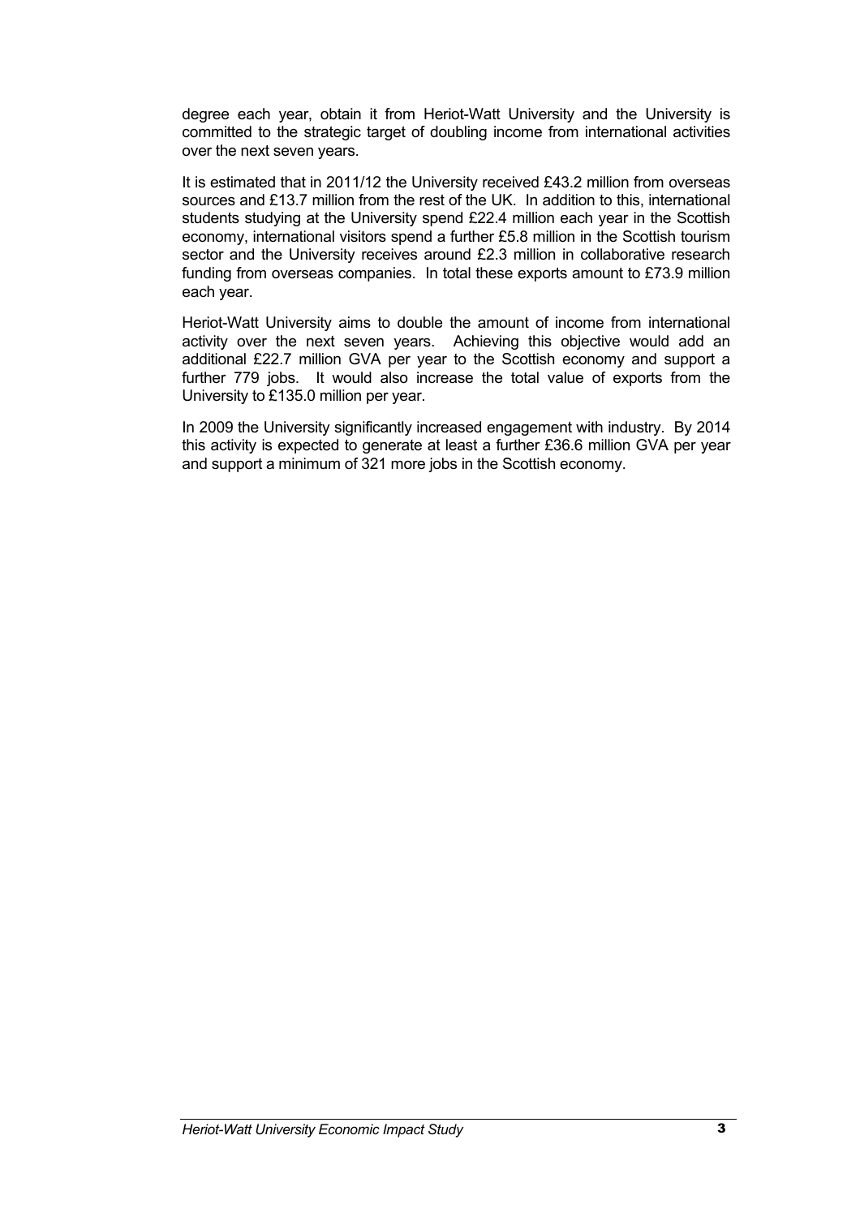degree each year, obtain it from Heriot-Watt University and the University is committed to the strategic target of doubling income from international activities over the next seven years.

It is estimated that in 2011/12 the University received £43.2 million from overseas sources and £13.7 million from the rest of the UK. In addition to this, international students studying at the University spend £22.4 million each year in the Scottish economy, international visitors spend a further £5.8 million in the Scottish tourism sector and the University receives around £2.3 million in collaborative research funding from overseas companies. In total these exports amount to £73.9 million each year.

Heriot-Watt University aims to double the amount of income from international activity over the next seven years. Achieving this objective would add an additional £22.7 million GVA per year to the Scottish economy and support a further 779 jobs. It would also increase the total value of exports from the University to £135.0 million per year.

In 2009 the University significantly increased engagement with industry. By 2014 this activity is expected to generate at least a further £36.6 million GVA per year and support a minimum of 321 more jobs in the Scottish economy.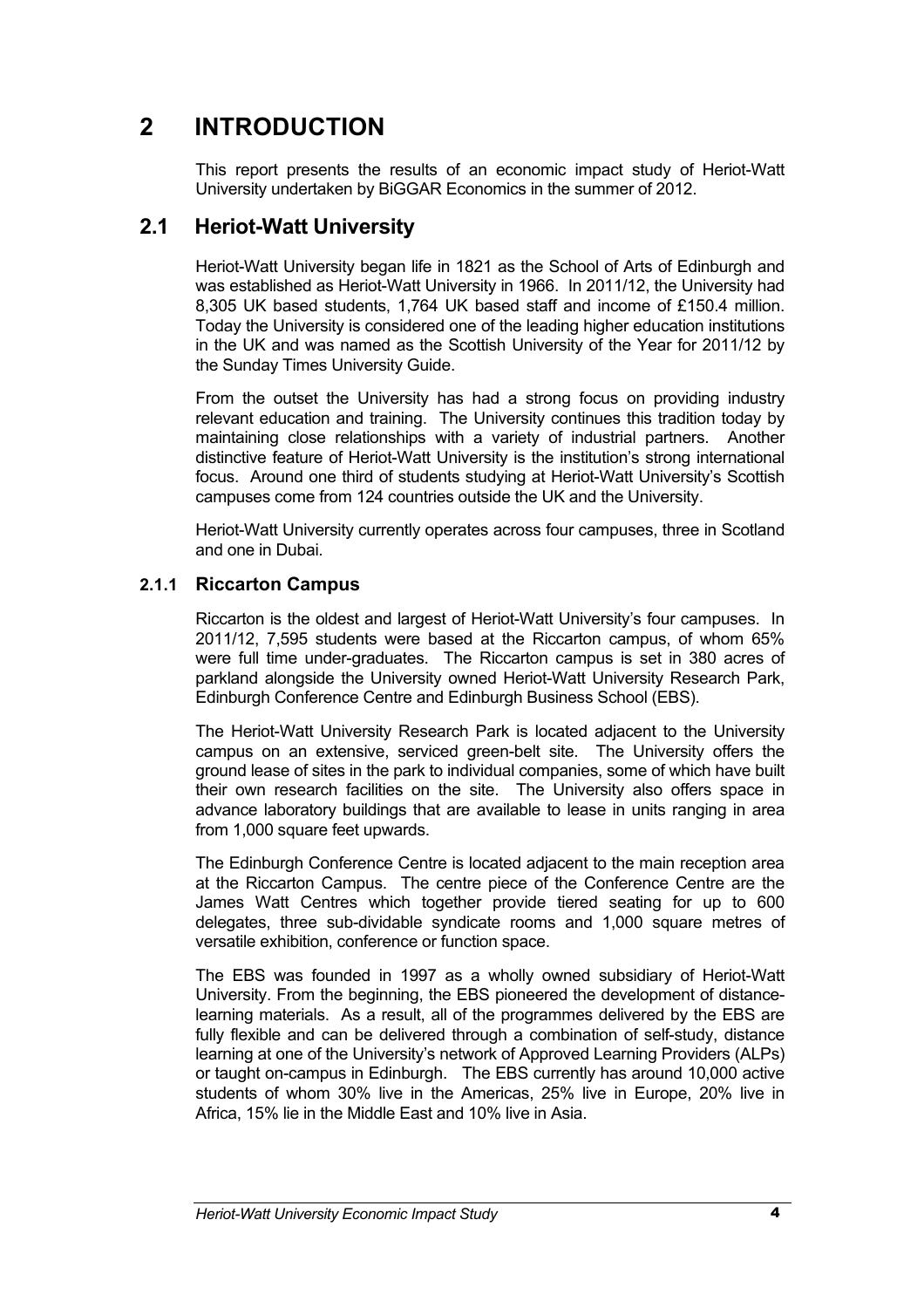# 2 INTRODUCTION

This report presents the results of an economic impact study of Heriot-Watt University undertaken by BiGGAR Economics in the summer of 2012.

## 2.1 Heriot-Watt University

Heriot-Watt University began life in 1821 as the School of Arts of Edinburgh and was established as Heriot-Watt University in 1966. In 2011/12, the University had 8,305 UK based students, 1,764 UK based staff and income of £150.4 million. Today the University is considered one of the leading higher education institutions in the UK and was named as the Scottish University of the Year for 2011/12 by the Sunday Times University Guide.

From the outset the University has had a strong focus on providing industry relevant education and training. The University continues this tradition today by maintaining close relationships with a variety of industrial partners. Another distinctive feature of Heriot-Watt University is the institution's strong international focus. Around one third of students studying at Heriot-Watt University's Scottish campuses come from 124 countries outside the UK and the University.

Heriot-Watt University currently operates across four campuses, three in Scotland and one in Dubai.

### 2.1.1 Riccarton Campus

Riccarton is the oldest and largest of Heriot-Watt University's four campuses. In 2011/12, 7,595 students were based at the Riccarton campus, of whom 65% were full time under-graduates. The Riccarton campus is set in 380 acres of parkland alongside the University owned Heriot-Watt University Research Park, Edinburgh Conference Centre and Edinburgh Business School (EBS).

The Heriot-Watt University Research Park is located adjacent to the University campus on an extensive, serviced green-belt site. The University offers the ground lease of sites in the park to individual companies, some of which have built their own research facilities on the site. The University also offers space in advance laboratory buildings that are available to lease in units ranging in area from 1,000 square feet upwards.

The Edinburgh Conference Centre is located adjacent to the main reception area at the Riccarton Campus. The centre piece of the Conference Centre are the James Watt Centres which together provide tiered seating for up to 600 delegates, three sub-dividable syndicate rooms and 1,000 square metres of versatile exhibition, conference or function space.

The EBS was founded in 1997 as a wholly owned subsidiary of Heriot-Watt University. From the beginning, the EBS pioneered the development of distance-learning materials. As a result, all of the programmes delivered by the EBS are fully flexible and can be delivered through a combination of self-study, distance learning at one of the University's network of Approved Learning Providers (ALPs) or taught on-campus in Edinburgh. The EBS currently has around 10,000 active students of whom 30% live in the Americas, 25% live in Europe, 20% live in Africa, 15% lie in the Middle East and 10% live in Asia.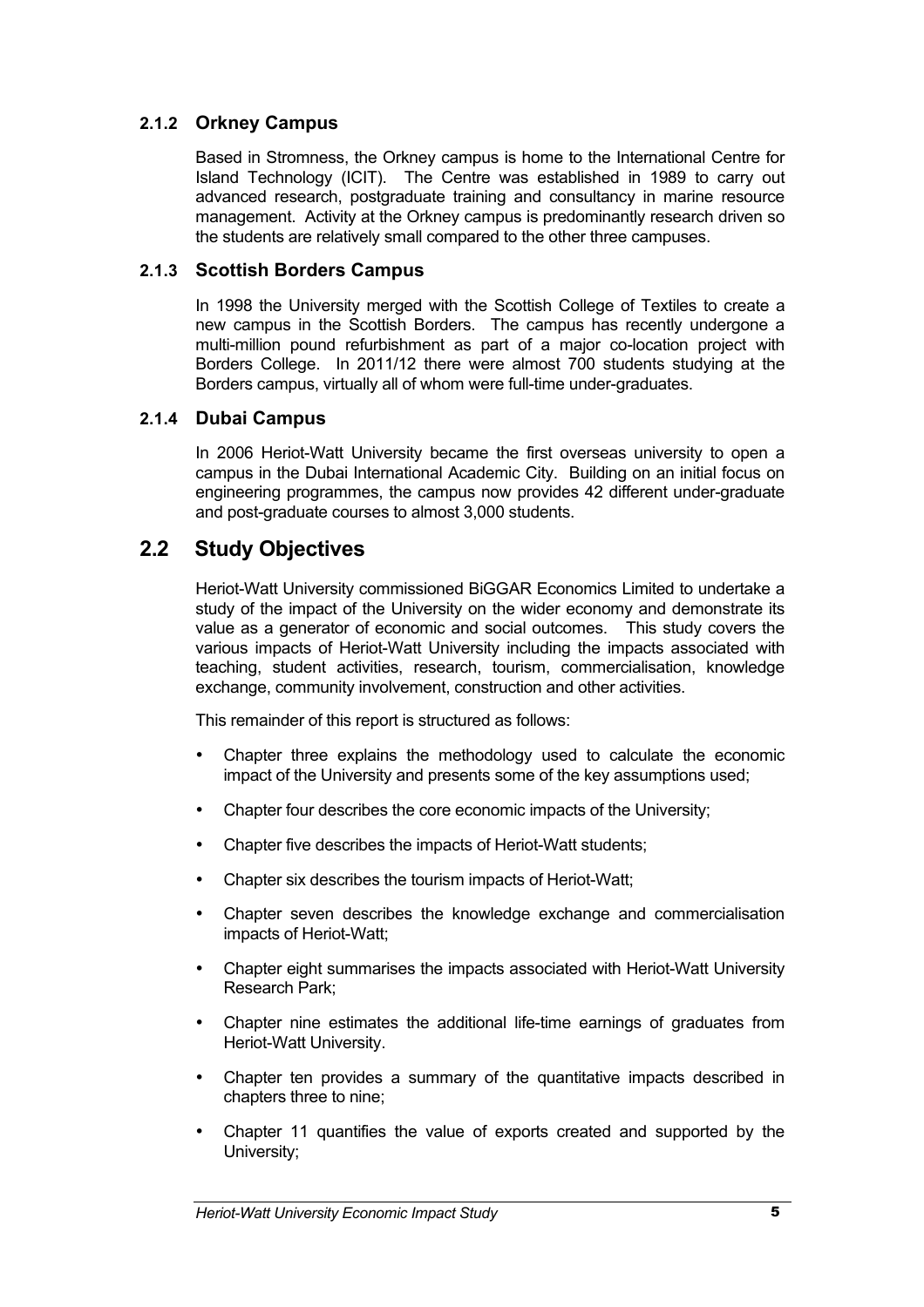### 2.1.2 Orkney Campus

Based in Stromness, the Orkney campus is home to the International Centre for Island Technology (ICIT). The Centre was established in 1989 to carry out advanced research, postgraduate training and consultancy in marine resource management. Activity at the Orkney campus is predominantly research driven so the students are relatively small compared to the other three campuses.

### 2.1.3 Scottish Borders Campus

In 1998 the University merged with the Scottish College of Textiles to create a new campus in the Scottish Borders. The campus has recently undergone a multi-million pound refurbishment as part of a major co-location project with Borders College. In 2011/12 there were almost 700 students studying at the Borders campus, virtually all of whom were full-time under-graduates.

### 2.1.4 Dubai Campus

In 2006 Heriot-Watt University became the first overseas university to open a campus in the Dubai International Academic City. Building on an initial focus on engineering programmes, the campus now provides 42 different under-graduate and post-graduate courses to almost 3,000 students.

## 2.2 Study Objectives

Heriot-Watt University commissioned BiGGAR Economics Limited to undertake a study of the impact of the University on the wider economy and demonstrate its value as a generator of economic and social outcomes. This study covers the various impacts of Heriot-Watt University including the impacts associated with teaching, student activities, research, tourism, commercialisation, knowledge exchange, community involvement, construction and other activities.

This remainder of this report is structured as follows:

- Chapter three explains the methodology used to calculate the economic impact of the University and presents some of the key assumptions used;
- Chapter four describes the core economic impacts of the University;
- Chapter five describes the impacts of Heriot-Watt students;
- Chapter six describes the tourism impacts of Heriot-Watt;
- Chapter seven describes the knowledge exchange and commercialisation impacts of Heriot-Watt;
- Chapter eight summarises the impacts associated with Heriot-Watt University Research Park;
- Chapter nine estimates the additional life-time earnings of graduates from Heriot-Watt University.
- Chapter ten provides a summary of the quantitative impacts described in chapters three to nine;
- Chapter 11 quantifies the value of exports created and supported by the University;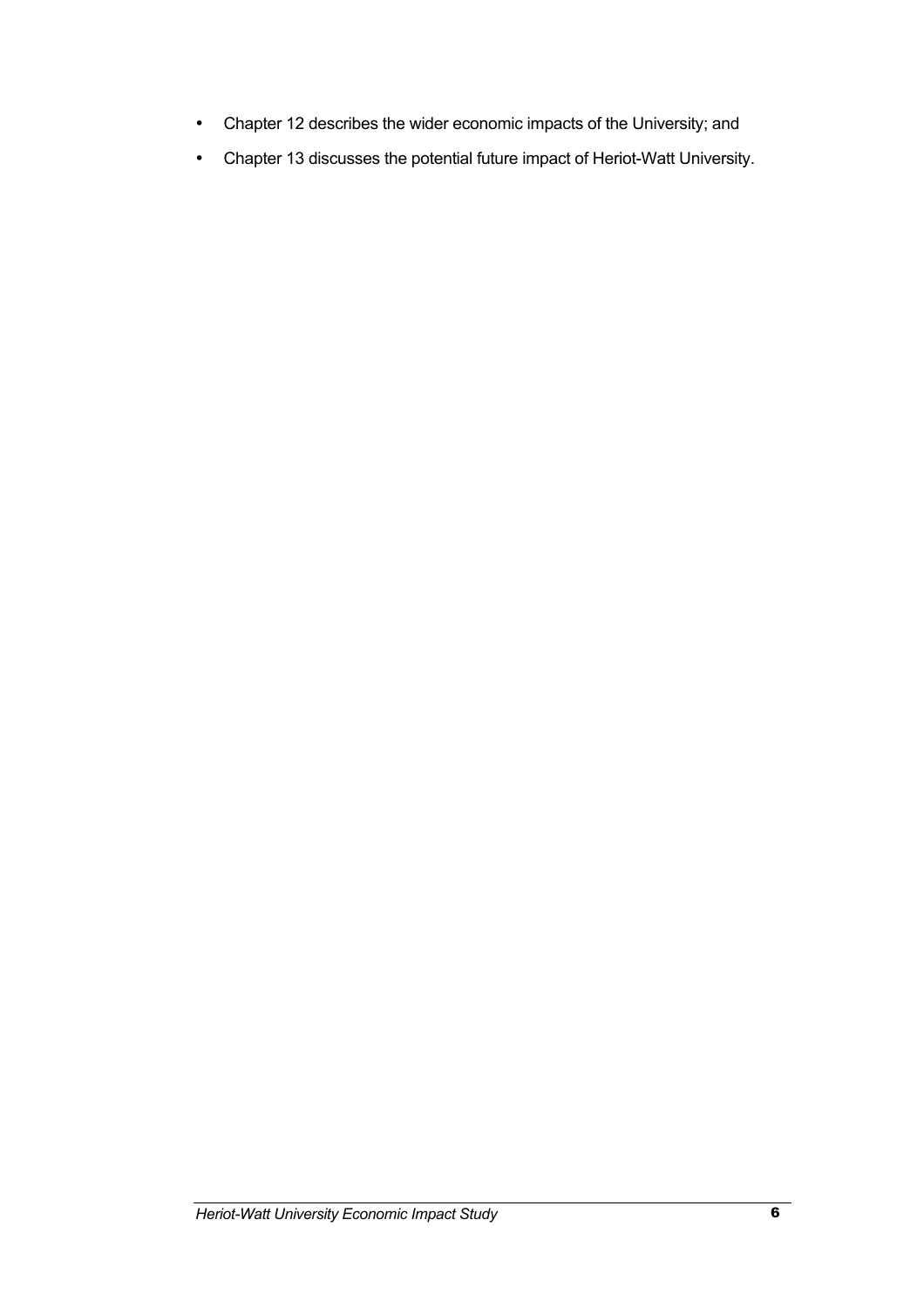- Chapter 12 describes the wider economic impacts of the University; and
- Chapter 13 discusses the potential future impact of Heriot-Watt University.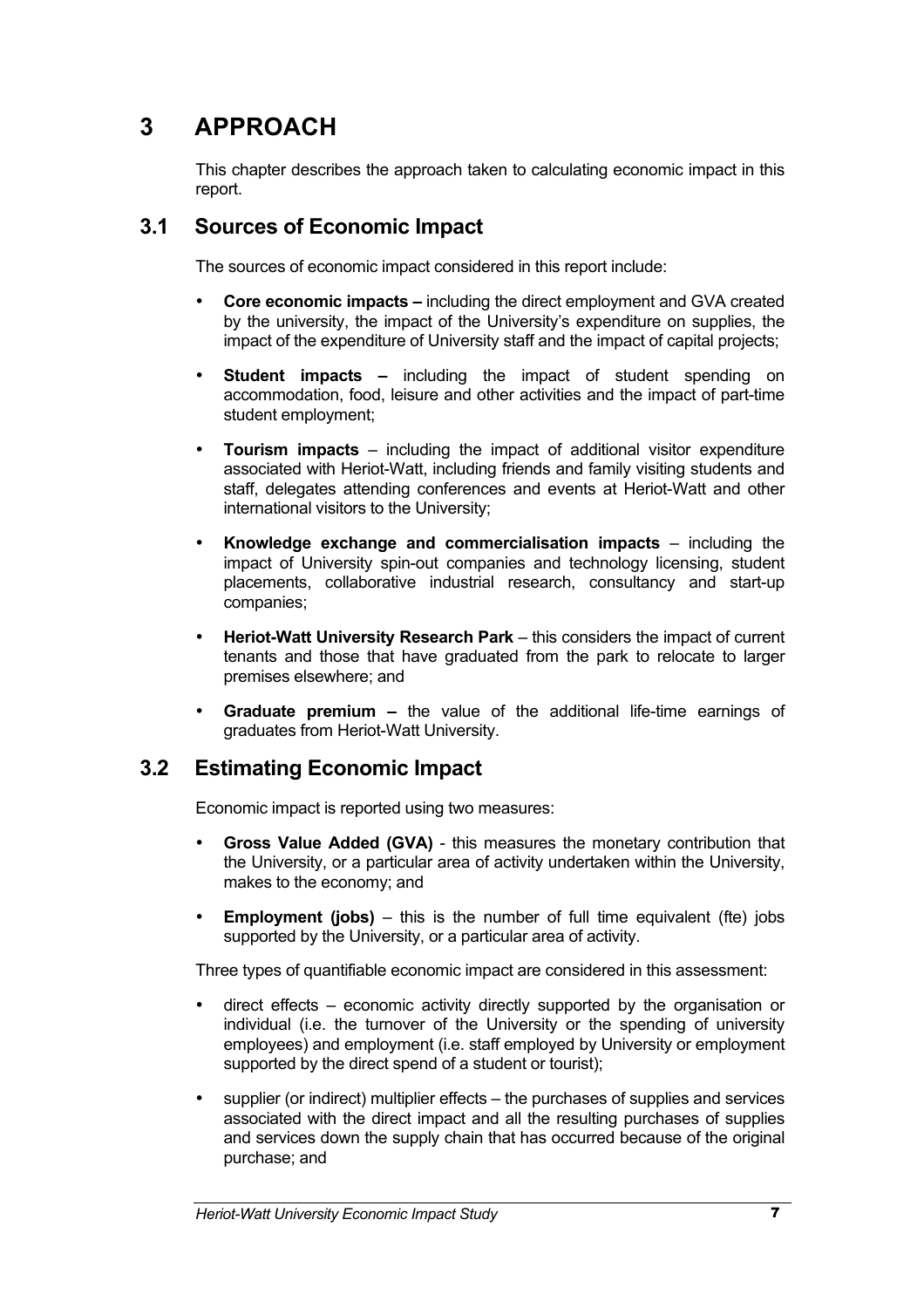# 3 APPROACH

This chapter describes the approach taken to calculating economic impact in this report.

## 3.1 Sources of Economic Impact

The sources of economic impact considered in this report include:

- **Core economic impacts –** including the direct employment and GVA created by the university, the impact of the University's expenditure on supplies, the impact of the expenditure of University staff and the impact of capital projects;
- **Student impacts –** including the impact of student spending on accommodation, food, leisure and other activities and the impact of part-time student employment;
- **Tourism impacts** – including the impact of additional visitor expenditure associated with Heriot-Watt, including friends and family visiting students and staff, delegates attending conferences and events at Heriot-Watt and other international visitors to the University;
- **Knowledge exchange and commercialisation impacts** – including the impact of University spin-out companies and technology licensing, student placements, collaborative industrial research, consultancy and start-up companies;
- **Heriot-Watt University Research Park** – this considers the impact of current tenants and those that have graduated from the park to relocate to larger premises elsewhere; and
- **Graduate premium –** the value of the additional life-time earnings of graduates from Heriot-Watt University.

## 3.2 Estimating Economic Impact

Economic impact is reported using two measures:

- **Gross Value Added (GVA)** - this measures the monetary contribution that the University, or a particular area of activity undertaken within the University, makes to the economy; and
- **Employment (jobs)** – this is the number of full time equivalent (fte) jobs supported by the University, or a particular area of activity.

Three types of quantifiable economic impact are considered in this assessment:

- direct effects – economic activity directly supported by the organisation or individual (i.e. the turnover of the University or the spending of university employees) and employment (i.e. staff employed by University or employment supported by the direct spend of a student or tourist);
- supplier (or indirect) multiplier effects – the purchases of supplies and services associated with the direct impact and all the resulting purchases of supplies and services down the supply chain that has occurred because of the original purchase; and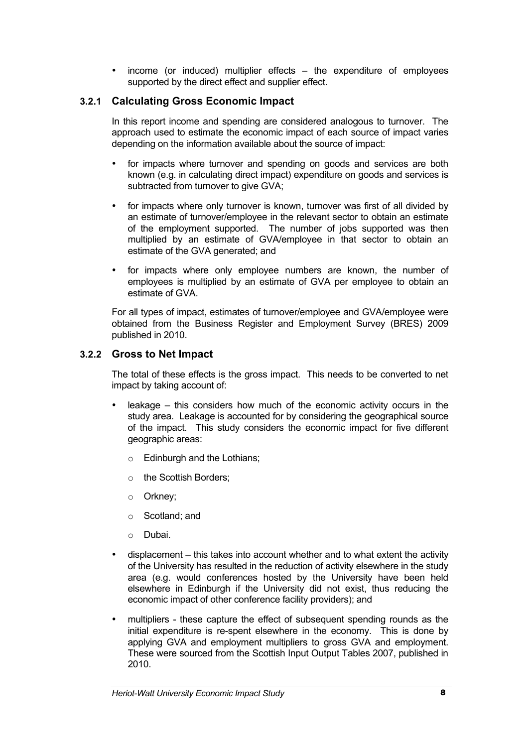- income (or induced) multiplier effects – the expenditure of employees supported by the direct effect and supplier effect.

### 3.2.1 Calculating Gross Economic Impact

In this report income and spending are considered analogous to turnover. The approach used to estimate the economic impact of each source of impact varies depending on the information available about the source of impact:

- for impacts where turnover and spending on goods and services are both known (e.g. in calculating direct impact) expenditure on goods and services is subtracted from turnover to give GVA;
- for impacts where only turnover is known, turnover was first of all divided by an estimate of turnover/employee in the relevant sector to obtain an estimate of the employment supported. The number of jobs supported was then multiplied by an estimate of GVA/employee in that sector to obtain an estimate of the GVA generated; and
- for impacts where only employee numbers are known, the number of employees is multiplied by an estimate of GVA per employee to obtain an estimate of GVA.

For all types of impact, estimates of turnover/employee and GVA/employee were obtained from the Business Register and Employment Survey (BRES) 2009 published in 2010.

### 3.2.2 Gross to Net Impact

The total of these effects is the gross impact. This needs to be converted to net impact by taking account of:

- leakage – this considers how much of the economic activity occurs in the study area. Leakage is accounted for by considering the geographical source of the impact. This study considers the economic impact for five different geographic areas:
  - Edinburgh and the Lothians;
  - the Scottish Borders;
  - Orkney;
  - Scotland; and
  - Dubai.
- displacement – this takes into account whether and to what extent the activity of the University has resulted in the reduction of activity elsewhere in the study area (e.g. would conferences hosted by the University have been held elsewhere in Edinburgh if the University did not exist, thus reducing the economic impact of other conference facility providers); and
- multipliers - these capture the effect of subsequent spending rounds as the initial expenditure is re-spent elsewhere in the economy. This is done by applying GVA and employment multipliers to gross GVA and employment. These were sourced from the Scottish Input Output Tables 2007, published in 2010.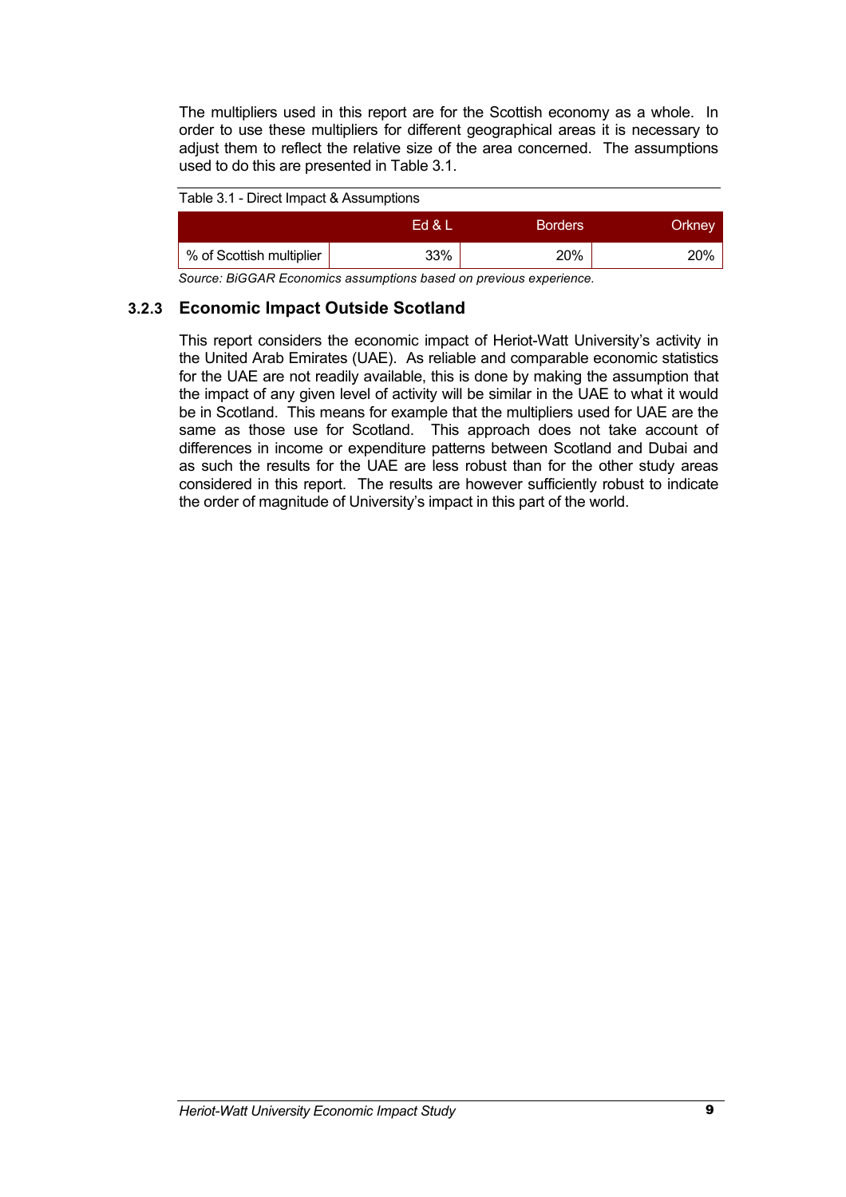The multipliers used in this report are for the Scottish economy as a whole. In order to use these multipliers for different geographical areas it is necessary to adjust them to reflect the relative size of the area concerned. The assumptions used to do this are presented in Table 3.1.

Table 3.1 - Direct Impact & Assumptions

| | Ed & L | Borders | Orkney |
|---|---|---|---|
| % of Scottish multiplier | 33% | 20% | 20% |

*Source: BiGGAR Economics assumptions based on previous experience.*

### 3.2.3 Economic Impact Outside Scotland

This report considers the economic impact of Heriot-Watt University's activity in the United Arab Emirates (UAE). As reliable and comparable economic statistics for the UAE are not readily available, this is done by making the assumption that the impact of any given level of activity will be similar in the UAE to what it would be in Scotland. This means for example that the multipliers used for UAE are the same as those use for Scotland. This approach does not take account of differences in income or expenditure patterns between Scotland and Dubai and as such the results for the UAE are less robust than for the other study areas considered in this report. The results are however sufficiently robust to indicate the order of magnitude of University's impact in this part of the world.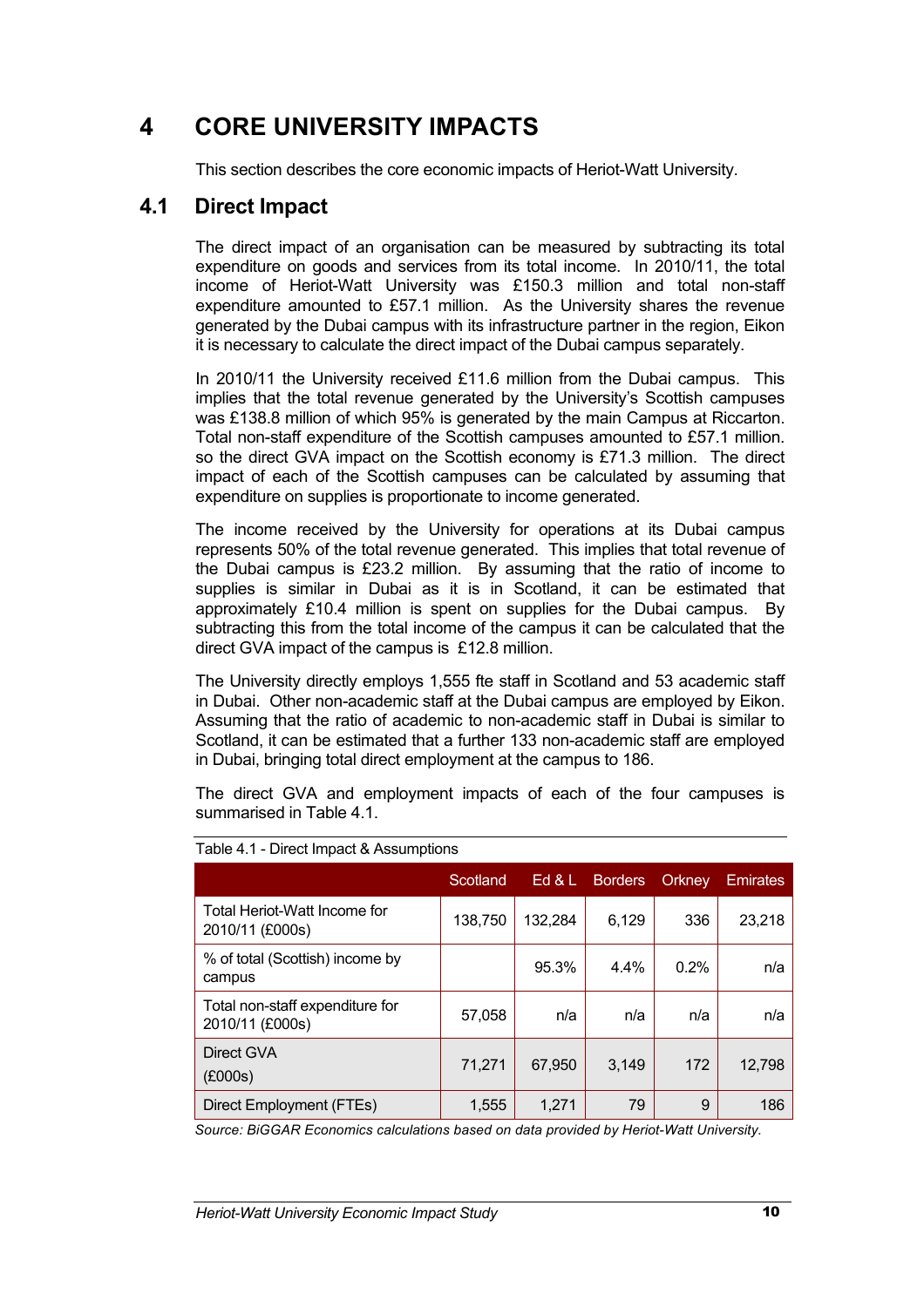# 4 CORE UNIVERSITY IMPACTS

This section describes the core economic impacts of Heriot-Watt University.

## 4.1 Direct Impact

The direct impact of an organisation can be measured by subtracting its total expenditure on goods and services from its total income. In 2010/11, the total income of Heriot-Watt University was £150.3 million and total non-staff expenditure amounted to £57.1 million. As the University shares the revenue generated by the Dubai campus with its infrastructure partner in the region, Eikon it is necessary to calculate the direct impact of the Dubai campus separately.

In 2010/11 the University received £11.6 million from the Dubai campus. This implies that the total revenue generated by the University's Scottish campuses was £138.8 million of which 95% is generated by the main Campus at Riccarton. Total non-staff expenditure of the Scottish campuses amounted to £57.1 million. so the direct GVA impact on the Scottish economy is £71.3 million. The direct impact of each of the Scottish campuses can be calculated by assuming that expenditure on supplies is proportionate to income generated.

The income received by the University for operations at its Dubai campus represents 50% of the total revenue generated. This implies that total revenue of the Dubai campus is £23.2 million. By assuming that the ratio of income to supplies is similar in Dubai as it is in Scotland, it can be estimated that approximately £10.4 million is spent on supplies for the Dubai campus. By subtracting this from the total income of the campus it can be calculated that the direct GVA impact of the campus is £12.8 million.

The University directly employs 1,555 fte staff in Scotland and 53 academic staff in Dubai. Other non-academic staff at the Dubai campus are employed by Eikon. Assuming that the ratio of academic to non-academic staff in Dubai is similar to Scotland, it can be estimated that a further 133 non-academic staff are employed in Dubai, bringing total direct employment at the campus to 186.

The direct GVA and employment impacts of each of the four campuses is summarised in Table 4.1.

Table 4.1 - Direct Impact & Assumptions

| | Scotland | Ed & L | Borders | Orkney | Emirates |
|---|---|---|---|---|---|
| Total Heriot-Watt Income for 2010/11 (£000s) | 138,750 | 132,284 | 6,129 | 336 | 23,218 |
| % of total (Scottish) income by campus | | 95.3% | 4.4% | 0.2% | n/a |
| Total non-staff expenditure for 2010/11 (£000s) | 57,058 | n/a | n/a | n/a | n/a |
| Direct GVA (£000s) | 71,271 | 67,950 | 3,149 | 172 | 12,798 |
| Direct Employment (FTEs) | 1,555 | 1,271 | 79 | 9 | 186 |

*Source: BiGGAR Economics calculations based on data provided by Heriot-Watt University.*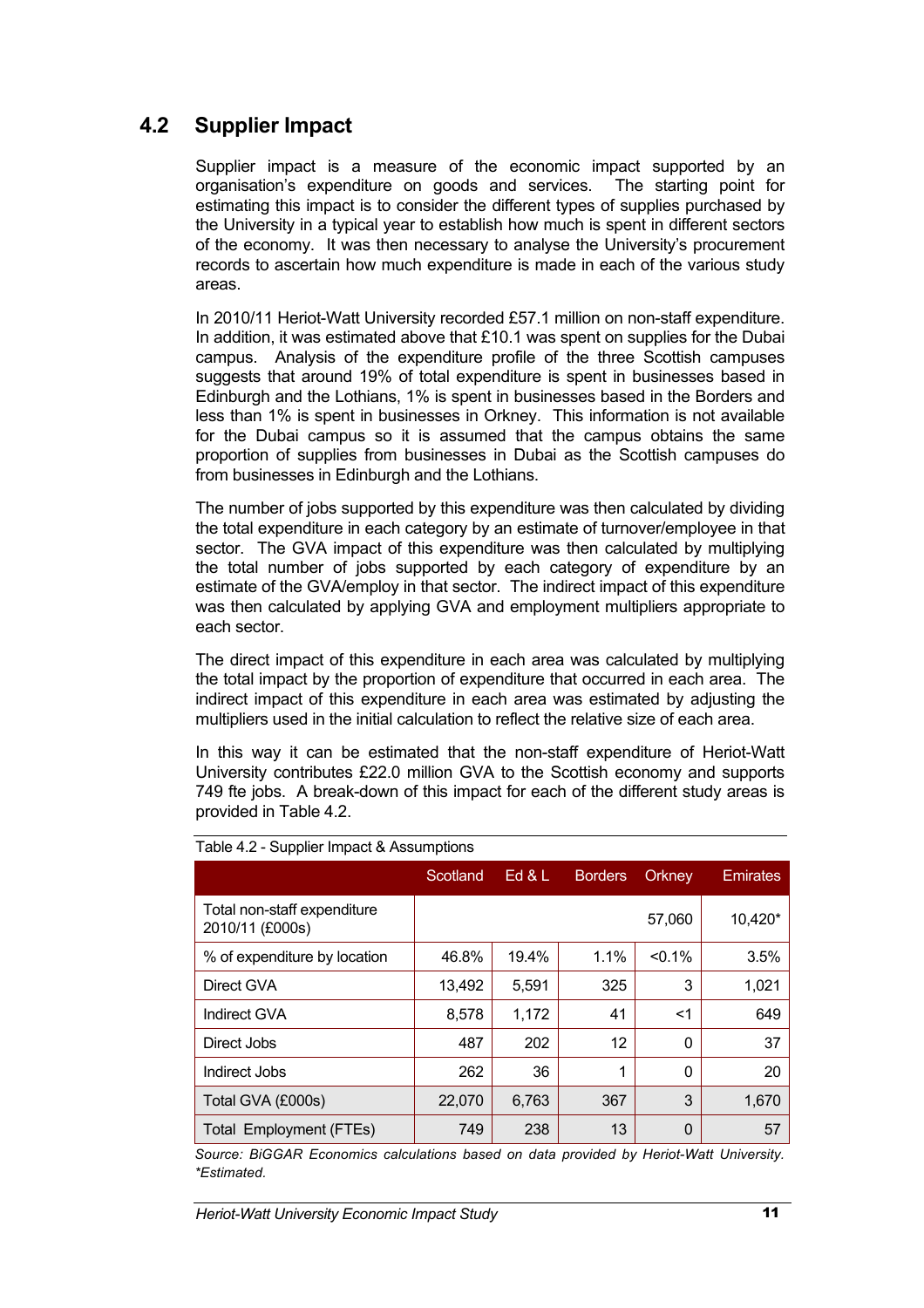## 4.2 Supplier Impact

Supplier impact is a measure of the economic impact supported by an organisation's expenditure on goods and services. The starting point for estimating this impact is to consider the different types of supplies purchased by the University in a typical year to establish how much is spent in different sectors of the economy. It was then necessary to analyse the University's procurement records to ascertain how much expenditure is made in each of the various study areas.

In 2010/11 Heriot-Watt University recorded £57.1 million on non-staff expenditure. In addition, it was estimated above that £10.1 was spent on supplies for the Dubai campus. Analysis of the expenditure profile of the three Scottish campuses suggests that around 19% of total expenditure is spent in businesses based in Edinburgh and the Lothians, 1% is spent in businesses based in the Borders and less than 1% is spent in businesses in Orkney. This information is not available for the Dubai campus so it is assumed that the campus obtains the same proportion of supplies from businesses in Dubai as the Scottish campuses do from businesses in Edinburgh and the Lothians.

The number of jobs supported by this expenditure was then calculated by dividing the total expenditure in each category by an estimate of turnover/employee in that sector. The GVA impact of this expenditure was then calculated by multiplying the total number of jobs supported by each category of expenditure by an estimate of the GVA/employ in that sector. The indirect impact of this expenditure was then calculated by applying GVA and employment multipliers appropriate to each sector.

The direct impact of this expenditure in each area was calculated by multiplying the total impact by the proportion of expenditure that occurred in each area. The indirect impact of this expenditure in each area was estimated by adjusting the multipliers used in the initial calculation to reflect the relative size of each area.

In this way it can be estimated that the non-staff expenditure of Heriot-Watt University contributes £22.0 million GVA to the Scottish economy and supports 749 fte jobs. A break-down of this impact for each of the different study areas is provided in Table 4.2.

Table 4.2 - Supplier Impact & Assumptions

| | Scotland | Ed & L | Borders | Orkney | Emirates |
|---|---|---|---|---|---|
| Total non-staff expenditure 2010/11 (£000s) | | | | 57,060 | 10,420* |
| % of expenditure by location | 46.8% | 19.4% | 1.1% | <0.1% | 3.5% |
| Direct GVA | 13,492 | 5,591 | 325 | 3 | 1,021 |
| Indirect GVA | 8,578 | 1,172 | 41 | <1 | 649 |
| Direct Jobs | 487 | 202 | 12 | 0 | 37 |
| Indirect Jobs | 262 | 36 | 1 | 0 | 20 |
| Total GVA (£000s) | 22,070 | 6,763 | 367 | 3 | 1,670 |
| Total Employment (FTEs) | 749 | 238 | 13 | 0 | 57 |

*Source: BiGGAR Economics calculations based on data provided by Heriot-Watt University. *Estimated.*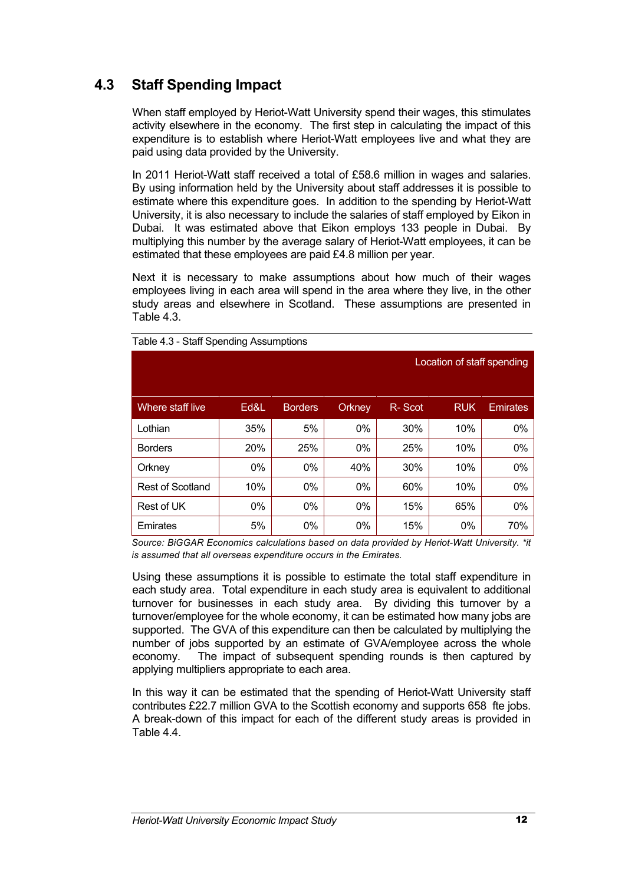## 4.3 Staff Spending Impact

When staff employed by Heriot-Watt University spend their wages, this stimulates activity elsewhere in the economy. The first step in calculating the impact of this expenditure is to establish where Heriot-Watt employees live and what they are paid using data provided by the University.

In 2011 Heriot-Watt staff received a total of £58.6 million in wages and salaries. By using information held by the University about staff addresses it is possible to estimate where this expenditure goes. In addition to the spending by Heriot-Watt University, it is also necessary to include the salaries of staff employed by Eikon in Dubai. It was estimated above that Eikon employs 133 people in Dubai. By multiplying this number by the average salary of Heriot-Watt employees, it can be estimated that these employees are paid £4.8 million per year.

Next it is necessary to make assumptions about how much of their wages employees living in each area will spend in the area where they live, in the other study areas and elsewhere in Scotland. These assumptions are presented in Table 4.3.

Table 4.3 - Staff Spending Assumptions

| | Location of staff spending | | | | | |
|---|---|---|---|---|---|---|
| **Where staff live** | **Ed&L** | **Borders** | **Orkney** | **R- Scot** | **RUK** | **Emirates** |
| Lothian | 35% | 5% | 0% | 30% | 10% | 0% |
| Borders | 20% | 25% | 0% | 25% | 10% | 0% |
| Orkney | 0% | 0% | 40% | 30% | 10% | 0% |
| Rest of Scotland | 10% | 0% | 0% | 60% | 10% | 0% |
| Rest of UK | 0% | 0% | 0% | 15% | 65% | 0% |
| Emirates | 5% | 0% | 0% | 15% | 0% | 70% |

*Source: BiGGAR Economics calculations based on data provided by Heriot-Watt University. \*it is assumed that all overseas expenditure occurs in the Emirates.*

Using these assumptions it is possible to estimate the total staff expenditure in each study area. Total expenditure in each study area is equivalent to additional turnover for businesses in each study area. By dividing this turnover by a turnover/employee for the whole economy, it can be estimated how many jobs are supported. The GVA of this expenditure can then be calculated by multiplying the number of jobs supported by an estimate of GVA/employee across the whole economy. The impact of subsequent spending rounds is then captured by applying multipliers appropriate to each area.

In this way it can be estimated that the spending of Heriot-Watt University staff contributes £22.7 million GVA to the Scottish economy and supports 658 fte jobs. A break-down of this impact for each of the different study areas is provided in Table 4.4.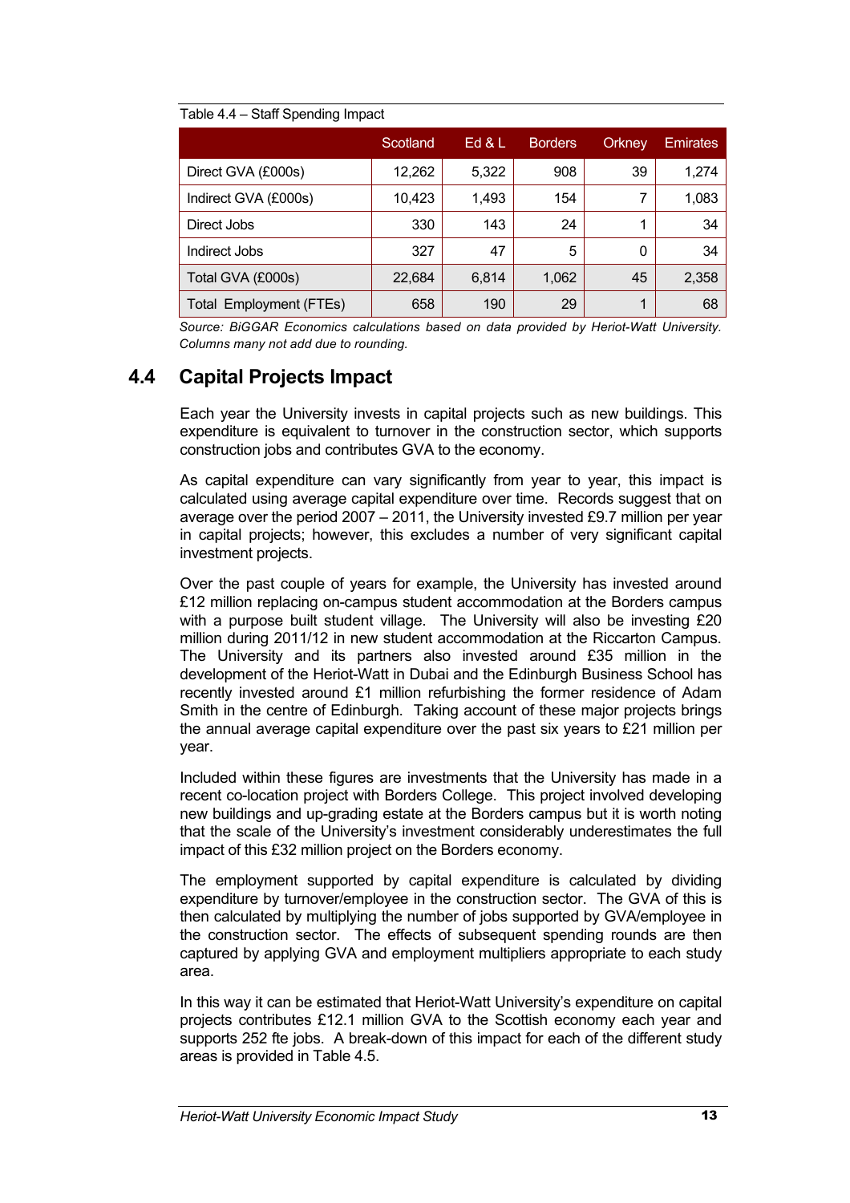Table 4.4 – Staff Spending Impact

| | Scotland | Ed & L | Borders | Orkney | Emirates |
|---|---|---|---|---|---|
| Direct GVA (£000s) | 12,262 | 5,322 | 908 | 39 | 1,274 |
| Indirect GVA (£000s) | 10,423 | 1,493 | 154 | 7 | 1,083 |
| Direct Jobs | 330 | 143 | 24 | 1 | 34 |
| Indirect Jobs | 327 | 47 | 5 | 0 | 34 |
| Total GVA (£000s) | 22,684 | 6,814 | 1,062 | 45 | 2,358 |
| Total Employment (FTEs) | 658 | 190 | 29 | 1 | 68 |

*Source: BiGGAR Economics calculations based on data provided by Heriot-Watt University. Columns many not add due to rounding.*

## 4.4 Capital Projects Impact

Each year the University invests in capital projects such as new buildings. This expenditure is equivalent to turnover in the construction sector, which supports construction jobs and contributes GVA to the economy.

As capital expenditure can vary significantly from year to year, this impact is calculated using average capital expenditure over time. Records suggest that on average over the period 2007 – 2011, the University invested £9.7 million per year in capital projects; however, this excludes a number of very significant capital investment projects.

Over the past couple of years for example, the University has invested around £12 million replacing on-campus student accommodation at the Borders campus with a purpose built student village. The University will also be investing £20 million during 2011/12 in new student accommodation at the Riccarton Campus. The University and its partners also invested around £35 million in the development of the Heriot-Watt in Dubai and the Edinburgh Business School has recently invested around £1 million refurbishing the former residence of Adam Smith in the centre of Edinburgh. Taking account of these major projects brings the annual average capital expenditure over the past six years to £21 million per year.

Included within these figures are investments that the University has made in a recent co-location project with Borders College. This project involved developing new buildings and up-grading estate at the Borders campus but it is worth noting that the scale of the University's investment considerably underestimates the full impact of this £32 million project on the Borders economy.

The employment supported by capital expenditure is calculated by dividing expenditure by turnover/employee in the construction sector. The GVA of this is then calculated by multiplying the number of jobs supported by GVA/employee in the construction sector. The effects of subsequent spending rounds are then captured by applying GVA and employment multipliers appropriate to each study area.

In this way it can be estimated that Heriot-Watt University's expenditure on capital projects contributes £12.1 million GVA to the Scottish economy each year and supports 252 fte jobs. A break-down of this impact for each of the different study areas is provided in Table 4.5.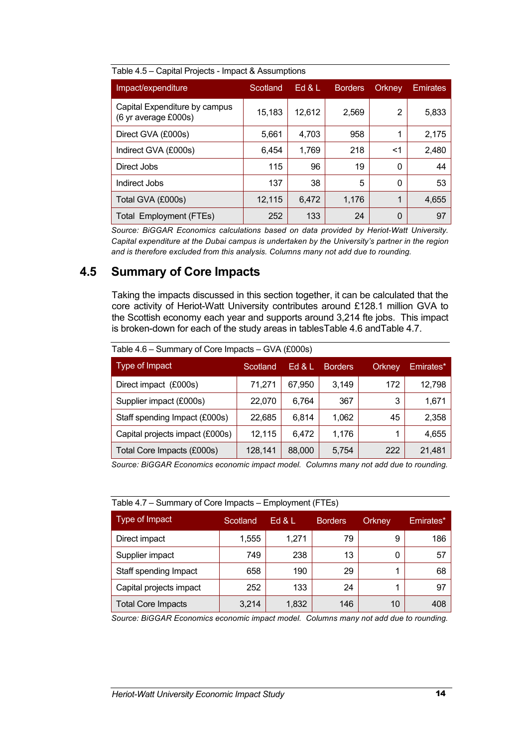Table 4.5 – Capital Projects - Impact & Assumptions

| Impact/expenditure | Scotland | Ed & L | Borders | Orkney | Emirates |
|---|---|---|---|---|---|
| Capital Expenditure by campus (6 yr average £000s) | 15,183 | 12,612 | 2,569 | 2 | 5,833 |
| Direct GVA (£000s) | 5,661 | 4,703 | 958 | 1 | 2,175 |
| Indirect GVA (£000s) | 6,454 | 1,769 | 218 | <1 | 2,480 |
| Direct Jobs | 115 | 96 | 19 | 0 | 44 |
| Indirect Jobs | 137 | 38 | 5 | 0 | 53 |
| Total GVA (£000s) | 12,115 | 6,472 | 1,176 | 1 | 4,655 |
| Total Employment (FTEs) | 252 | 133 | 24 | 0 | 97 |

*Source: BiGGAR Economics calculations based on data provided by Heriot-Watt University. Capital expenditure at the Dubai campus is undertaken by the University's partner in the region and is therefore excluded from this analysis. Columns many not add due to rounding.*

## 4.5 Summary of Core Impacts

Taking the impacts discussed in this section together, it can be calculated that the core activity of Heriot-Watt University contributes around £128.1 million GVA to the Scottish economy each year and supports around 3,214 fte jobs. This impact is broken-down for each of the study areas in tablesTable 4.6 andTable 4.7.

Table 4.6 – Summary of Core Impacts – GVA (£000s)

| Type of Impact | Scotland | Ed & L | Borders | Orkney | Emirates* |
|---|---|---|---|---|---|
| Direct impact (£000s) | 71,271 | 67,950 | 3,149 | 172 | 12,798 |
| Supplier impact (£000s) | 22,070 | 6,764 | 367 | 3 | 1,671 |
| Staff spending Impact (£000s) | 22,685 | 6,814 | 1,062 | 45 | 2,358 |
| Capital projects impact (£000s) | 12,115 | 6,472 | 1,176 | 1 | 4,655 |
| Total Core Impacts (£000s) | 128,141 | 88,000 | 5,754 | 222 | 21,481 |

*Source: BiGGAR Economics economic impact model. Columns many not add due to rounding.*

Table 4.7 – Summary of Core Impacts – Employment (FTEs)

| Type of Impact | Scotland | Ed & L | Borders | Orkney | Emirates* |
|---|---|---|---|---|---|
| Direct impact | 1,555 | 1,271 | 79 | 9 | 186 |
| Supplier impact | 749 | 238 | 13 | 0 | 57 |
| Staff spending Impact | 658 | 190 | 29 | 1 | 68 |
| Capital projects impact | 252 | 133 | 24 | 1 | 97 |
| Total Core Impacts | 3,214 | 1,832 | 146 | 10 | 408 |

*Source: BiGGAR Economics economic impact model. Columns many not add due to rounding.*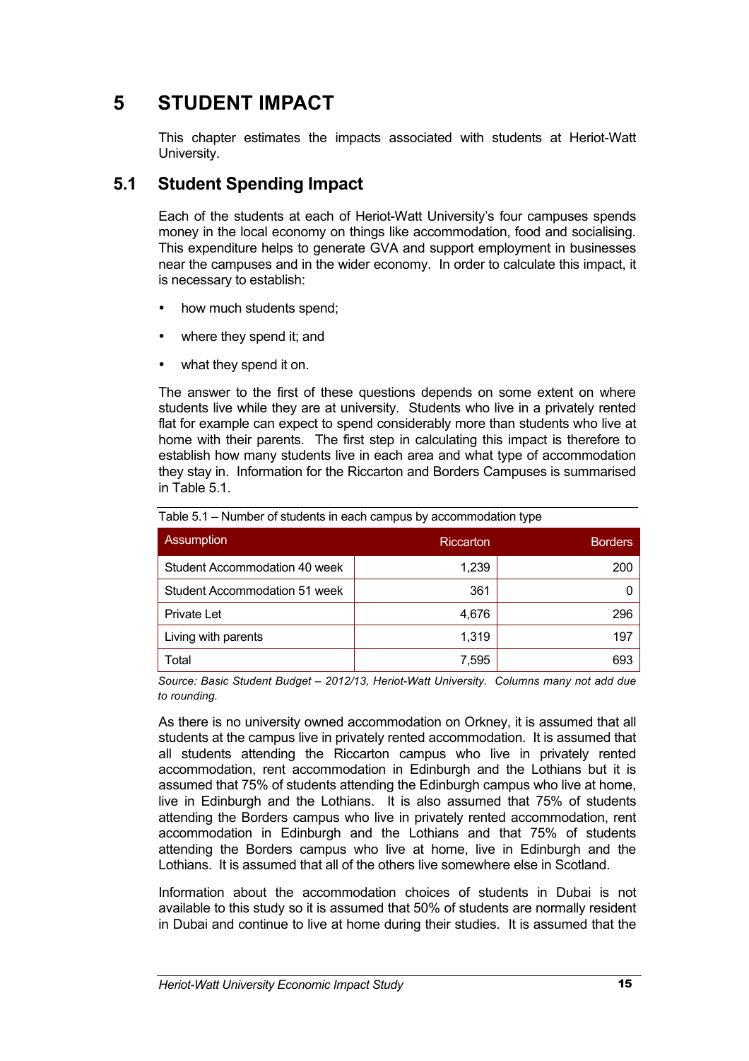# 5 STUDENT IMPACT

This chapter estimates the impacts associated with students at Heriot-Watt University.

## 5.1 Student Spending Impact

Each of the students at each of Heriot-Watt University's four campuses spends money in the local economy on things like accommodation, food and socialising. This expenditure helps to generate GVA and support employment in businesses near the campuses and in the wider economy. In order to calculate this impact, it is necessary to establish:

- how much students spend;
- where they spend it; and
- what they spend it on.

The answer to the first of these questions depends on some extent on where students live while they are at university. Students who live in a privately rented flat for example can expect to spend considerably more than students who live at home with their parents. The first step in calculating this impact is therefore to establish how many students live in each area and what type of accommodation they stay in. Information for the Riccarton and Borders Campuses is summarised in Table 5.1.

Table 5.1 – Number of students in each campus by accommodation type

| Assumption | Riccarton | Borders |
|---|---|---|
| Student Accommodation 40 week | 1,239 | 200 |
| Student Accommodation 51 week | 361 | 0 |
| Private Let | 4,676 | 296 |
| Living with parents | 1,319 | 197 |
| Total | 7,595 | 693 |

*Source: Basic Student Budget – 2012/13, Heriot-Watt University. Columns many not add due to rounding.*

As there is no university owned accommodation on Orkney, it is assumed that all students at the campus live in privately rented accommodation. It is assumed that all students attending the Riccarton campus who live in privately rented accommodation, rent accommodation in Edinburgh and the Lothians but it is assumed that 75% of students attending the Edinburgh campus who live at home, live in Edinburgh and the Lothians. It is also assumed that 75% of students attending the Borders campus who live in privately rented accommodation, rent accommodation in Edinburgh and the Lothians and that 75% of students attending the Borders campus who live at home, live in Edinburgh and the Lothians. It is assumed that all of the others live somewhere else in Scotland.

Information about the accommodation choices of students in Dubai is not available to this study so it is assumed that 50% of students are normally resident in Dubai and continue to live at home during their studies. It is assumed that the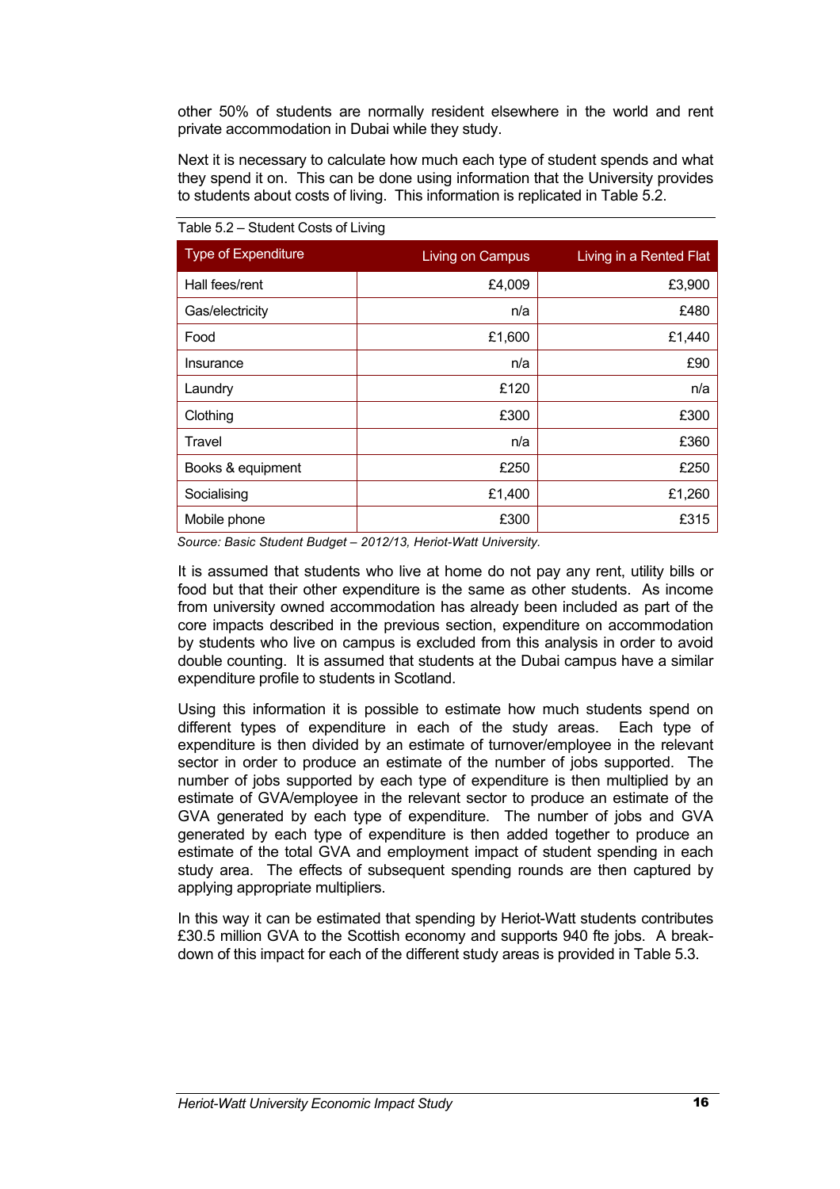other 50% of students are normally resident elsewhere in the world and rent private accommodation in Dubai while they study.

Next it is necessary to calculate how much each type of student spends and what they spend it on. This can be done using information that the University provides to students about costs of living. This information is replicated in Table 5.2.

Table 5.2 – Student Costs of Living

| Type of Expenditure | Living on Campus | Living in a Rented Flat |
|---|---|---|
| Hall fees/rent | £4,009 | £3,900 |
| Gas/electricity | n/a | £480 |
| Food | £1,600 | £1,440 |
| Insurance | n/a | £90 |
| Laundry | £120 | n/a |
| Clothing | £300 | £300 |
| Travel | n/a | £360 |
| Books & equipment | £250 | £250 |
| Socialising | £1,400 | £1,260 |
| Mobile phone | £300 | £315 |

*Source: Basic Student Budget – 2012/13, Heriot-Watt University.*

It is assumed that students who live at home do not pay any rent, utility bills or food but that their other expenditure is the same as other students. As income from university owned accommodation has already been included as part of the core impacts described in the previous section, expenditure on accommodation by students who live on campus is excluded from this analysis in order to avoid double counting. It is assumed that students at the Dubai campus have a similar expenditure profile to students in Scotland.

Using this information it is possible to estimate how much students spend on different types of expenditure in each of the study areas. Each type of expenditure is then divided by an estimate of turnover/employee in the relevant sector in order to produce an estimate of the number of jobs supported. The number of jobs supported by each type of expenditure is then multiplied by an estimate of GVA/employee in the relevant sector to produce an estimate of the GVA generated by each type of expenditure. The number of jobs and GVA generated by each type of expenditure is then added together to produce an estimate of the total GVA and employment impact of student spending in each study area. The effects of subsequent spending rounds are then captured by applying appropriate multipliers.

In this way it can be estimated that spending by Heriot-Watt students contributes £30.5 million GVA to the Scottish economy and supports 940 fte jobs. A break-down of this impact for each of the different study areas is provided in Table 5.3.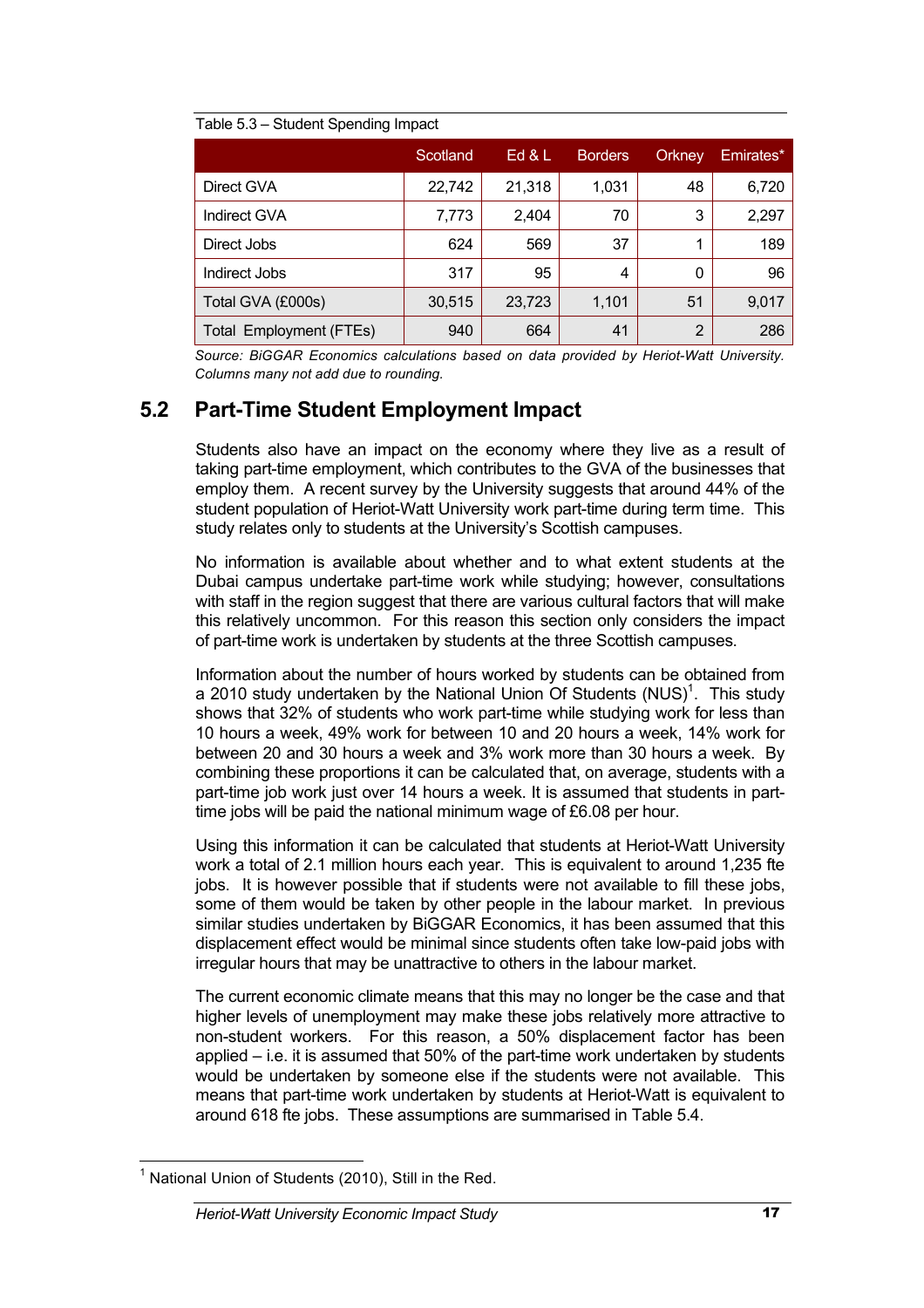Table 5.3 – Student Spending Impact

| | Scotland | Ed & L | Borders | Orkney | Emirates* |
|---|---|---|---|---|---|
| Direct GVA | 22,742 | 21,318 | 1,031 | 48 | 6,720 |
| Indirect GVA | 7,773 | 2,404 | 70 | 3 | 2,297 |
| Direct Jobs | 624 | 569 | 37 | 1 | 189 |
| Indirect Jobs | 317 | 95 | 4 | 0 | 96 |
| Total GVA (£000s) | 30,515 | 23,723 | 1,101 | 51 | 9,017 |
| Total Employment (FTEs) | 940 | 664 | 41 | 2 | 286 |

*Source: BiGGAR Economics calculations based on data provided by Heriot-Watt University. Columns many not add due to rounding.*

## 5.2 Part-Time Student Employment Impact

Students also have an impact on the economy where they live as a result of taking part-time employment, which contributes to the GVA of the businesses that employ them. A recent survey by the University suggests that around 44% of the student population of Heriot-Watt University work part-time during term time. This study relates only to students at the University's Scottish campuses.

No information is available about whether and to what extent students at the Dubai campus undertake part-time work while studying; however, consultations with staff in the region suggest that there are various cultural factors that will make this relatively uncommon. For this reason this section only considers the impact of part-time work is undertaken by students at the three Scottish campuses.

Information about the number of hours worked by students can be obtained from a 2010 study undertaken by the National Union Of Students (NUS)[1]. This study shows that 32% of students who work part-time while studying work for less than 10 hours a week, 49% work for between 10 and 20 hours a week, 14% work for between 20 and 30 hours a week and 3% work more than 30 hours a week. By combining these proportions it can be calculated that, on average, students with a part-time job work just over 14 hours a week. It is assumed that students in part-time jobs will be paid the national minimum wage of £6.08 per hour.

Using this information it can be calculated that students at Heriot-Watt University work a total of 2.1 million hours each year. This is equivalent to around 1,235 fte jobs. It is however possible that if students were not available to fill these jobs, some of them would be taken by other people in the labour market. In previous similar studies undertaken by BiGGAR Economics, it has been assumed that this displacement effect would be minimal since students often take low-paid jobs with irregular hours that may be unattractive to others in the labour market.

The current economic climate means that this may no longer be the case and that higher levels of unemployment may make these jobs relatively more attractive to non-student workers. For this reason, a 50% displacement factor has been applied – i.e. it is assumed that 50% of the part-time work undertaken by students would be undertaken by someone else if the students were not available. This means that part-time work undertaken by students at Heriot-Watt is equivalent to around 618 fte jobs. These assumptions are summarised in Table 5.4.

[1] National Union of Students (2010), Still in the Red.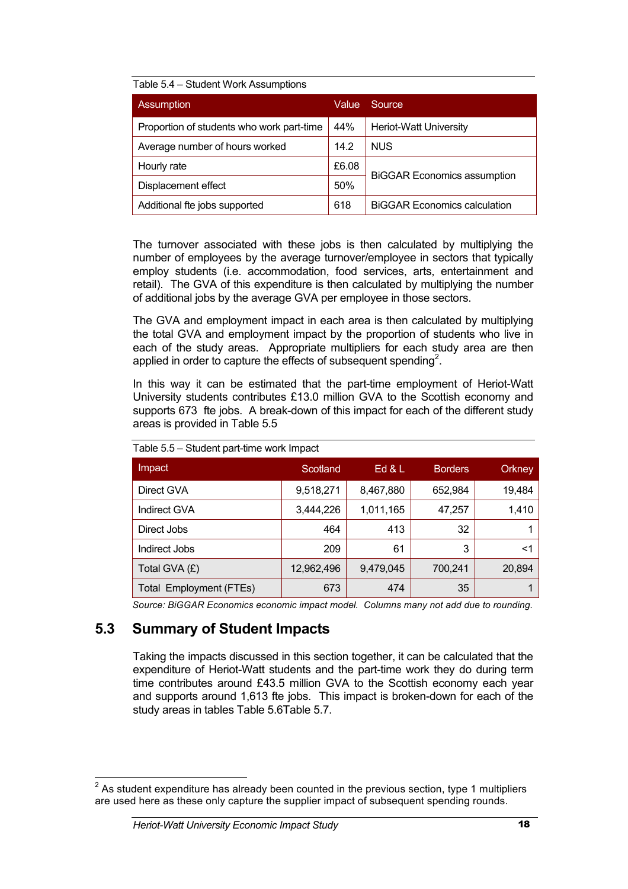Table 5.4 – Student Work Assumptions

| Assumption | Value | Source |
|---|---|---|
| Proportion of students who work part-time | 44% | Heriot-Watt University |
| Average number of hours worked | 14.2 | NUS |
| Hourly rate | £6.08 | BiGGAR Economics assumption |
| Displacement effect | 50% | |
| Additional fte jobs supported | 618 | BiGGAR Economics calculation |

The turnover associated with these jobs is then calculated by multiplying the number of employees by the average turnover/employee in sectors that typically employ students (i.e. accommodation, food services, arts, entertainment and retail). The GVA of this expenditure is then calculated by multiplying the number of additional jobs by the average GVA per employee in those sectors.

The GVA and employment impact in each area is then calculated by multiplying the total GVA and employment impact by the proportion of students who live in each of the study areas. Appropriate multipliers for each study area are then applied in order to capture the effects of subsequent spending[2].

In this way it can be estimated that the part-time employment of Heriot-Watt University students contributes £13.0 million GVA to the Scottish economy and supports 673 fte jobs. A break-down of this impact for each of the different study areas is provided in Table 5.5

Table 5.5 – Student part-time work Impact

| Impact | Scotland | Ed & L | Borders | Orkney |
|---|---|---|---|---|
| Direct GVA | 9,518,271 | 8,467,880 | 652,984 | 19,484 |
| Indirect GVA | 3,444,226 | 1,011,165 | 47,257 | 1,410 |
| Direct Jobs | 464 | 413 | 32 | 1 |
| Indirect Jobs | 209 | 61 | 3 | <1 |
| Total GVA (£) | 12,962,496 | 9,479,045 | 700,241 | 20,894 |
| Total Employment (FTEs) | 673 | 474 | 35 | 1 |

*Source: BiGGAR Economics economic impact model. Columns many not add due to rounding.*

## 5.3 Summary of Student Impacts

Taking the impacts discussed in this section together, it can be calculated that the expenditure of Heriot-Watt students and the part-time work they do during term time contributes around £43.5 million GVA to the Scottish economy each year and supports around 1,613 fte jobs. This impact is broken-down for each of the study areas in tables Table 5.6Table 5.7.

[2] As student expenditure has already been counted in the previous section, type 1 multipliers are used here as these only capture the supplier impact of subsequent spending rounds.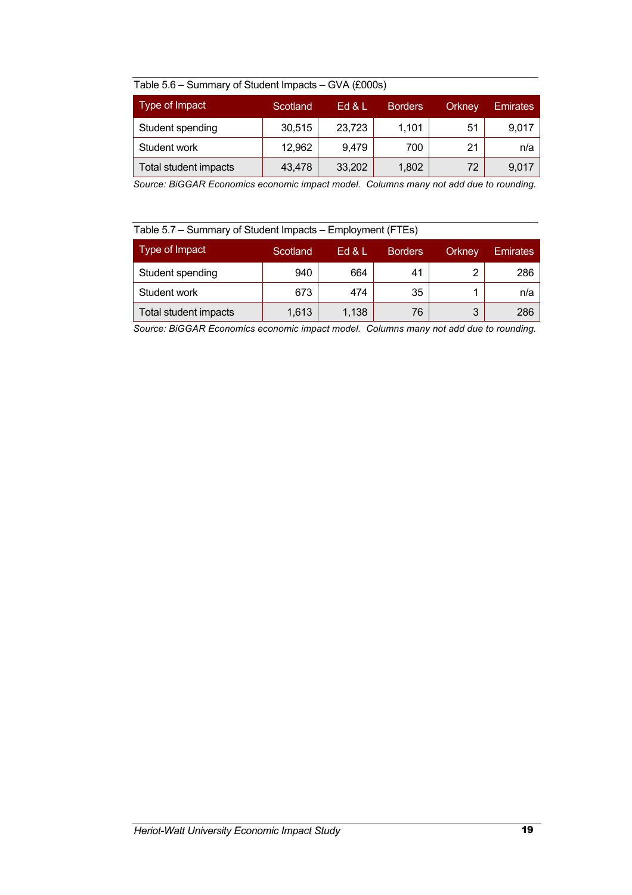Table 5.6 – Summary of Student Impacts – GVA (£000s)

| Type of Impact | Scotland | Ed & L | Borders | Orkney | Emirates |
|---|---|---|---|---|---|
| Student spending | 30,515 | 23,723 | 1,101 | 51 | 9,017 |
| Student work | 12,962 | 9,479 | 700 | 21 | n/a |
| Total student impacts | 43,478 | 33,202 | 1,802 | 72 | 9,017 |

*Source: BiGGAR Economics economic impact model. Columns many not add due to rounding.*

Table 5.7 – Summary of Student Impacts – Employment (FTEs)

| Type of Impact | Scotland | Ed & L | Borders | Orkney | Emirates |
|---|---|---|---|---|---|
| Student spending | 940 | 664 | 41 | 2 | 286 |
| Student work | 673 | 474 | 35 | 1 | n/a |
| Total student impacts | 1,613 | 1,138 | 76 | 3 | 286 |

*Source: BiGGAR Economics economic impact model. Columns many not add due to rounding.*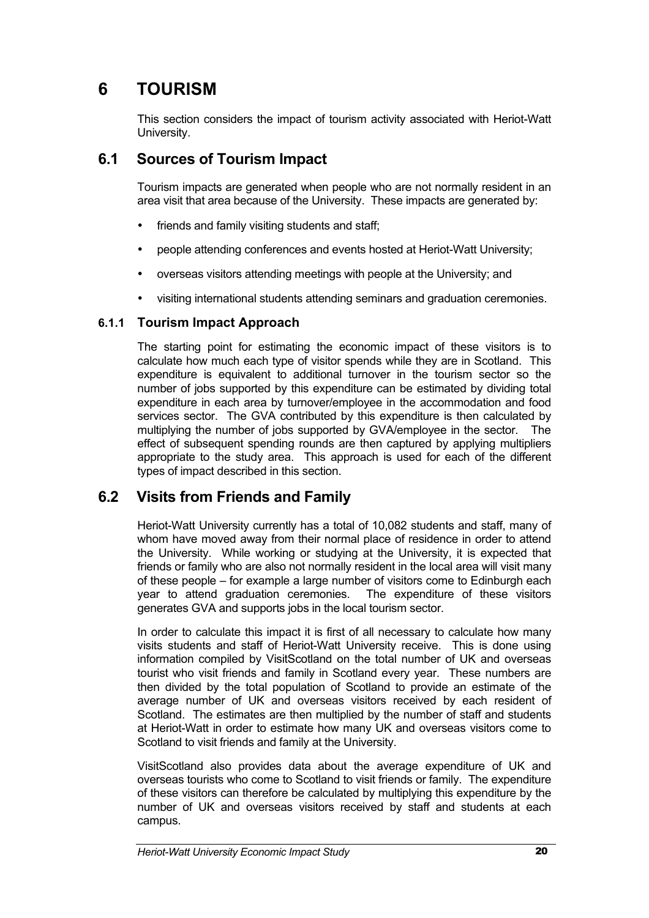# 6 TOURISM

This section considers the impact of tourism activity associated with Heriot-Watt University.

## 6.1 Sources of Tourism Impact

Tourism impacts are generated when people who are not normally resident in an area visit that area because of the University. These impacts are generated by:

- friends and family visiting students and staff;
- people attending conferences and events hosted at Heriot-Watt University;
- overseas visitors attending meetings with people at the University; and
- visiting international students attending seminars and graduation ceremonies.

### 6.1.1 Tourism Impact Approach

The starting point for estimating the economic impact of these visitors is to calculate how much each type of visitor spends while they are in Scotland. This expenditure is equivalent to additional turnover in the tourism sector so the number of jobs supported by this expenditure can be estimated by dividing total expenditure in each area by turnover/employee in the accommodation and food services sector. The GVA contributed by this expenditure is then calculated by multiplying the number of jobs supported by GVA/employee in the sector. The effect of subsequent spending rounds are then captured by applying multipliers appropriate to the study area. This approach is used for each of the different types of impact described in this section.

## 6.2 Visits from Friends and Family

Heriot-Watt University currently has a total of 10,082 students and staff, many of whom have moved away from their normal place of residence in order to attend the University. While working or studying at the University, it is expected that friends or family who are also not normally resident in the local area will visit many of these people – for example a large number of visitors come to Edinburgh each year to attend graduation ceremonies. The expenditure of these visitors generates GVA and supports jobs in the local tourism sector.

In order to calculate this impact it is first of all necessary to calculate how many visits students and staff of Heriot-Watt University receive. This is done using information compiled by VisitScotland on the total number of UK and overseas tourist who visit friends and family in Scotland every year. These numbers are then divided by the total population of Scotland to provide an estimate of the average number of UK and overseas visitors received by each resident of Scotland. The estimates are then multiplied by the number of staff and students at Heriot-Watt in order to estimate how many UK and overseas visitors come to Scotland to visit friends and family at the University.

VisitScotland also provides data about the average expenditure of UK and overseas tourists who come to Scotland to visit friends or family. The expenditure of these visitors can therefore be calculated by multiplying this expenditure by the number of UK and overseas visitors received by staff and students at each campus.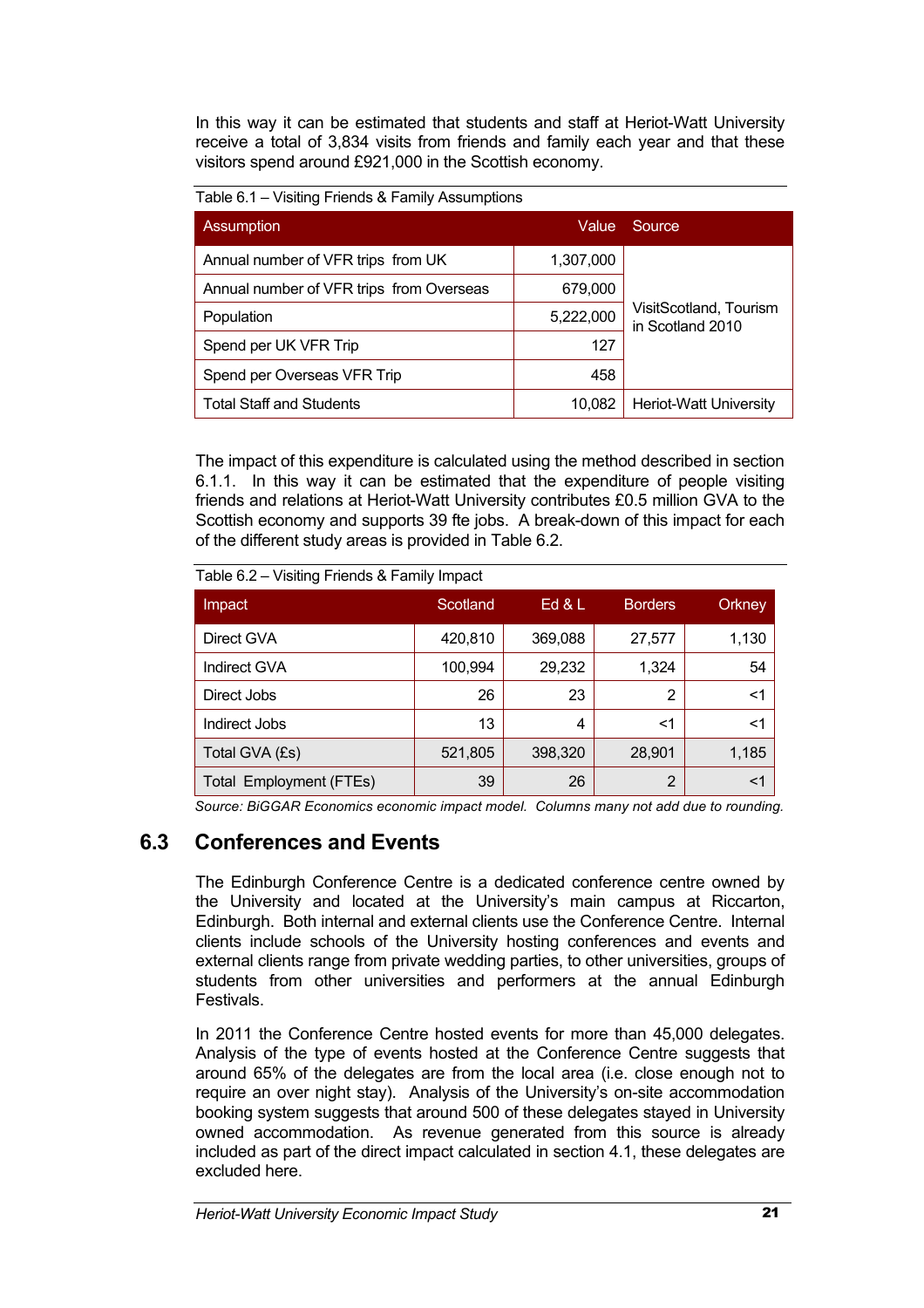In this way it can be estimated that students and staff at Heriot-Watt University receive a total of 3,834 visits from friends and family each year and that these visitors spend around £921,000 in the Scottish economy.

Table 6.1 – Visiting Friends & Family Assumptions

| Assumption | Value | Source |
|---|---|---|
| Annual number of VFR trips from UK | 1,307,000 | VisitScotland, Tourism in Scotland 2010 |
| Annual number of VFR trips from Overseas | 679,000 | |
| Population | 5,222,000 | |
| Spend per UK VFR Trip | 127 | |
| Spend per Overseas VFR Trip | 458 | |
| Total Staff and Students | 10,082 | Heriot-Watt University |

The impact of this expenditure is calculated using the method described in section 6.1.1. In this way it can be estimated that the expenditure of people visiting friends and relations at Heriot-Watt University contributes £0.5 million GVA to the Scottish economy and supports 39 fte jobs. A break-down of this impact for each of the different study areas is provided in Table 6.2.

Table 6.2 – Visiting Friends & Family Impact

| Impact | Scotland | Ed & L | Borders | Orkney |
|---|---|---|---|---|
| Direct GVA | 420,810 | 369,088 | 27,577 | 1,130 |
| Indirect GVA | 100,994 | 29,232 | 1,324 | 54 |
| Direct Jobs | 26 | 23 | 2 | <1 |
| Indirect Jobs | 13 | 4 | <1 | <1 |
| Total GVA (£s) | 521,805 | 398,320 | 28,901 | 1,185 |
| Total Employment (FTEs) | 39 | 26 | 2 | <1 |

*Source: BiGGAR Economics economic impact model. Columns many not add due to rounding.*

## 6.3 Conferences and Events

The Edinburgh Conference Centre is a dedicated conference centre owned by the University and located at the University's main campus at Riccarton, Edinburgh. Both internal and external clients use the Conference Centre. Internal clients include schools of the University hosting conferences and events and external clients range from private wedding parties, to other universities, groups of students from other universities and performers at the annual Edinburgh Festivals.

In 2011 the Conference Centre hosted events for more than 45,000 delegates. Analysis of the type of events hosted at the Conference Centre suggests that around 65% of the delegates are from the local area (i.e. close enough not to require an over night stay). Analysis of the University's on-site accommodation booking system suggests that around 500 of these delegates stayed in University owned accommodation. As revenue generated from this source is already included as part of the direct impact calculated in section 4.1, these delegates are excluded here.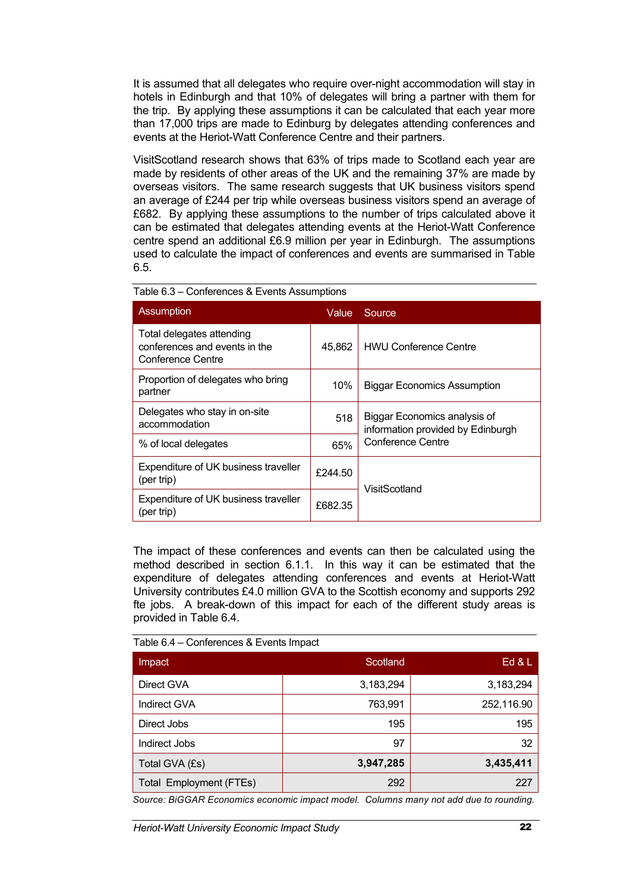It is assumed that all delegates who require over-night accommodation will stay in hotels in Edinburgh and that 10% of delegates will bring a partner with them for the trip. By applying these assumptions it can be calculated that each year more than 17,000 trips are made to Edinburg by delegates attending conferences and events at the Heriot-Watt Conference Centre and their partners.

VisitScotland research shows that 63% of trips made to Scotland each year are made by residents of other areas of the UK and the remaining 37% are made by overseas visitors. The same research suggests that UK business visitors spend an average of £244 per trip while overseas business visitors spend an average of £682. By applying these assumptions to the number of trips calculated above it can be estimated that delegates attending events at the Heriot-Watt Conference centre spend an additional £6.9 million per year in Edinburgh. The assumptions used to calculate the impact of conferences and events are summarised in Table 6.5.

Table 6.3 – Conferences & Events Assumptions

| Assumption | Value | Source |
|---|---|---|
| Total delegates attending conferences and events in the Conference Centre | 45,862 | HWU Conference Centre |
| Proportion of delegates who bring partner | 10% | Biggar Economics Assumption |
| Delegates who stay in on-site accommodation | 518 | Biggar Economics analysis of information provided by Edinburgh Conference Centre |
| % of local delegates | 65% | |
| Expenditure of UK business traveller (per trip) | £244.50 | VisitScotland |
| Expenditure of UK business traveller (per trip) | £682.35 | |

The impact of these conferences and events can then be calculated using the method described in section 6.1.1. In this way it can be estimated that the expenditure of delegates attending conferences and events at Heriot-Watt University contributes £4.0 million GVA to the Scottish economy and supports 292 fte jobs. A break-down of this impact for each of the different study areas is provided in Table 6.4.

Table 6.4 – Conferences & Events Impact

| Impact | Scotland | Ed & L |
|---|---:|---:|
| Direct GVA | 3,183,294 | 3,183,294 |
| Indirect GVA | 763,991 | 252,116.90 |
| Direct Jobs | 195 | 195 |
| Indirect Jobs | 97 | 32 |
| Total GVA (£s) | **3,947,285** | **3,435,411** |
| Total Employment (FTEs) | 292 | 227 |

*Source: BiGGAR Economics economic impact model. Columns many not add due to rounding.*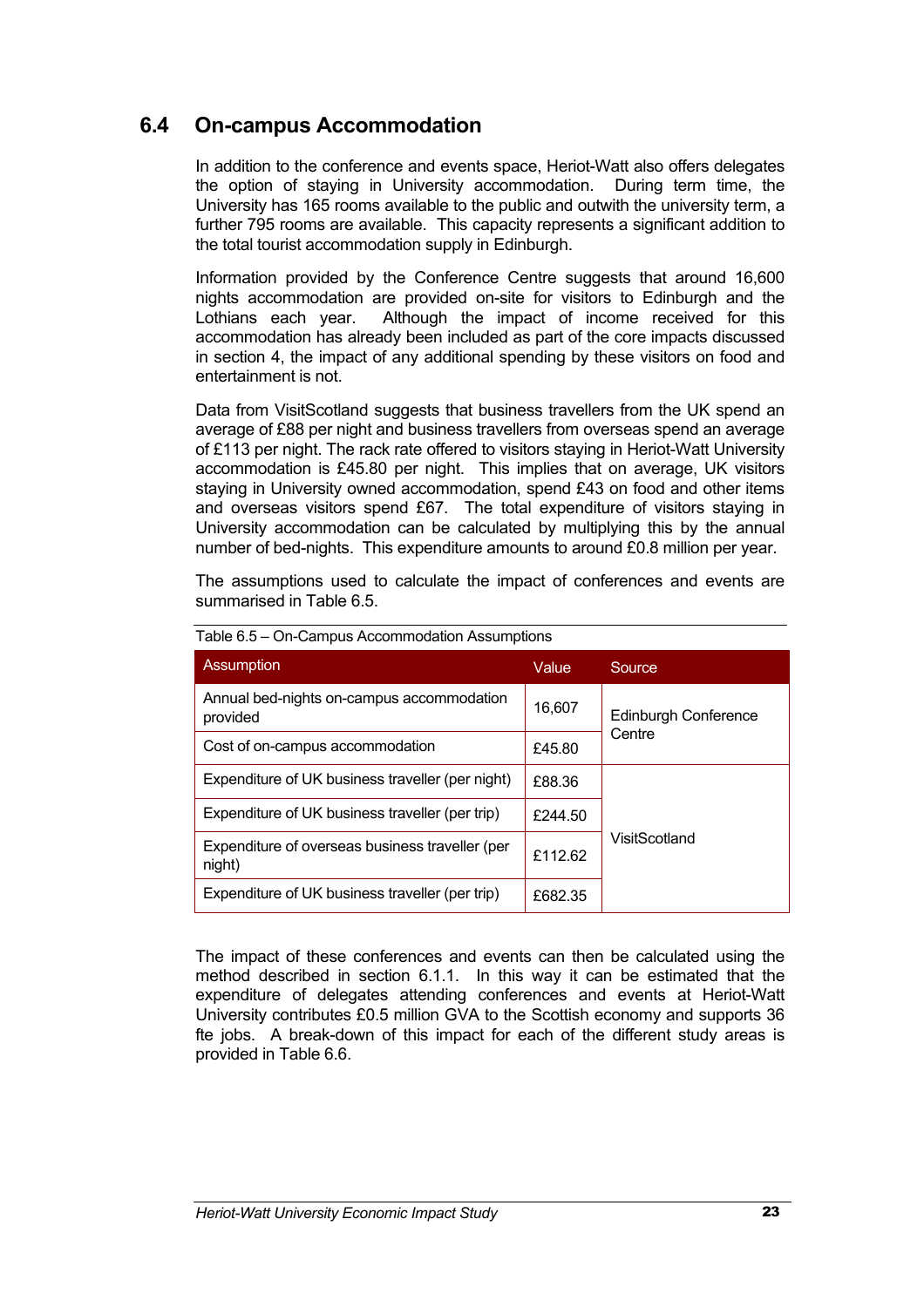## 6.4 On-campus Accommodation

In addition to the conference and events space, Heriot-Watt also offers delegates the option of staying in University accommodation. During term time, the University has 165 rooms available to the public and outwith the university term, a further 795 rooms are available. This capacity represents a significant addition to the total tourist accommodation supply in Edinburgh.

Information provided by the Conference Centre suggests that around 16,600 nights accommodation are provided on-site for visitors to Edinburgh and the Lothians each year. Although the impact of income received for this accommodation has already been included as part of the core impacts discussed in section 4, the impact of any additional spending by these visitors on food and entertainment is not.

Data from VisitScotland suggests that business travellers from the UK spend an average of £88 per night and business travellers from overseas spend an average of £113 per night. The rack rate offered to visitors staying in Heriot-Watt University accommodation is £45.80 per night. This implies that on average, UK visitors staying in University owned accommodation, spend £43 on food and other items and overseas visitors spend £67. The total expenditure of visitors staying in University accommodation can be calculated by multiplying this by the annual number of bed-nights. This expenditure amounts to around £0.8 million per year.

The assumptions used to calculate the impact of conferences and events are summarised in Table 6.5.

Table 6.5 – On-Campus Accommodation Assumptions

| Assumption | Value | Source |
|---|---|---|
| Annual bed-nights on-campus accommodation provided | 16,607 | Edinburgh Conference Centre |
| Cost of on-campus accommodation | £45.80 | |
| Expenditure of UK business traveller (per night) | £88.36 | VisitScotland |
| Expenditure of UK business traveller (per trip) | £244.50 | |
| Expenditure of overseas business traveller (per night) | £112.62 | |
| Expenditure of UK business traveller (per trip) | £682.35 | |

The impact of these conferences and events can then be calculated using the method described in section 6.1.1. In this way it can be estimated that the expenditure of delegates attending conferences and events at Heriot-Watt University contributes £0.5 million GVA to the Scottish economy and supports 36 fte jobs. A break-down of this impact for each of the different study areas is provided in Table 6.6.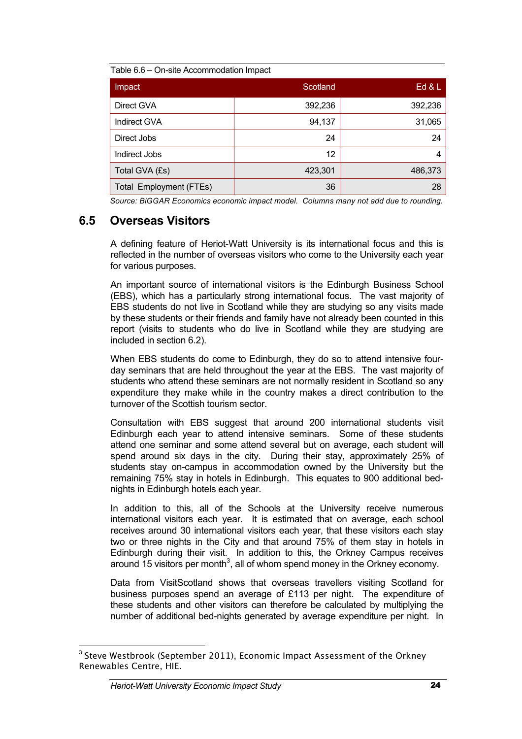Table 6.6 – On-site Accommodation Impact

| Impact | Scotland | Ed & L |
|---|---|---|
| Direct GVA | 392,236 | 392,236 |
| Indirect GVA | 94,137 | 31,065 |
| Direct Jobs | 24 | 24 |
| Indirect Jobs | 12 | 4 |
| Total GVA (£s) | 423,301 | 486,373 |
| Total Employment (FTEs) | 36 | 28 |

*Source: BiGGAR Economics economic impact model. Columns many not add due to rounding.*

## 6.5 Overseas Visitors

A defining feature of Heriot-Watt University is its international focus and this is reflected in the number of overseas visitors who come to the University each year for various purposes.

An important source of international visitors is the Edinburgh Business School (EBS), which has a particularly strong international focus. The vast majority of EBS students do not live in Scotland while they are studying so any visits made by these students or their friends and family have not already been counted in this report (visits to students who do live in Scotland while they are studying are included in section 6.2).

When EBS students do come to Edinburgh, they do so to attend intensive four-day seminars that are held throughout the year at the EBS. The vast majority of students who attend these seminars are not normally resident in Scotland so any expenditure they make while in the country makes a direct contribution to the turnover of the Scottish tourism sector.

Consultation with EBS suggest that around 200 international students visit Edinburgh each year to attend intensive seminars. Some of these students attend one seminar and some attend several but on average, each student will spend around six days in the city. During their stay, approximately 25% of students stay on-campus in accommodation owned by the University but the remaining 75% stay in hotels in Edinburgh. This equates to 900 additional bed-nights in Edinburgh hotels each year.

In addition to this, all of the Schools at the University receive numerous international visitors each year. It is estimated that on average, each school receives around 30 international visitors each year, that these visitors each stay two or three nights in the City and that around 75% of them stay in hotels in Edinburgh during their visit. In addition to this, the Orkney Campus receives around 15 visitors per month[3], all of whom spend money in the Orkney economy.

Data from VisitScotland shows that overseas travellers visiting Scotland for business purposes spend an average of £113 per night. The expenditure of these students and other visitors can therefore be calculated by multiplying the number of additional bed-nights generated by average expenditure per night. In

[3] Steve Westbrook (September 2011), Economic Impact Assessment of the Orkney Renewables Centre, HIE.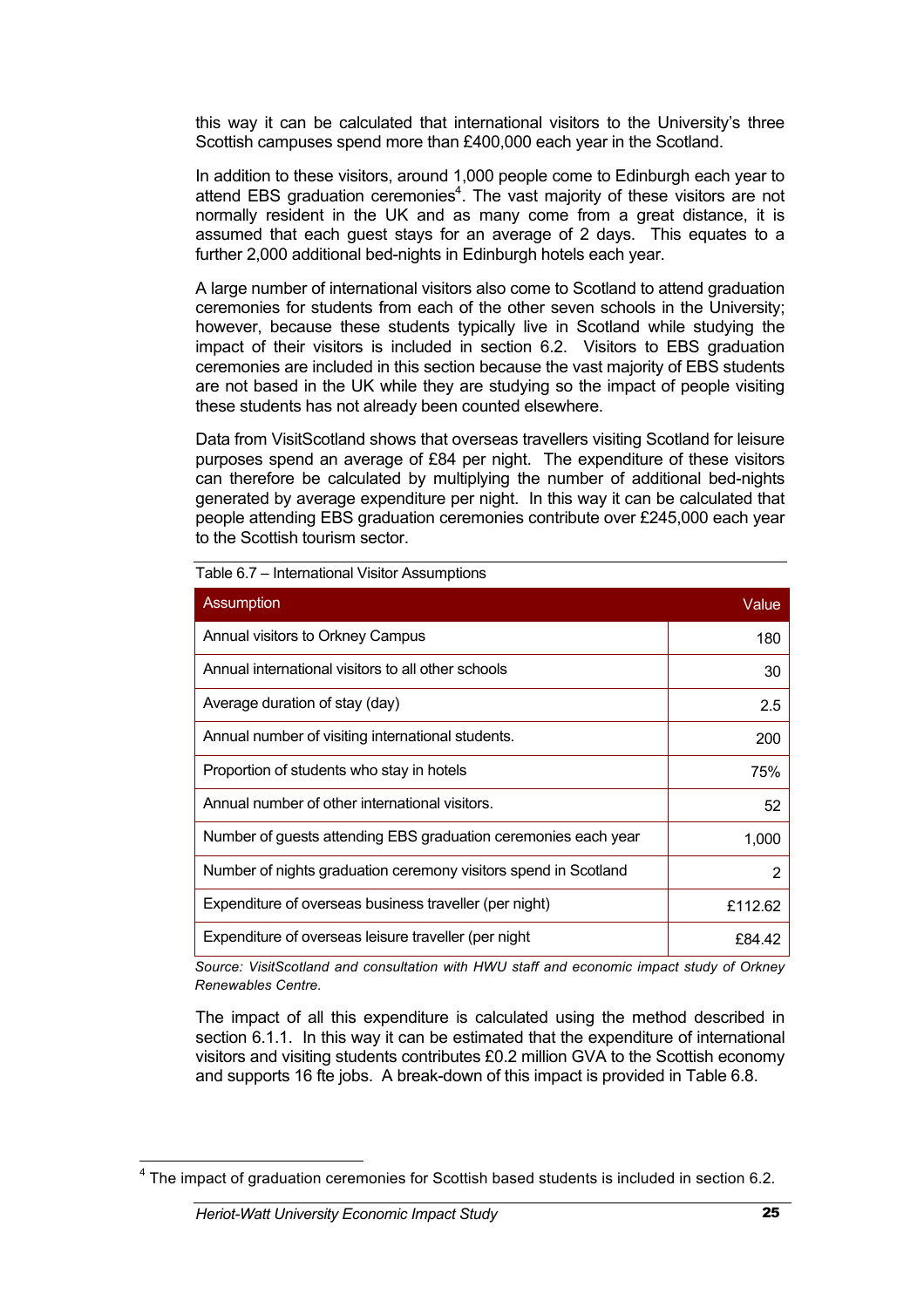this way it can be calculated that international visitors to the University's three Scottish campuses spend more than £400,000 each year in the Scotland.

In addition to these visitors, around 1,000 people come to Edinburgh each year to attend EBS graduation ceremonies[4]. The vast majority of these visitors are not normally resident in the UK and as many come from a great distance, it is assumed that each guest stays for an average of 2 days. This equates to a further 2,000 additional bed-nights in Edinburgh hotels each year.

A large number of international visitors also come to Scotland to attend graduation ceremonies for students from each of the other seven schools in the University; however, because these students typically live in Scotland while studying the impact of their visitors is included in section 6.2. Visitors to EBS graduation ceremonies are included in this section because the vast majority of EBS students are not based in the UK while they are studying so the impact of people visiting these students has not already been counted elsewhere.

Data from VisitScotland shows that overseas travellers visiting Scotland for leisure purposes spend an average of £84 per night. The expenditure of these visitors can therefore be calculated by multiplying the number of additional bed-nights generated by average expenditure per night. In this way it can be calculated that people attending EBS graduation ceremonies contribute over £245,000 each year to the Scottish tourism sector.

Table 6.7 – International Visitor Assumptions

| Assumption | Value |
|---|---|
| Annual visitors to Orkney Campus | 180 |
| Annual international visitors to all other schools | 30 |
| Average duration of stay (day) | 2.5 |
| Annual number of visiting international students. | 200 |
| Proportion of students who stay in hotels | 75% |
| Annual number of other international visitors. | 52 |
| Number of guests attending EBS graduation ceremonies each year | 1,000 |
| Number of nights graduation ceremony visitors spend in Scotland | 2 |
| Expenditure of overseas business traveller (per night) | £112.62 |
| Expenditure of overseas leisure traveller (per night | £84.42 |

*Source: VisitScotland and consultation with HWU staff and economic impact study of Orkney Renewables Centre.*

The impact of all this expenditure is calculated using the method described in section 6.1.1. In this way it can be estimated that the expenditure of international visitors and visiting students contributes £0.2 million GVA to the Scottish economy and supports 16 fte jobs. A break-down of this impact is provided in Table 6.8.

[4] The impact of graduation ceremonies for Scottish based students is included in section 6.2.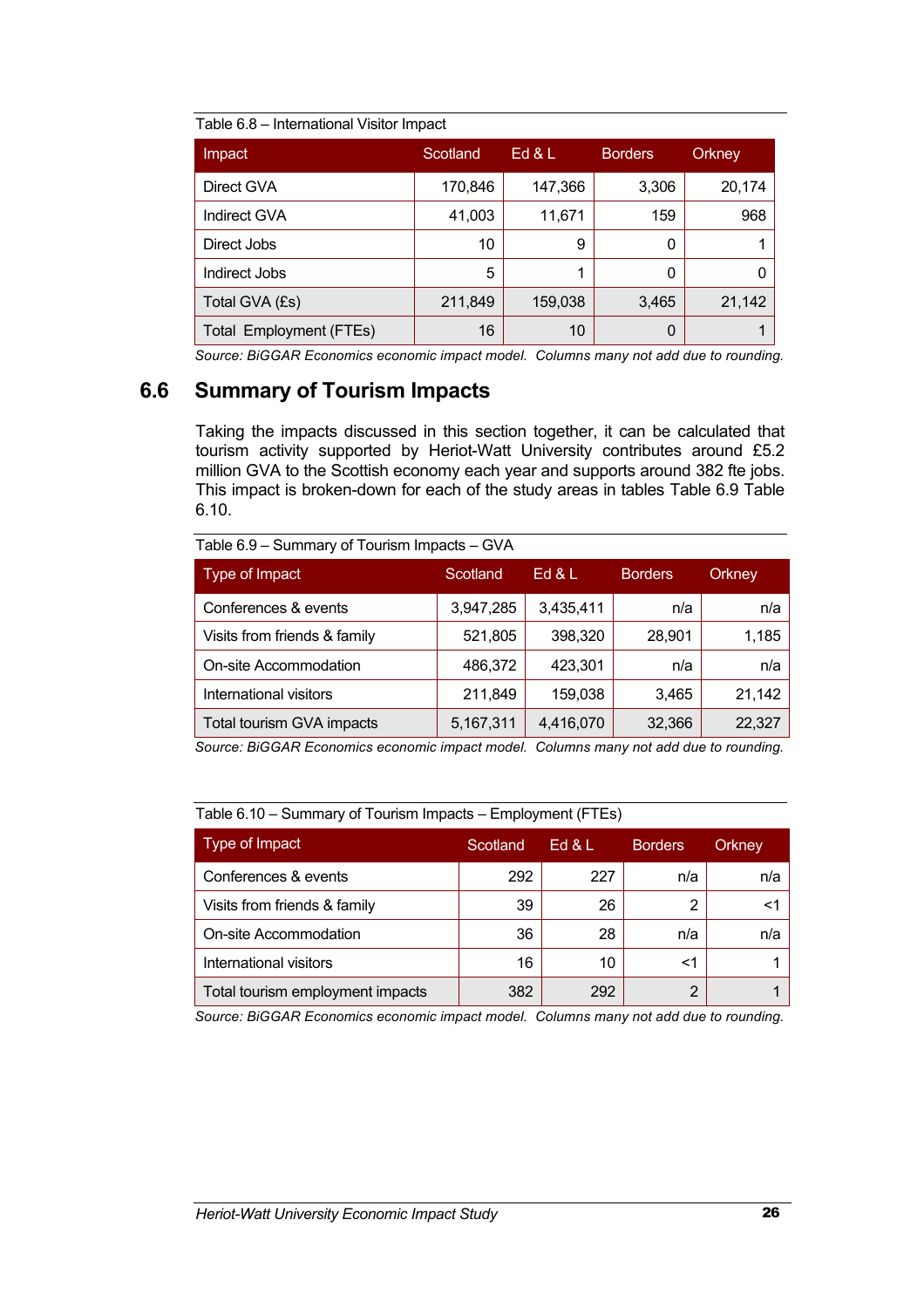Table 6.8 – International Visitor Impact

| Impact | Scotland | Ed & L | Borders | Orkney |
|---|---|---|---|---|
| Direct GVA | 170,846 | 147,366 | 3,306 | 20,174 |
| Indirect GVA | 41,003 | 11,671 | 159 | 968 |
| Direct Jobs | 10 | 9 | 0 | 1 |
| Indirect Jobs | 5 | 1 | 0 | 0 |
| Total GVA (£s) | 211,849 | 159,038 | 3,465 | 21,142 |
| Total Employment (FTEs) | 16 | 10 | 0 | 1 |

*Source: BiGGAR Economics economic impact model. Columns many not add due to rounding.*

## 6.6 Summary of Tourism Impacts

Taking the impacts discussed in this section together, it can be calculated that tourism activity supported by Heriot-Watt University contributes around £5.2 million GVA to the Scottish economy each year and supports around 382 fte jobs. This impact is broken-down for each of the study areas in tables Table 6.9 Table 6.10.

Table 6.9 – Summary of Tourism Impacts – GVA

| Type of Impact | Scotland | Ed & L | Borders | Orkney |
|---|---|---|---|---|
| Conferences & events | 3,947,285 | 3,435,411 | n/a | n/a |
| Visits from friends & family | 521,805 | 398,320 | 28,901 | 1,185 |
| On-site Accommodation | 486,372 | 423,301 | n/a | n/a |
| International visitors | 211,849 | 159,038 | 3,465 | 21,142 |
| Total tourism GVA impacts | 5,167,311 | 4,416,070 | 32,366 | 22,327 |

*Source: BiGGAR Economics economic impact model. Columns many not add due to rounding.*

Table 6.10 – Summary of Tourism Impacts – Employment (FTEs)

| Type of Impact | Scotland | Ed & L | Borders | Orkney |
|---|---|---|---|---|
| Conferences & events | 292 | 227 | n/a | n/a |
| Visits from friends & family | 39 | 26 | 2 | <1 |
| On-site Accommodation | 36 | 28 | n/a | n/a |
| International visitors | 16 | 10 | <1 | 1 |
| Total tourism employment impacts | 382 | 292 | 2 | 1 |

*Source: BiGGAR Economics economic impact model. Columns many not add due to rounding.*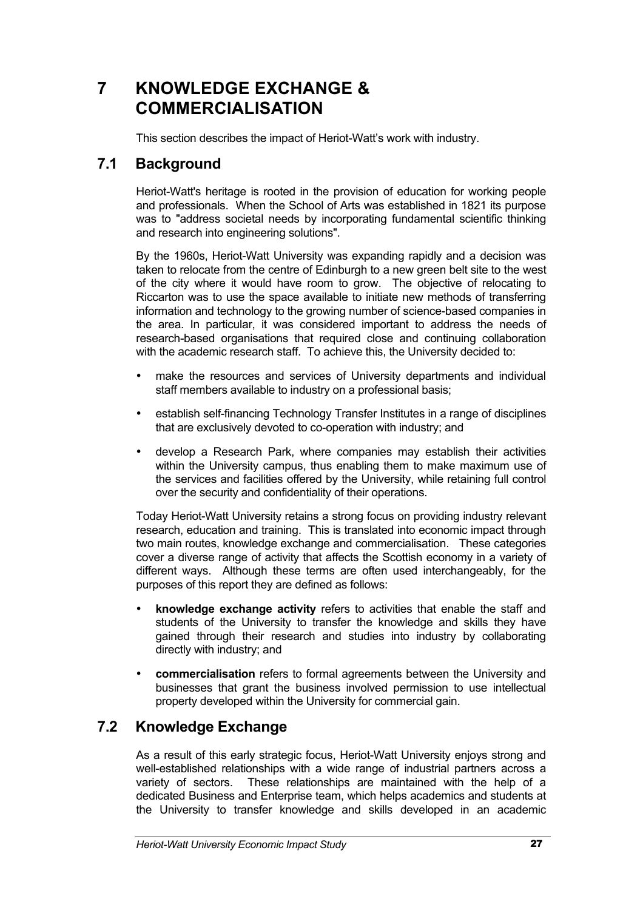# 7 KNOWLEDGE EXCHANGE & COMMERCIALISATION

This section describes the impact of Heriot-Watt's work with industry.

## 7.1 Background

Heriot-Watt's heritage is rooted in the provision of education for working people and professionals. When the School of Arts was established in 1821 its purpose was to "address societal needs by incorporating fundamental scientific thinking and research into engineering solutions".

By the 1960s, Heriot-Watt University was expanding rapidly and a decision was taken to relocate from the centre of Edinburgh to a new green belt site to the west of the city where it would have room to grow. The objective of relocating to Riccarton was to use the space available to initiate new methods of transferring information and technology to the growing number of science-based companies in the area. In particular, it was considered important to address the needs of research-based organisations that required close and continuing collaboration with the academic research staff. To achieve this, the University decided to:

- make the resources and services of University departments and individual staff members available to industry on a professional basis;
- establish self-financing Technology Transfer Institutes in a range of disciplines that are exclusively devoted to co-operation with industry; and
- develop a Research Park, where companies may establish their activities within the University campus, thus enabling them to make maximum use of the services and facilities offered by the University, while retaining full control over the security and confidentiality of their operations.

Today Heriot-Watt University retains a strong focus on providing industry relevant research, education and training. This is translated into economic impact through two main routes, knowledge exchange and commercialisation. These categories cover a diverse range of activity that affects the Scottish economy in a variety of different ways. Although these terms are often used interchangeably, for the purposes of this report they are defined as follows:

- **knowledge exchange activity** refers to activities that enable the staff and students of the University to transfer the knowledge and skills they have gained through their research and studies into industry by collaborating directly with industry; and
- **commercialisation** refers to formal agreements between the University and businesses that grant the business involved permission to use intellectual property developed within the University for commercial gain.

## 7.2 Knowledge Exchange

As a result of this early strategic focus, Heriot-Watt University enjoys strong and well-established relationships with a wide range of industrial partners across a variety of sectors. These relationships are maintained with the help of a dedicated Business and Enterprise team, which helps academics and students at the University to transfer knowledge and skills developed in an academic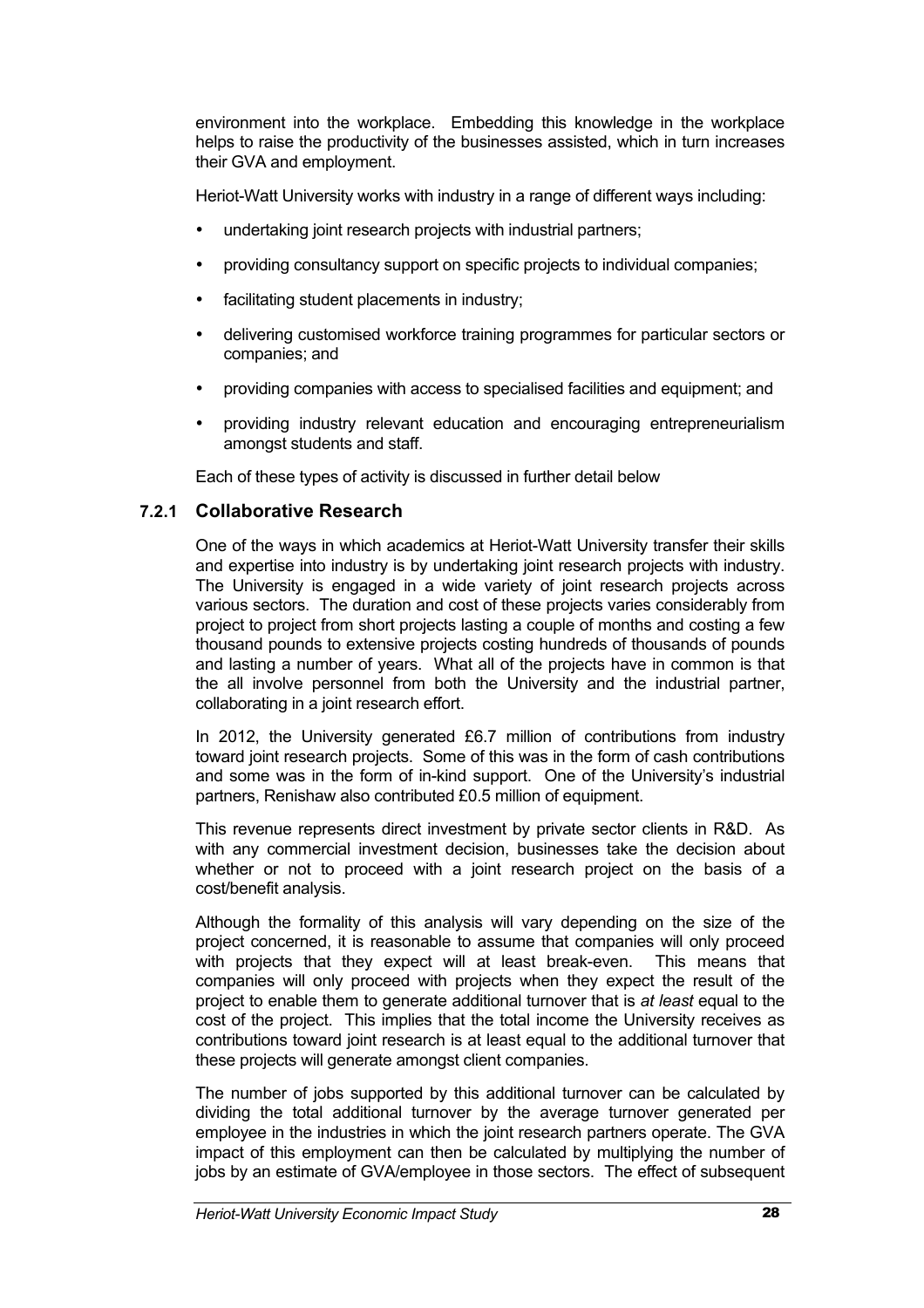environment into the workplace. Embedding this knowledge in the workplace helps to raise the productivity of the businesses assisted, which in turn increases their GVA and employment.

Heriot-Watt University works with industry in a range of different ways including:

- undertaking joint research projects with industrial partners;
- providing consultancy support on specific projects to individual companies;
- facilitating student placements in industry;
- delivering customised workforce training programmes for particular sectors or companies; and
- providing companies with access to specialised facilities and equipment; and
- providing industry relevant education and encouraging entrepreneurialism amongst students and staff.

Each of these types of activity is discussed in further detail below

### 7.2.1 Collaborative Research

One of the ways in which academics at Heriot-Watt University transfer their skills and expertise into industry is by undertaking joint research projects with industry. The University is engaged in a wide variety of joint research projects across various sectors. The duration and cost of these projects varies considerably from project to project from short projects lasting a couple of months and costing a few thousand pounds to extensive projects costing hundreds of thousands of pounds and lasting a number of years. What all of the projects have in common is that the all involve personnel from both the University and the industrial partner, collaborating in a joint research effort.

In 2012, the University generated £6.7 million of contributions from industry toward joint research projects. Some of this was in the form of cash contributions and some was in the form of in-kind support. One of the University's industrial partners, Renishaw also contributed £0.5 million of equipment.

This revenue represents direct investment by private sector clients in R&D. As with any commercial investment decision, businesses take the decision about whether or not to proceed with a joint research project on the basis of a cost/benefit analysis.

Although the formality of this analysis will vary depending on the size of the project concerned, it is reasonable to assume that companies will only proceed with projects that they expect will at least break-even. This means that companies will only proceed with projects when they expect the result of the project to enable them to generate additional turnover that is *at least* equal to the cost of the project. This implies that the total income the University receives as contributions toward joint research is at least equal to the additional turnover that these projects will generate amongst client companies.

The number of jobs supported by this additional turnover can be calculated by dividing the total additional turnover by the average turnover generated per employee in the industries in which the joint research partners operate. The GVA impact of this employment can then be calculated by multiplying the number of jobs by an estimate of GVA/employee in those sectors. The effect of subsequent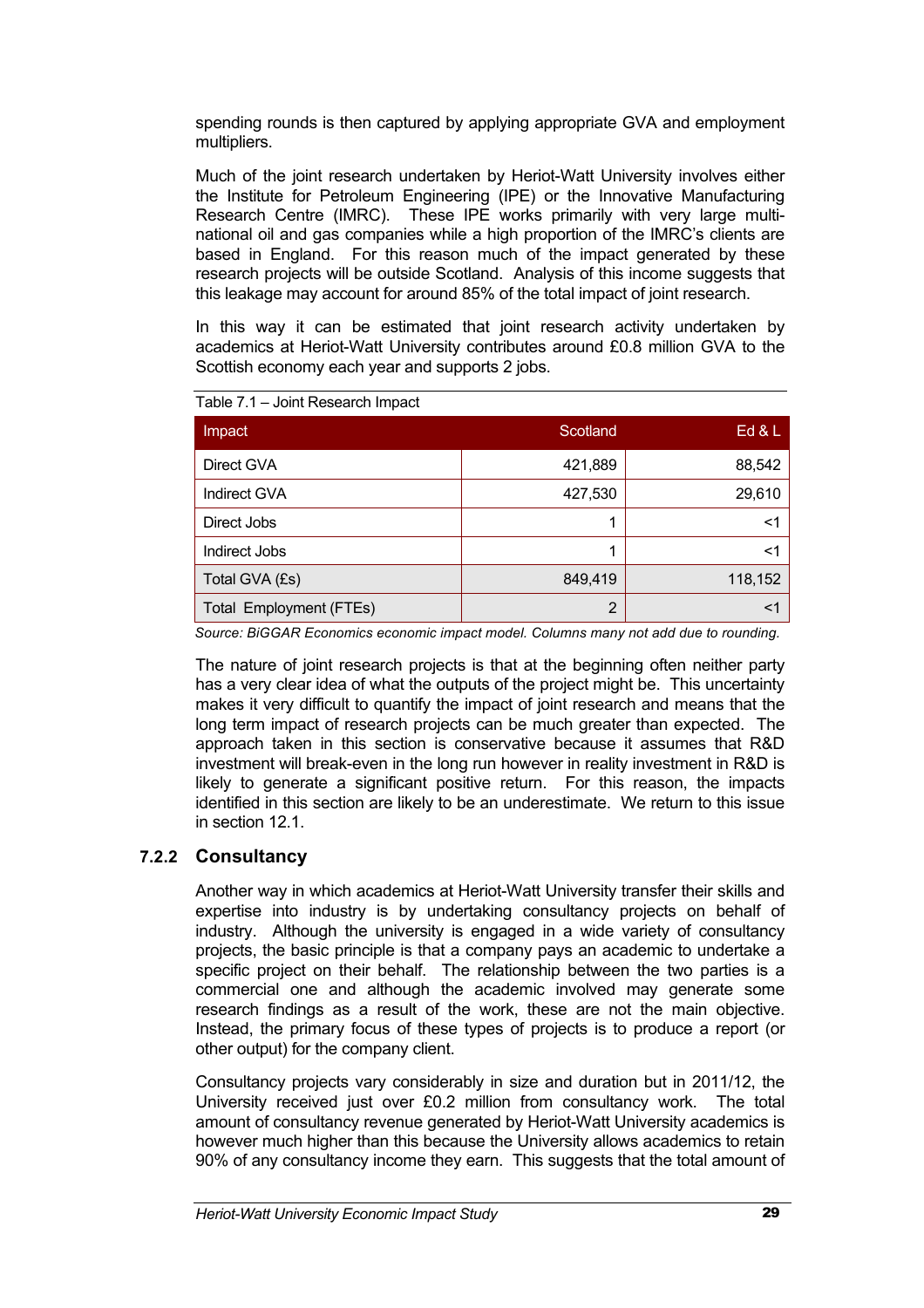spending rounds is then captured by applying appropriate GVA and employment multipliers.

Much of the joint research undertaken by Heriot-Watt University involves either the Institute for Petroleum Engineering (IPE) or the Innovative Manufacturing Research Centre (IMRC). These IPE works primarily with very large multi-national oil and gas companies while a high proportion of the IMRC's clients are based in England. For this reason much of the impact generated by these research projects will be outside Scotland. Analysis of this income suggests that this leakage may account for around 85% of the total impact of joint research.

In this way it can be estimated that joint research activity undertaken by academics at Heriot-Watt University contributes around £0.8 million GVA to the Scottish economy each year and supports 2 jobs.

Table 7.1 – Joint Research Impact

| Impact | Scotland | Ed & L |
|---|---|---|
| Direct GVA | 421,889 | 88,542 |
| Indirect GVA | 427,530 | 29,610 |
| Direct Jobs | 1 | <1 |
| Indirect Jobs | 1 | <1 |
| Total GVA (£s) | 849,419 | 118,152 |
| Total Employment (FTEs) | 2 | <1 |

*Source: BiGGAR Economics economic impact model. Columns many not add due to rounding.*

The nature of joint research projects is that at the beginning often neither party has a very clear idea of what the outputs of the project might be. This uncertainty makes it very difficult to quantify the impact of joint research and means that the long term impact of research projects can be much greater than expected. The approach taken in this section is conservative because it assumes that R&D investment will break-even in the long run however in reality investment in R&D is likely to generate a significant positive return. For this reason, the impacts identified in this section are likely to be an underestimate. We return to this issue in section 12.1.

### 7.2.2 Consultancy

Another way in which academics at Heriot-Watt University transfer their skills and expertise into industry is by undertaking consultancy projects on behalf of industry. Although the university is engaged in a wide variety of consultancy projects, the basic principle is that a company pays an academic to undertake a specific project on their behalf. The relationship between the two parties is a commercial one and although the academic involved may generate some research findings as a result of the work, these are not the main objective. Instead, the primary focus of these types of projects is to produce a report (or other output) for the company client.

Consultancy projects vary considerably in size and duration but in 2011/12, the University received just over £0.2 million from consultancy work. The total amount of consultancy revenue generated by Heriot-Watt University academics is however much higher than this because the University allows academics to retain 90% of any consultancy income they earn. This suggests that the total amount of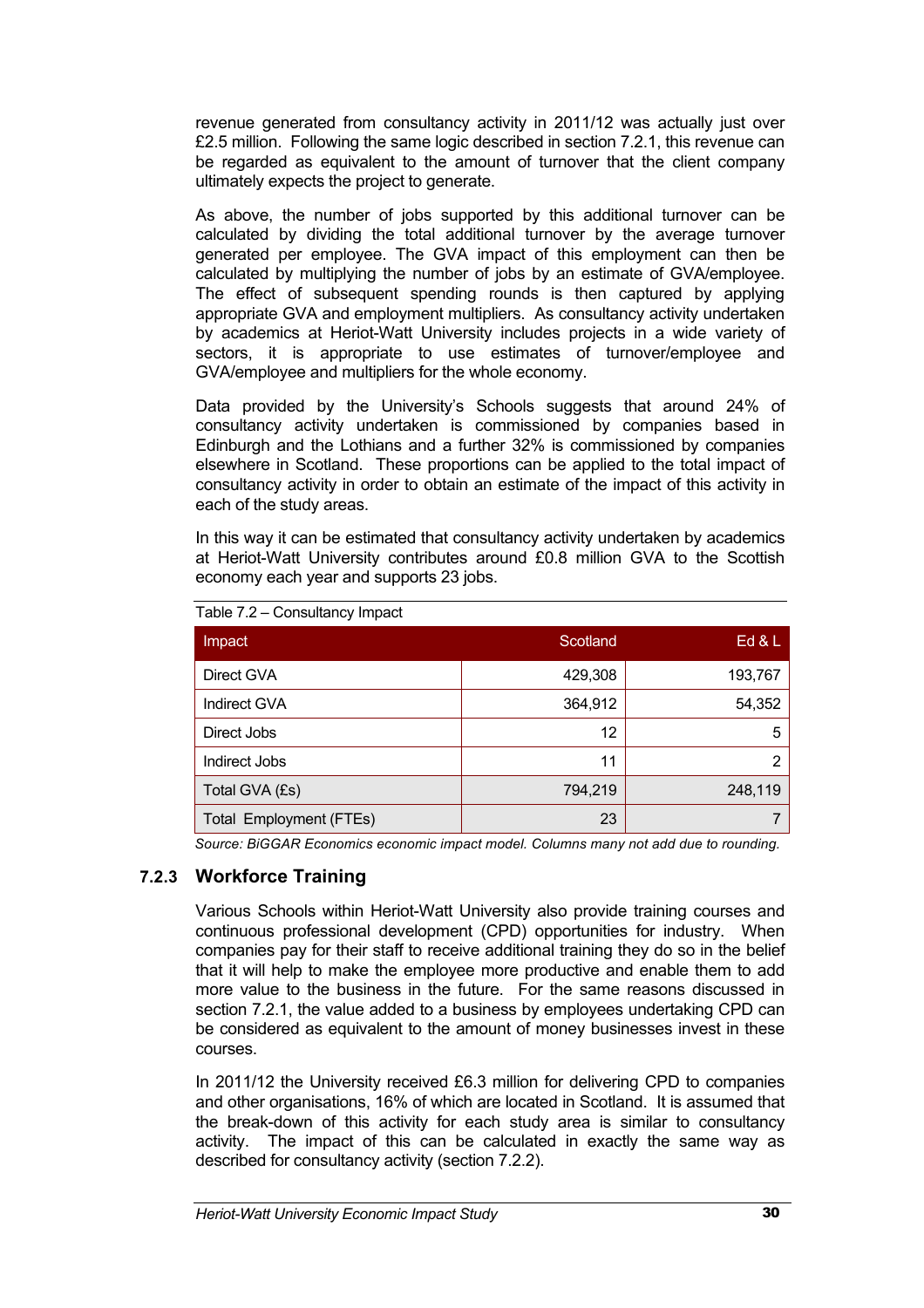revenue generated from consultancy activity in 2011/12 was actually just over £2.5 million. Following the same logic described in section 7.2.1, this revenue can be regarded as equivalent to the amount of turnover that the client company ultimately expects the project to generate.

As above, the number of jobs supported by this additional turnover can be calculated by dividing the total additional turnover by the average turnover generated per employee. The GVA impact of this employment can then be calculated by multiplying the number of jobs by an estimate of GVA/employee. The effect of subsequent spending rounds is then captured by applying appropriate GVA and employment multipliers. As consultancy activity undertaken by academics at Heriot-Watt University includes projects in a wide variety of sectors, it is appropriate to use estimates of turnover/employee and GVA/employee and multipliers for the whole economy.

Data provided by the University's Schools suggests that around 24% of consultancy activity undertaken is commissioned by companies based in Edinburgh and the Lothians and a further 32% is commissioned by companies elsewhere in Scotland. These proportions can be applied to the total impact of consultancy activity in order to obtain an estimate of the impact of this activity in each of the study areas.

In this way it can be estimated that consultancy activity undertaken by academics at Heriot-Watt University contributes around £0.8 million GVA to the Scottish economy each year and supports 23 jobs.

Table 7.2 – Consultancy Impact

| Impact | Scotland | Ed & L |
|---|---|---|
| Direct GVA | 429,308 | 193,767 |
| Indirect GVA | 364,912 | 54,352 |
| Direct Jobs | 12 | 5 |
| Indirect Jobs | 11 | 2 |
| Total GVA (£s) | 794,219 | 248,119 |
| Total Employment (FTEs) | 23 | 7 |

*Source: BiGGAR Economics economic impact model. Columns many not add due to rounding.*

### 7.2.3 Workforce Training

Various Schools within Heriot-Watt University also provide training courses and continuous professional development (CPD) opportunities for industry. When companies pay for their staff to receive additional training they do so in the belief that it will help to make the employee more productive and enable them to add more value to the business in the future. For the same reasons discussed in section 7.2.1, the value added to a business by employees undertaking CPD can be considered as equivalent to the amount of money businesses invest in these courses.

In 2011/12 the University received £6.3 million for delivering CPD to companies and other organisations, 16% of which are located in Scotland. It is assumed that the break-down of this activity for each study area is similar to consultancy activity. The impact of this can be calculated in exactly the same way as described for consultancy activity (section 7.2.2).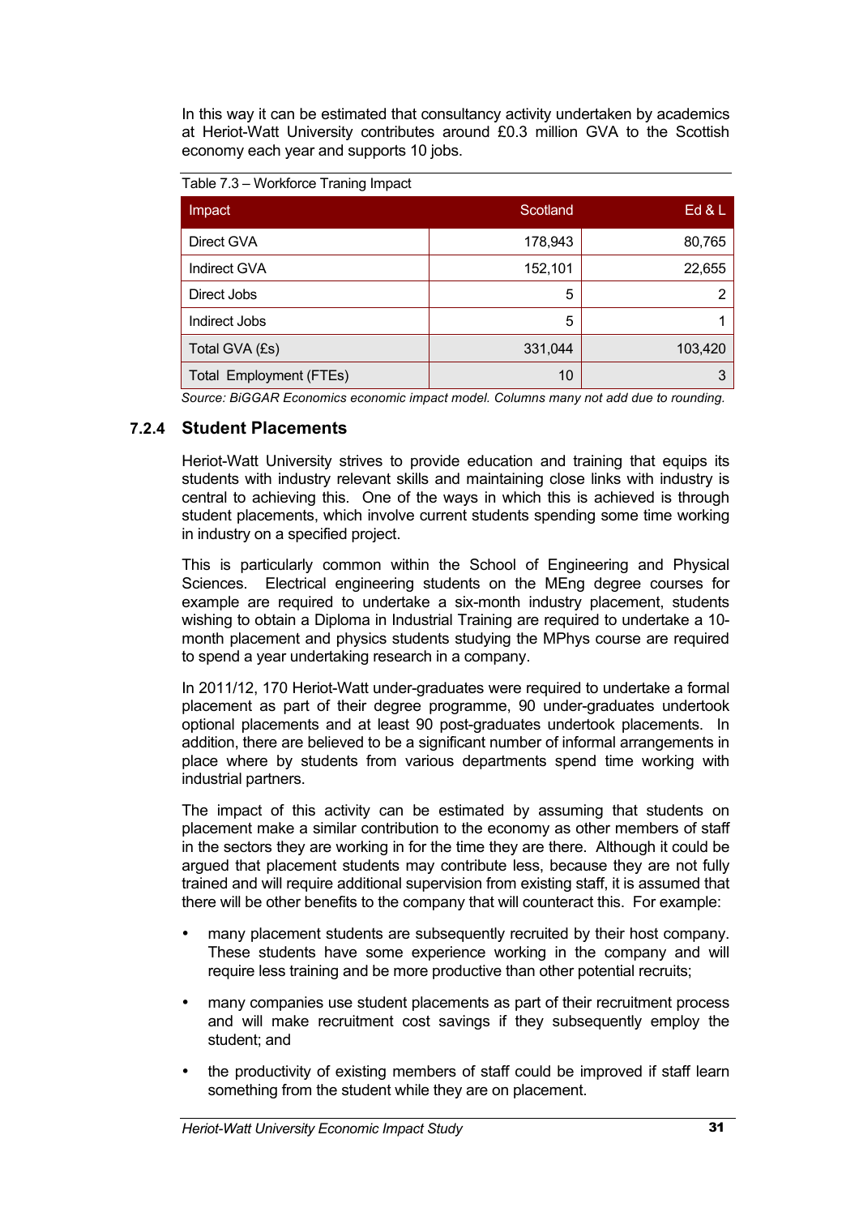In this way it can be estimated that consultancy activity undertaken by academics at Heriot-Watt University contributes around £0.3 million GVA to the Scottish economy each year and supports 10 jobs.

Table 7.3 – Workforce Traning Impact

| Impact | Scotland | Ed & L |
|---|---|---|
| Direct GVA | 178,943 | 80,765 |
| Indirect GVA | 152,101 | 22,655 |
| Direct Jobs | 5 | 2 |
| Indirect Jobs | 5 | 1 |
| Total GVA (£s) | 331,044 | 103,420 |
| Total Employment (FTEs) | 10 | 3 |

*Source: BiGGAR Economics economic impact model. Columns many not add due to rounding.*

### 7.2.4 Student Placements

Heriot-Watt University strives to provide education and training that equips its students with industry relevant skills and maintaining close links with industry is central to achieving this. One of the ways in which this is achieved is through student placements, which involve current students spending some time working in industry on a specified project.

This is particularly common within the School of Engineering and Physical Sciences. Electrical engineering students on the MEng degree courses for example are required to undertake a six-month industry placement, students wishing to obtain a Diploma in Industrial Training are required to undertake a 10-month placement and physics students studying the MPhys course are required to spend a year undertaking research in a company.

In 2011/12, 170 Heriot-Watt under-graduates were required to undertake a formal placement as part of their degree programme, 90 under-graduates undertook optional placements and at least 90 post-graduates undertook placements. In addition, there are believed to be a significant number of informal arrangements in place where by students from various departments spend time working with industrial partners.

The impact of this activity can be estimated by assuming that students on placement make a similar contribution to the economy as other members of staff in the sectors they are working in for the time they are there. Although it could be argued that placement students may contribute less, because they are not fully trained and will require additional supervision from existing staff, it is assumed that there will be other benefits to the company that will counteract this. For example:

- many placement students are subsequently recruited by their host company. These students have some experience working in the company and will require less training and be more productive than other potential recruits;
- many companies use student placements as part of their recruitment process and will make recruitment cost savings if they subsequently employ the student; and
- the productivity of existing members of staff could be improved if staff learn something from the student while they are on placement.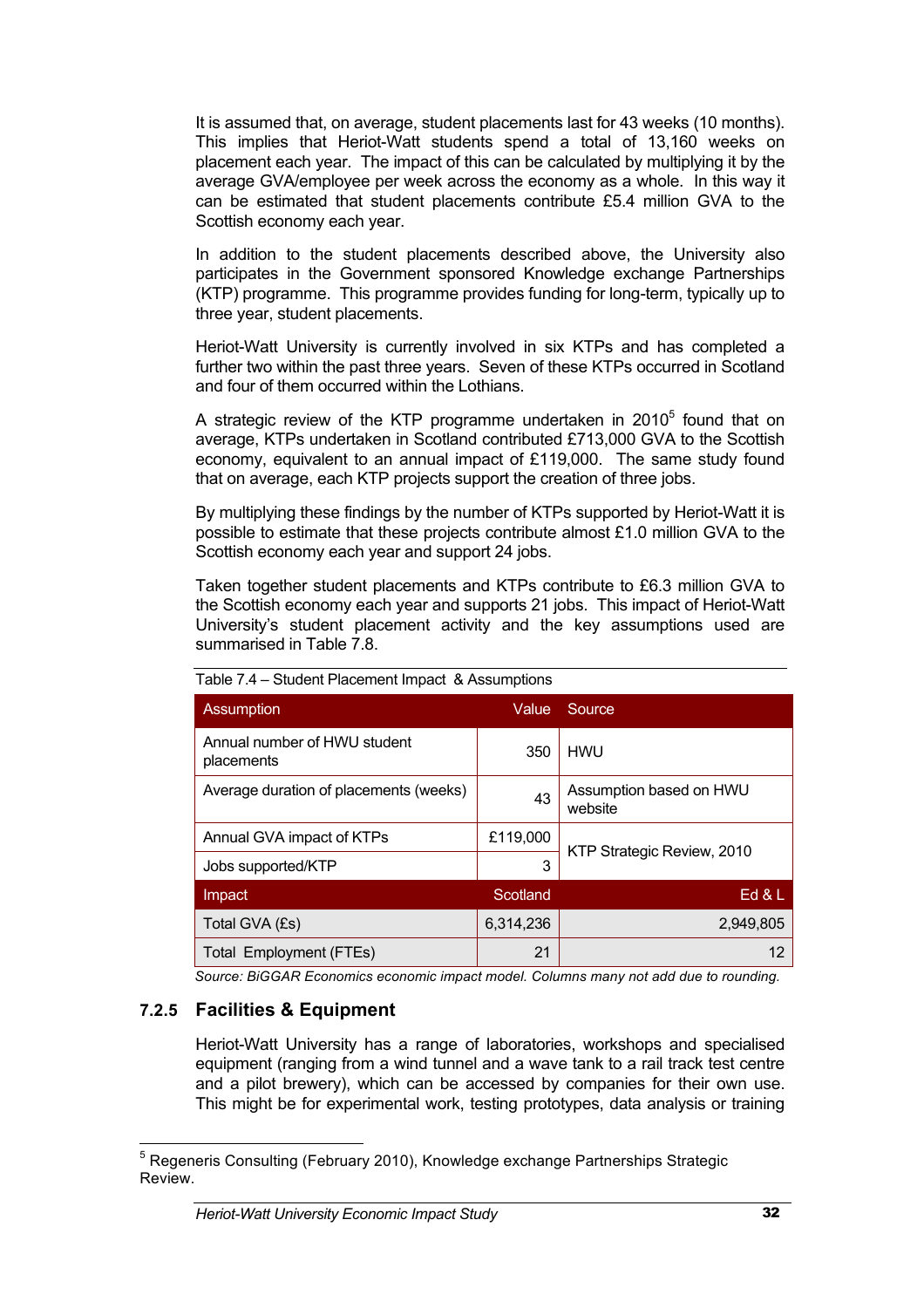It is assumed that, on average, student placements last for 43 weeks (10 months). This implies that Heriot-Watt students spend a total of 13,160 weeks on placement each year. The impact of this can be calculated by multiplying it by the average GVA/employee per week across the economy as a whole. In this way it can be estimated that student placements contribute £5.4 million GVA to the Scottish economy each year.

In addition to the student placements described above, the University also participates in the Government sponsored Knowledge exchange Partnerships (KTP) programme. This programme provides funding for long-term, typically up to three year, student placements.

Heriot-Watt University is currently involved in six KTPs and has completed a further two within the past three years. Seven of these KTPs occurred in Scotland and four of them occurred within the Lothians.

A strategic review of the KTP programme undertaken in 2010[5] found that on average, KTPs undertaken in Scotland contributed £713,000 GVA to the Scottish economy, equivalent to an annual impact of £119,000. The same study found that on average, each KTP projects support the creation of three jobs.

By multiplying these findings by the number of KTPs supported by Heriot-Watt it is possible to estimate that these projects contribute almost £1.0 million GVA to the Scottish economy each year and support 24 jobs.

Taken together student placements and KTPs contribute to £6.3 million GVA to the Scottish economy each year and supports 21 jobs. This impact of Heriot-Watt University's student placement activity and the key assumptions used are summarised in Table 7.8.

Table 7.4 – Student Placement Impact & Assumptions

| Assumption | Value | Source |
|---|---|---|
| Annual number of HWU student placements | 350 | HWU |
| Average duration of placements (weeks) | 43 | Assumption based on HWU website |
| Annual GVA impact of KTPs | £119,000 | KTP Strategic Review, 2010 |
| Jobs supported/KTP | 3 | |
| **Impact** | **Scotland** | **Ed & L** |
| Total GVA (£s) | 6,314,236 | 2,949,805 |
| Total Employment (FTEs) | 21 | 12 |

*Source: BiGGAR Economics economic impact model. Columns many not add due to rounding.*

### 7.2.5 Facilities & Equipment

Heriot-Watt University has a range of laboratories, workshops and specialised equipment (ranging from a wind tunnel and a wave tank to a rail track test centre and a pilot brewery), which can be accessed by companies for their own use. This might be for experimental work, testing prototypes, data analysis or training

[5] Regeneris Consulting (February 2010), Knowledge exchange Partnerships Strategic Review.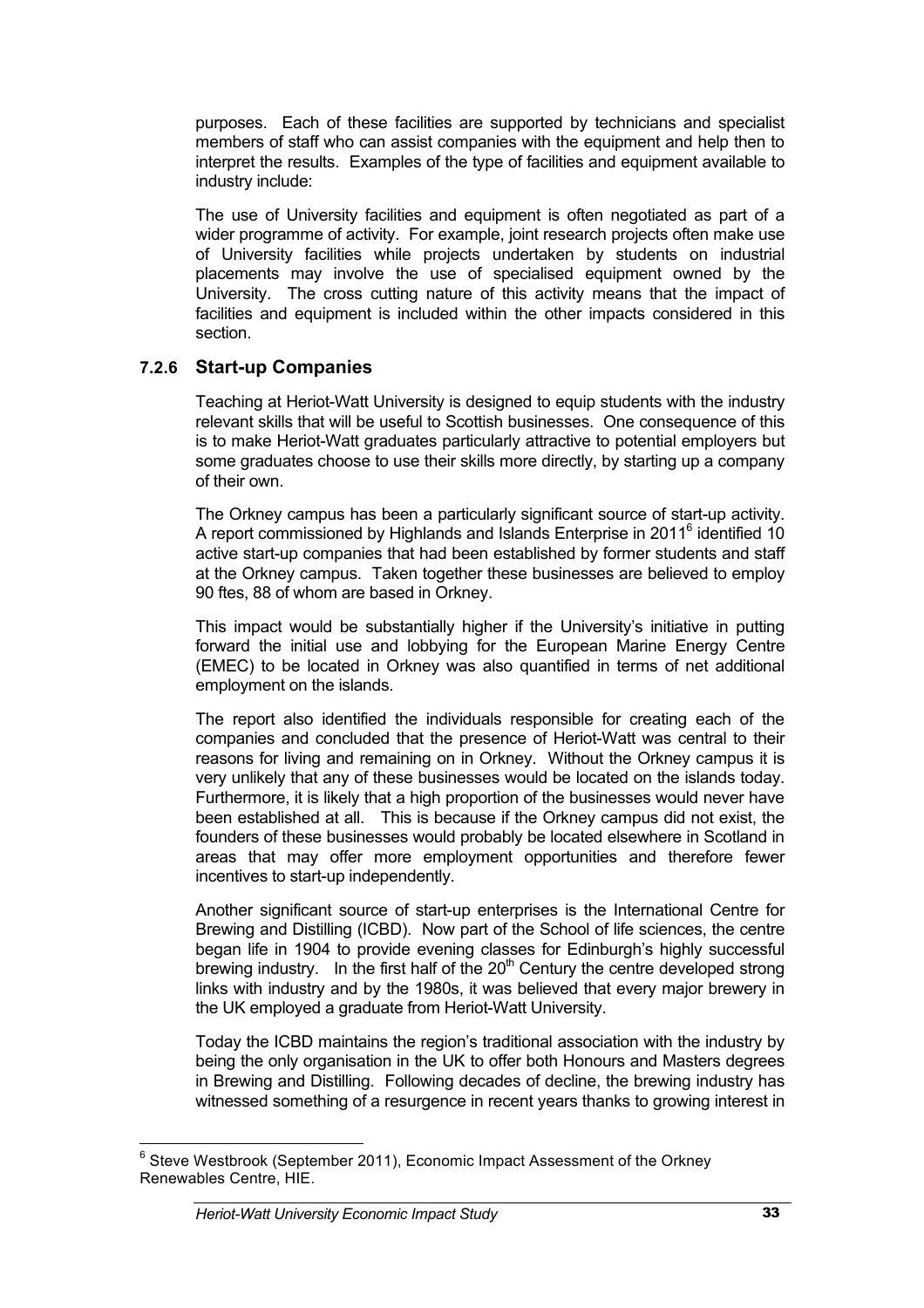purposes. Each of these facilities are supported by technicians and specialist members of staff who can assist companies with the equipment and help then to interpret the results. Examples of the type of facilities and equipment available to industry include:

The use of University facilities and equipment is often negotiated as part of a wider programme of activity. For example, joint research projects often make use of University facilities while projects undertaken by students on industrial placements may involve the use of specialised equipment owned by the University. The cross cutting nature of this activity means that the impact of facilities and equipment is included within the other impacts considered in this section.

### 7.2.6 Start-up Companies

Teaching at Heriot-Watt University is designed to equip students with the industry relevant skills that will be useful to Scottish businesses. One consequence of this is to make Heriot-Watt graduates particularly attractive to potential employers but some graduates choose to use their skills more directly, by starting up a company of their own.

The Orkney campus has been a particularly significant source of start-up activity. A report commissioned by Highlands and Islands Enterprise in 2011[6] identified 10 active start-up companies that had been established by former students and staff at the Orkney campus. Taken together these businesses are believed to employ 90 ftes, 88 of whom are based in Orkney.

This impact would be substantially higher if the University's initiative in putting forward the initial use and lobbying for the European Marine Energy Centre (EMEC) to be located in Orkney was also quantified in terms of net additional employment on the islands.

The report also identified the individuals responsible for creating each of the companies and concluded that the presence of Heriot-Watt was central to their reasons for living and remaining on in Orkney. Without the Orkney campus it is very unlikely that any of these businesses would be located on the islands today. Furthermore, it is likely that a high proportion of the businesses would never have been established at all. This is because if the Orkney campus did not exist, the founders of these businesses would probably be located elsewhere in Scotland in areas that may offer more employment opportunities and therefore fewer incentives to start-up independently.

Another significant source of start-up enterprises is the International Centre for Brewing and Distilling (ICBD). Now part of the School of life sciences, the centre began life in 1904 to provide evening classes for Edinburgh's highly successful brewing industry. In the first half of the 20th Century the centre developed strong links with industry and by the 1980s, it was believed that every major brewery in the UK employed a graduate from Heriot-Watt University.

Today the ICBD maintains the region's traditional association with the industry by being the only organisation in the UK to offer both Honours and Masters degrees in Brewing and Distilling. Following decades of decline, the brewing industry has witnessed something of a resurgence in recent years thanks to growing interest in

[6] Steve Westbrook (September 2011), Economic Impact Assessment of the Orkney Renewables Centre, HIE.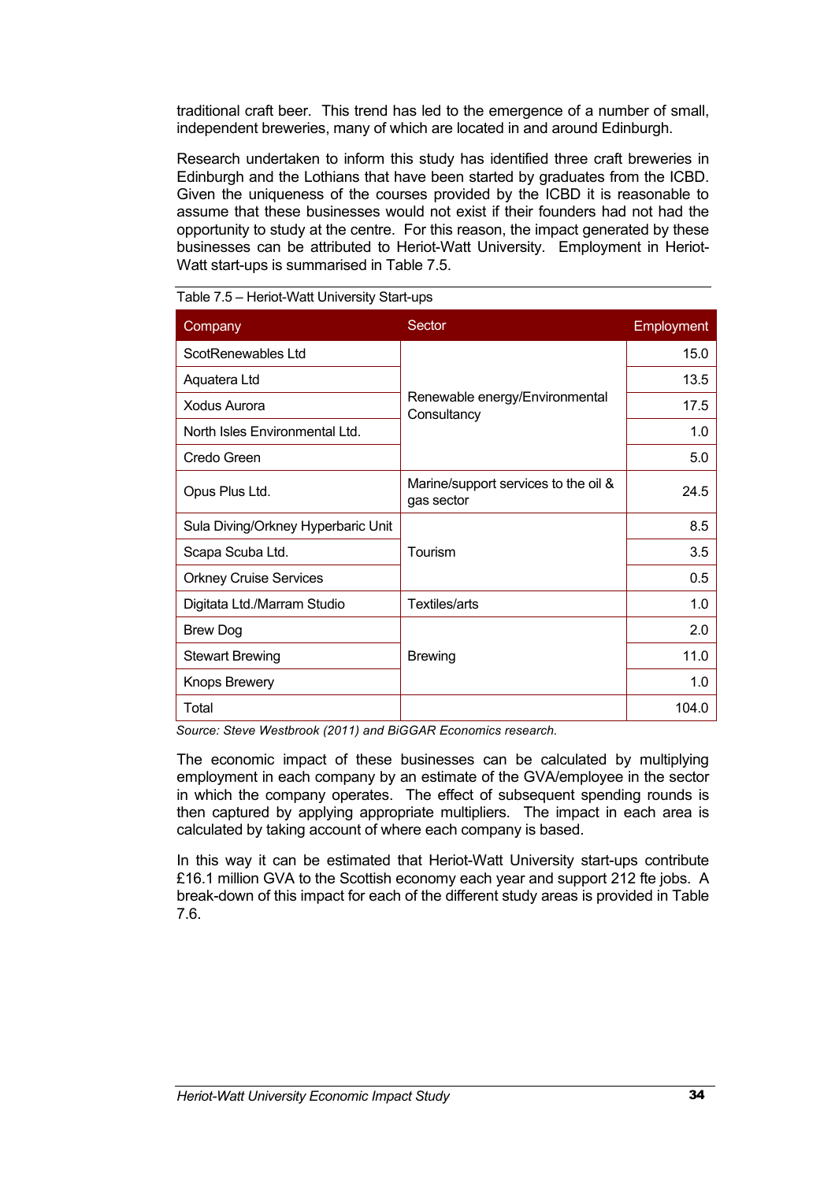traditional craft beer. This trend has led to the emergence of a number of small, independent breweries, many of which are located in and around Edinburgh.

Research undertaken to inform this study has identified three craft breweries in Edinburgh and the Lothians that have been started by graduates from the ICBD. Given the uniqueness of the courses provided by the ICBD it is reasonable to assume that these businesses would not exist if their founders had not had the opportunity to study at the centre. For this reason, the impact generated by these businesses can be attributed to Heriot-Watt University. Employment in Heriot-Watt start-ups is summarised in Table 7.5.

Table 7.5 – Heriot-Watt University Start-ups

| Company | Sector | Employment |
|---|---|---|
| ScotRenewables Ltd | Renewable energy/Environmental Consultancy | 15.0 |
| Aquatera Ltd | | 13.5 |
| Xodus Aurora | | 17.5 |
| North Isles Environmental Ltd. | | 1.0 |
| Credo Green | | 5.0 |
| Opus Plus Ltd. | Marine/support services to the oil & gas sector | 24.5 |
| Sula Diving/Orkney Hyperbaric Unit | Tourism | 8.5 |
| Scapa Scuba Ltd. | | 3.5 |
| Orkney Cruise Services | | 0.5 |
| Digitata Ltd./Marram Studio | Textiles/arts | 1.0 |
| Brew Dog | Brewing | 2.0 |
| Stewart Brewing | | 11.0 |
| Knops Brewery | | 1.0 |
| Total | | 104.0 |

*Source: Steve Westbrook (2011) and BiGGAR Economics research.*

The economic impact of these businesses can be calculated by multiplying employment in each company by an estimate of the GVA/employee in the sector in which the company operates. The effect of subsequent spending rounds is then captured by applying appropriate multipliers. The impact in each area is calculated by taking account of where each company is based.

In this way it can be estimated that Heriot-Watt University start-ups contribute £16.1 million GVA to the Scottish economy each year and support 212 fte jobs. A break-down of this impact for each of the different study areas is provided in Table 7.6.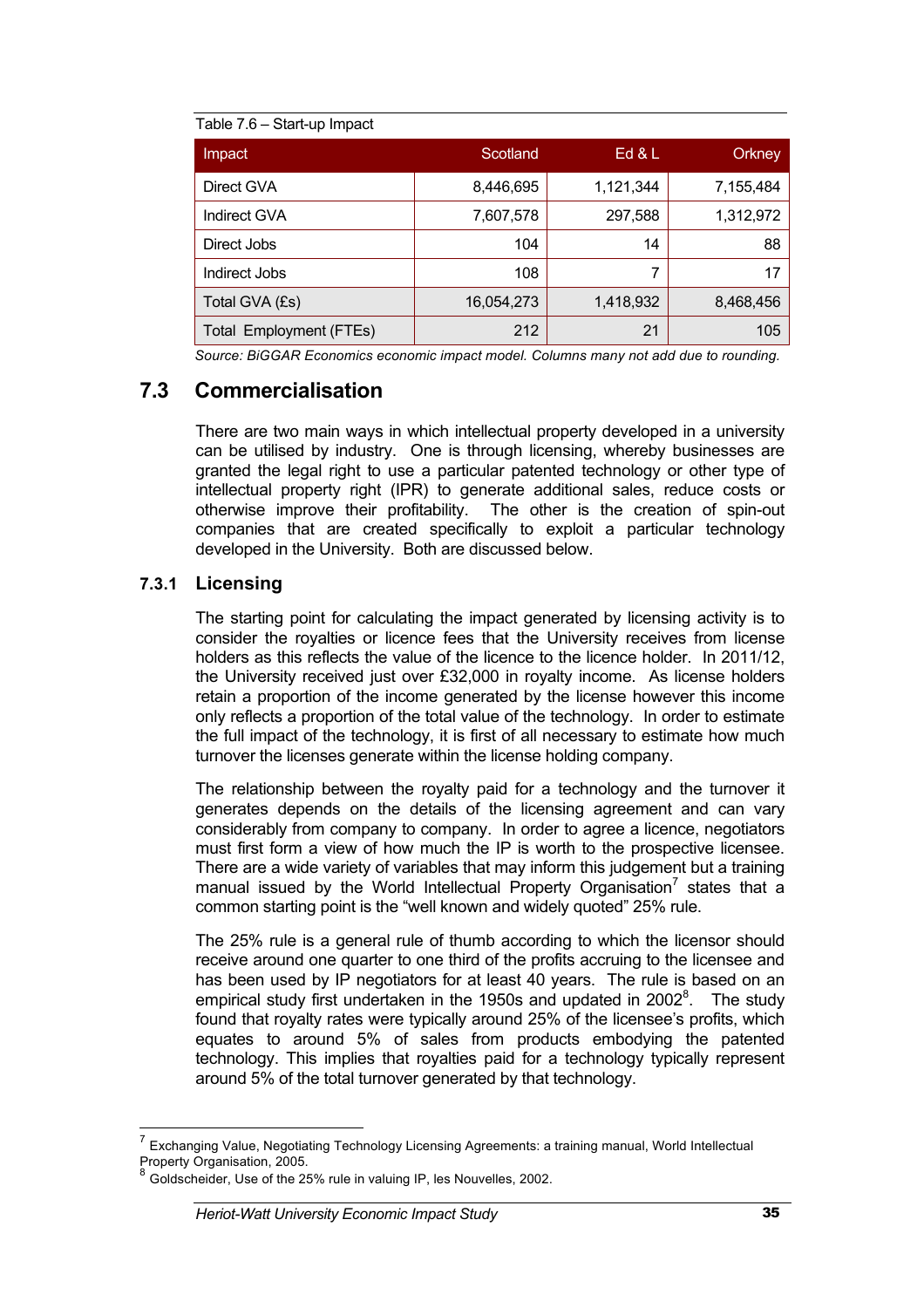Table 7.6 – Start-up Impact

| Impact | Scotland | Ed & L | Orkney |
|---|---|---|---|
| Direct GVA | 8,446,695 | 1,121,344 | 7,155,484 |
| Indirect GVA | 7,607,578 | 297,588 | 1,312,972 |
| Direct Jobs | 104 | 14 | 88 |
| Indirect Jobs | 108 | 7 | 17 |
| Total GVA (£s) | 16,054,273 | 1,418,932 | 8,468,456 |
| Total Employment (FTEs) | 212 | 21 | 105 |

*Source: BiGGAR Economics economic impact model. Columns many not add due to rounding.*

## 7.3 Commercialisation

There are two main ways in which intellectual property developed in a university can be utilised by industry. One is through licensing, whereby businesses are granted the legal right to use a particular patented technology or other type of intellectual property right (IPR) to generate additional sales, reduce costs or otherwise improve their profitability. The other is the creation of spin-out companies that are created specifically to exploit a particular technology developed in the University. Both are discussed below.

### 7.3.1 Licensing

The starting point for calculating the impact generated by licensing activity is to consider the royalties or licence fees that the University receives from license holders as this reflects the value of the licence to the licence holder. In 2011/12, the University received just over £32,000 in royalty income. As license holders retain a proportion of the income generated by the license however this income only reflects a proportion of the total value of the technology. In order to estimate the full impact of the technology, it is first of all necessary to estimate how much turnover the licenses generate within the license holding company.

The relationship between the royalty paid for a technology and the turnover it generates depends on the details of the licensing agreement and can vary considerably from company to company. In order to agree a licence, negotiators must first form a view of how much the IP is worth to the prospective licensee. There are a wide variety of variables that may inform this judgement but a training manual issued by the World Intellectual Property Organisation[7] states that a common starting point is the "well known and widely quoted" 25% rule.

The 25% rule is a general rule of thumb according to which the licensor should receive around one quarter to one third of the profits accruing to the licensee and has been used by IP negotiators for at least 40 years. The rule is based on an empirical study first undertaken in the 1950s and updated in 2002[8]. The study found that royalty rates were typically around 25% of the licensee's profits, which equates to around 5% of sales from products embodying the patented technology. This implies that royalties paid for a technology typically represent around 5% of the total turnover generated by that technology.

[7] Exchanging Value, Negotiating Technology Licensing Agreements: a training manual, World Intellectual Property Organisation, 2005.

[8] Goldscheider, Use of the 25% rule in valuing IP, les Nouvelles, 2002.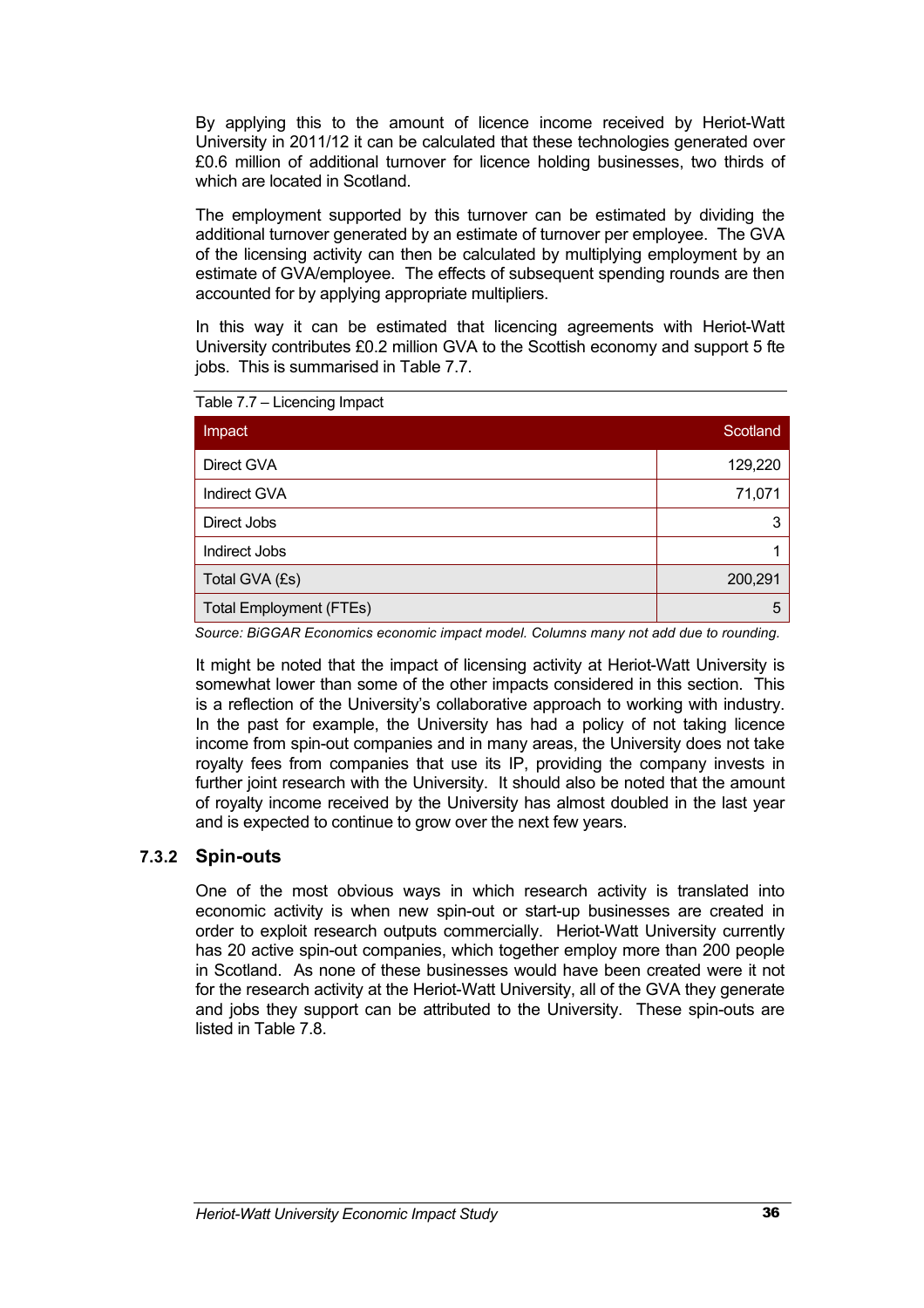By applying this to the amount of licence income received by Heriot-Watt University in 2011/12 it can be calculated that these technologies generated over £0.6 million of additional turnover for licence holding businesses, two thirds of which are located in Scotland.

The employment supported by this turnover can be estimated by dividing the additional turnover generated by an estimate of turnover per employee. The GVA of the licensing activity can then be calculated by multiplying employment by an estimate of GVA/employee. The effects of subsequent spending rounds are then accounted for by applying appropriate multipliers.

In this way it can be estimated that licencing agreements with Heriot-Watt University contributes £0.2 million GVA to the Scottish economy and support 5 fte jobs. This is summarised in Table 7.7.

Table 7.7 – Licencing Impact

| Impact | Scotland |
|---|---|
| Direct GVA | 129,220 |
| Indirect GVA | 71,071 |
| Direct Jobs | 3 |
| Indirect Jobs | 1 |
| Total GVA (£s) | 200,291 |
| Total Employment (FTEs) | 5 |

*Source: BiGGAR Economics economic impact model. Columns many not add due to rounding.*

It might be noted that the impact of licensing activity at Heriot-Watt University is somewhat lower than some of the other impacts considered in this section. This is a reflection of the University's collaborative approach to working with industry. In the past for example, the University has had a policy of not taking licence income from spin-out companies and in many areas, the University does not take royalty fees from companies that use its IP, providing the company invests in further joint research with the University. It should also be noted that the amount of royalty income received by the University has almost doubled in the last year and is expected to continue to grow over the next few years.

### 7.3.2 Spin-outs

One of the most obvious ways in which research activity is translated into economic activity is when new spin-out or start-up businesses are created in order to exploit research outputs commercially. Heriot-Watt University currently has 20 active spin-out companies, which together employ more than 200 people in Scotland. As none of these businesses would have been created were it not for the research activity at the Heriot-Watt University, all of the GVA they generate and jobs they support can be attributed to the University. These spin-outs are listed in Table 7.8.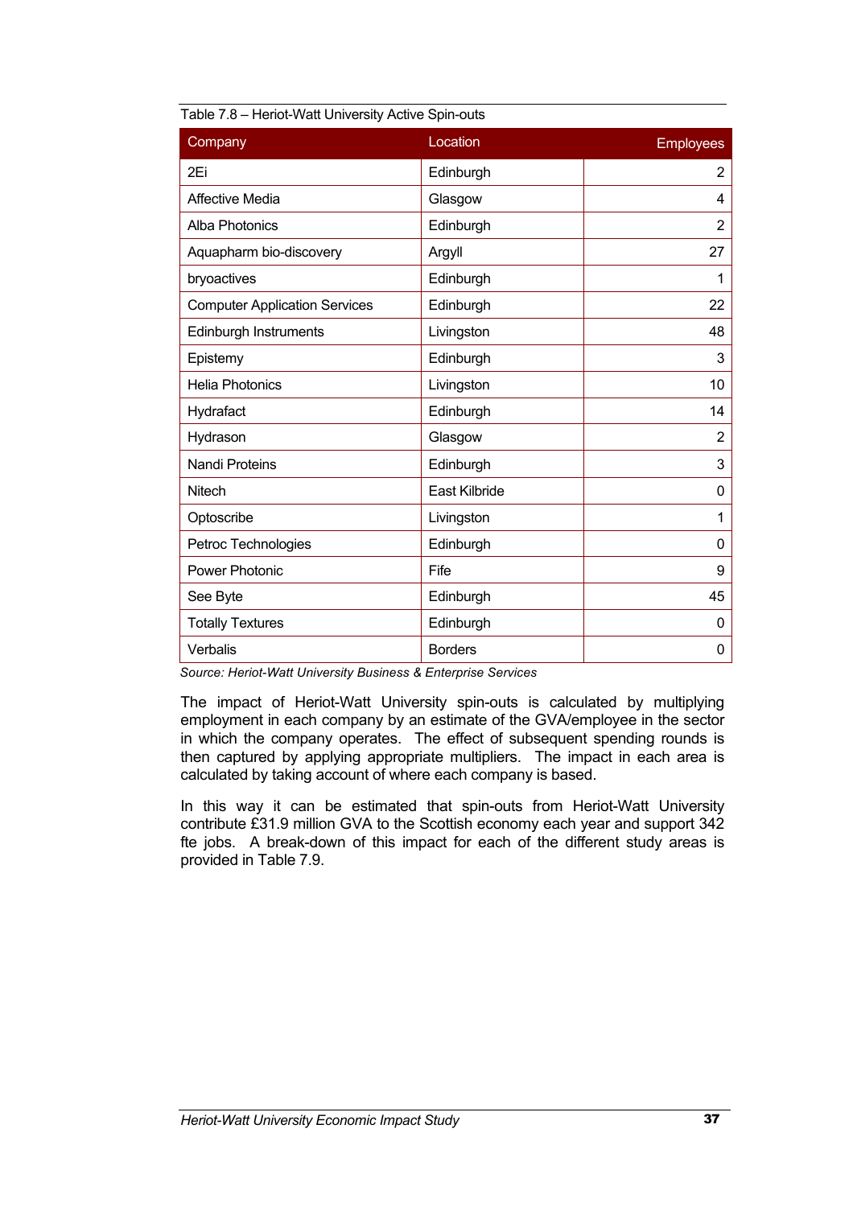Table 7.8 – Heriot-Watt University Active Spin-outs

| Company | Location | Employees |
|---|---|---|
| 2Ei | Edinburgh | 2 |
| Affective Media | Glasgow | 4 |
| Alba Photonics | Edinburgh | 2 |
| Aquapharm bio-discovery | Argyll | 27 |
| bryoactives | Edinburgh | 1 |
| Computer Application Services | Edinburgh | 22 |
| Edinburgh Instruments | Livingston | 48 |
| Epistemy | Edinburgh | 3 |
| Helia Photonics | Livingston | 10 |
| Hydrafact | Edinburgh | 14 |
| Hydrason | Glasgow | 2 |
| Nandi Proteins | Edinburgh | 3 |
| Nitech | East Kilbride | 0 |
| Optoscribe | Livingston | 1 |
| Petroc Technologies | Edinburgh | 0 |
| Power Photonic | Fife | 9 |
| See Byte | Edinburgh | 45 |
| Totally Textures | Edinburgh | 0 |
| Verbalis | Borders | 0 |

*Source: Heriot-Watt University Business & Enterprise Services*

The impact of Heriot-Watt University spin-outs is calculated by multiplying employment in each company by an estimate of the GVA/employee in the sector in which the company operates. The effect of subsequent spending rounds is then captured by applying appropriate multipliers. The impact in each area is calculated by taking account of where each company is based.

In this way it can be estimated that spin-outs from Heriot-Watt University contribute £31.9 million GVA to the Scottish economy each year and support 342 fte jobs. A break-down of this impact for each of the different study areas is provided in Table 7.9.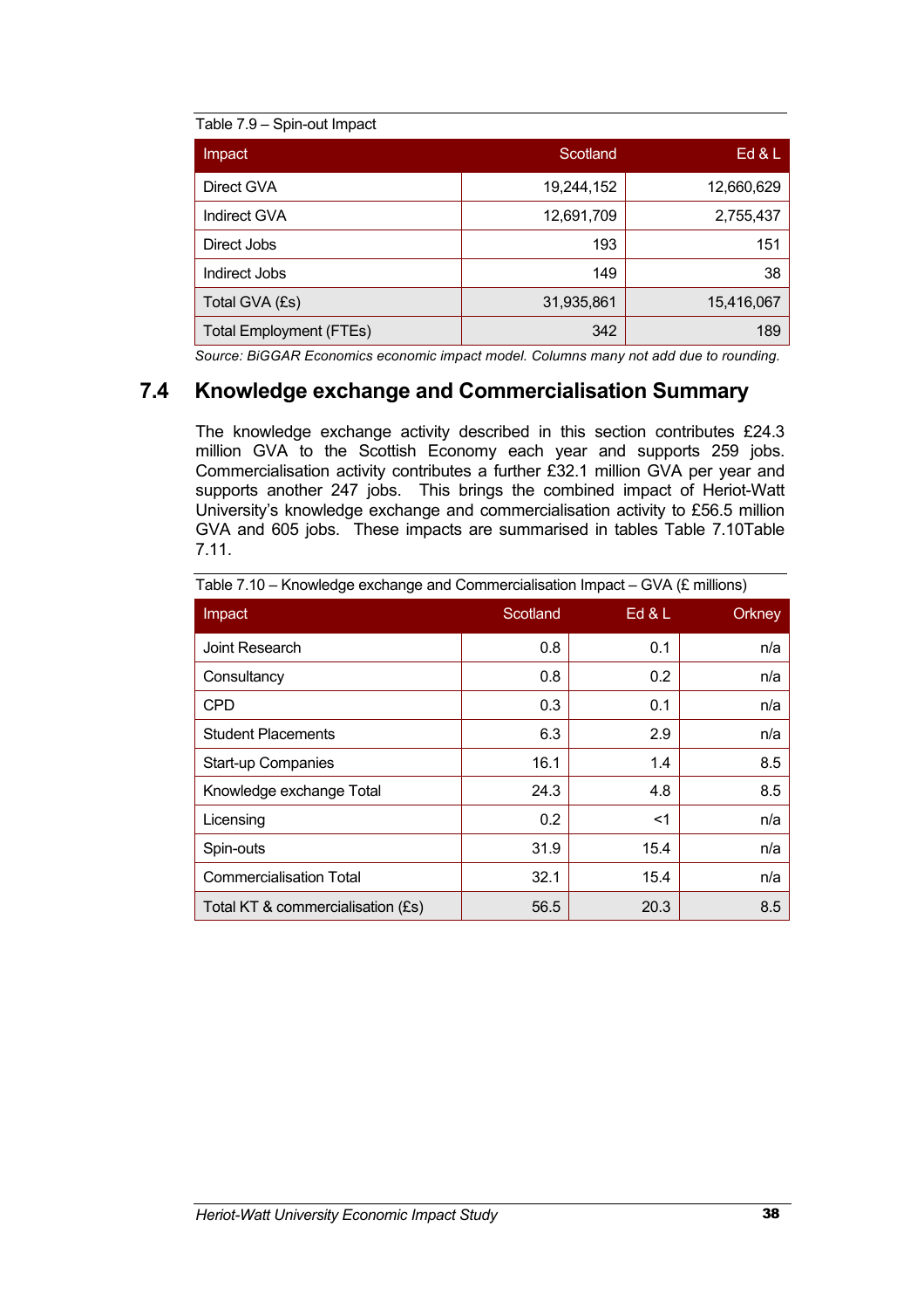Table 7.9 – Spin-out Impact

| Impact | Scotland | Ed & L |
|---|---|---|
| Direct GVA | 19,244,152 | 12,660,629 |
| Indirect GVA | 12,691,709 | 2,755,437 |
| Direct Jobs | 193 | 151 |
| Indirect Jobs | 149 | 38 |
| Total GVA (£s) | 31,935,861 | 15,416,067 |
| Total Employment (FTEs) | 342 | 189 |

*Source: BiGGAR Economics economic impact model. Columns many not add due to rounding.*

## 7.4 Knowledge exchange and Commercialisation Summary

The knowledge exchange activity described in this section contributes £24.3 million GVA to the Scottish Economy each year and supports 259 jobs. Commercialisation activity contributes a further £32.1 million GVA per year and supports another 247 jobs. This brings the combined impact of Heriot-Watt University's knowledge exchange and commercialisation activity to £56.5 million GVA and 605 jobs. These impacts are summarised in tables Table 7.10Table 7.11.

Table 7.10 – Knowledge exchange and Commercialisation Impact – GVA (£ millions)

| Impact | Scotland | Ed & L | Orkney |
|---|---|---|---|
| Joint Research | 0.8 | 0.1 | n/a |
| Consultancy | 0.8 | 0.2 | n/a |
| CPD | 0.3 | 0.1 | n/a |
| Student Placements | 6.3 | 2.9 | n/a |
| Start-up Companies | 16.1 | 1.4 | 8.5 |
| Knowledge exchange Total | 24.3 | 4.8 | 8.5 |
| Licensing | 0.2 | <1 | n/a |
| Spin-outs | 31.9 | 15.4 | n/a |
| Commercialisation Total | 32.1 | 15.4 | n/a |
| Total KT & commercialisation (£s) | 56.5 | 20.3 | 8.5 |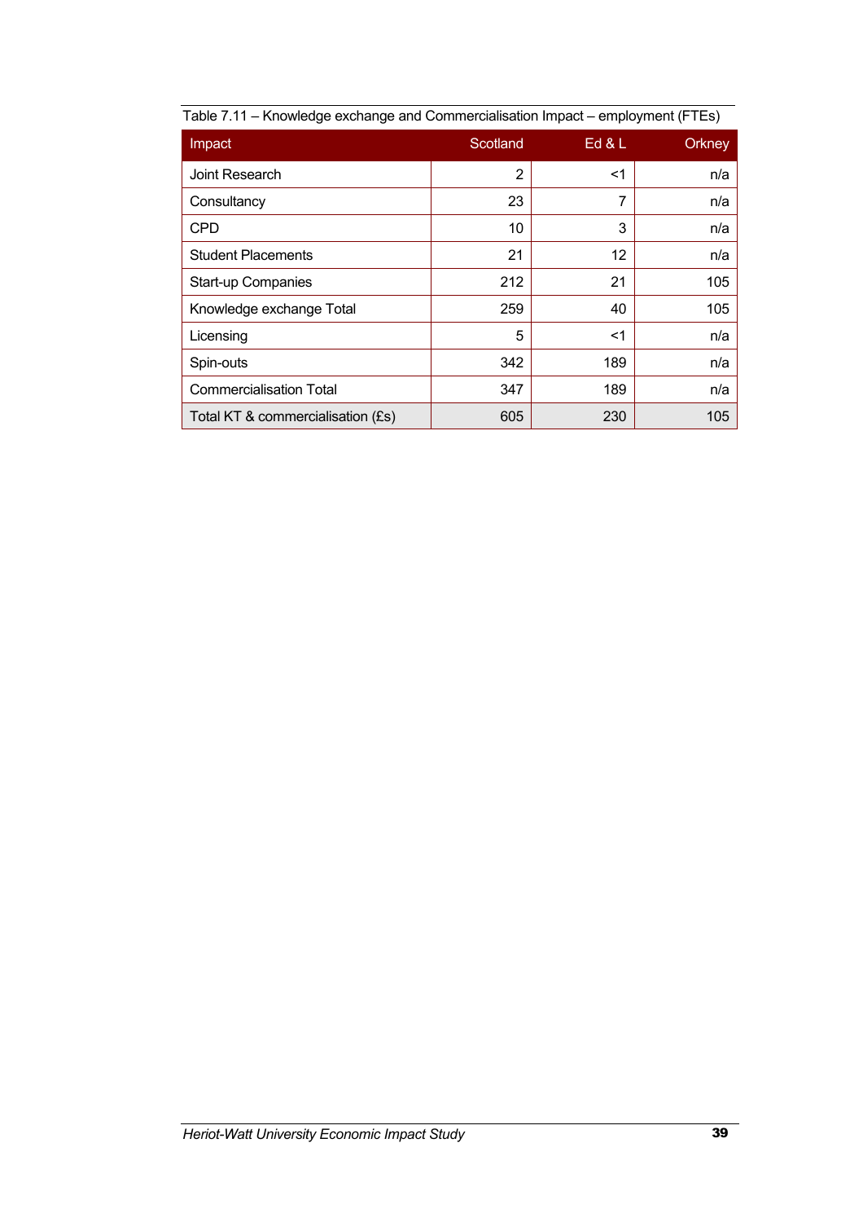Table 7.11 – Knowledge exchange and Commercialisation Impact – employment (FTEs)

| Impact | Scotland | Ed & L | Orkney |
|---|---|---|---|
| Joint Research | 2 | <1 | n/a |
| Consultancy | 23 | 7 | n/a |
| CPD | 10 | 3 | n/a |
| Student Placements | 21 | 12 | n/a |
| Start-up Companies | 212 | 21 | 105 |
| Knowledge exchange Total | 259 | 40 | 105 |
| Licensing | 5 | <1 | n/a |
| Spin-outs | 342 | 189 | n/a |
| Commercialisation Total | 347 | 189 | n/a |
| Total KT & commercialisation (£s) | 605 | 230 | 105 |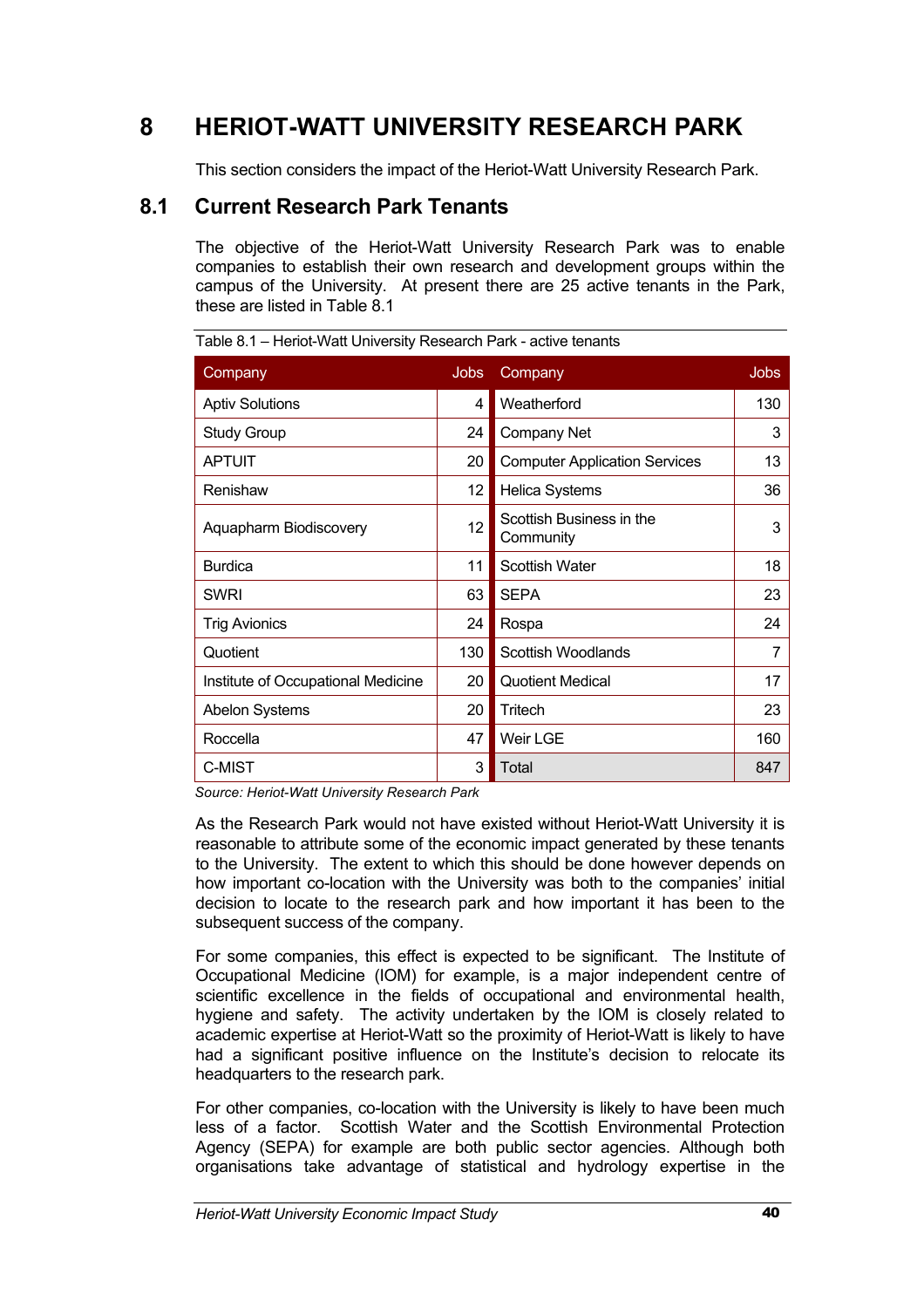# 8 HERIOT-WATT UNIVERSITY RESEARCH PARK

This section considers the impact of the Heriot-Watt University Research Park.

## 8.1 Current Research Park Tenants

The objective of the Heriot-Watt University Research Park was to enable companies to establish their own research and development groups within the campus of the University. At present there are 25 active tenants in the Park, these are listed in Table 8.1

Table 8.1 – Heriot-Watt University Research Park - active tenants

| Company | Jobs | Company | Jobs |
|---|---|---|---|
| Aptiv Solutions | 4 | Weatherford | 130 |
| Study Group | 24 | Company Net | 3 |
| APTUIT | 20 | Computer Application Services | 13 |
| Renishaw | 12 | Helica Systems | 36 |
| Aquapharm Biodiscovery | 12 | Scottish Business in the Community | 3 |
| Burdica | 11 | Scottish Water | 18 |
| SWRI | 63 | SEPA | 23 |
| Trig Avionics | 24 | Rospa | 24 |
| Quotient | 130 | Scottish Woodlands | 7 |
| Institute of Occupational Medicine | 20 | Quotient Medical | 17 |
| Abelon Systems | 20 | Tritech | 23 |
| Roccella | 47 | Weir LGE | 160 |
| C-MIST | 3 | Total | 847 |

*Source: Heriot-Watt University Research Park*

As the Research Park would not have existed without Heriot-Watt University it is reasonable to attribute some of the economic impact generated by these tenants to the University. The extent to which this should be done however depends on how important co-location with the University was both to the companies' initial decision to locate to the research park and how important it has been to the subsequent success of the company.

For some companies, this effect is expected to be significant. The Institute of Occupational Medicine (IOM) for example, is a major independent centre of scientific excellence in the fields of occupational and environmental health, hygiene and safety. The activity undertaken by the IOM is closely related to academic expertise at Heriot-Watt so the proximity of Heriot-Watt is likely to have had a significant positive influence on the Institute's decision to relocate its headquarters to the research park.

For other companies, co-location with the University is likely to have been much less of a factor. Scottish Water and the Scottish Environmental Protection Agency (SEPA) for example are both public sector agencies. Although both organisations take advantage of statistical and hydrology expertise in the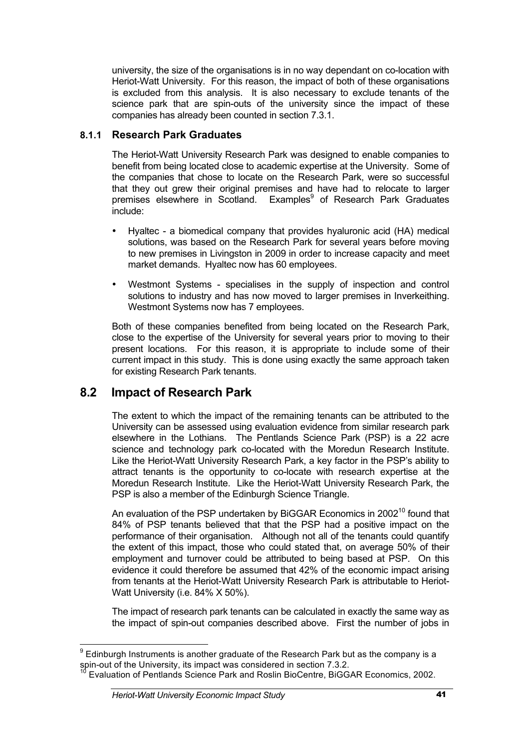university, the size of the organisations is in no way dependant on co-location with Heriot-Watt University. For this reason, the impact of both of these organisations is excluded from this analysis. It is also necessary to exclude tenants of the science park that are spin-outs of the university since the impact of these companies has already been counted in section 7.3.1.

### 8.1.1 Research Park Graduates

The Heriot-Watt University Research Park was designed to enable companies to benefit from being located close to academic expertise at the University. Some of the companies that chose to locate on the Research Park, were so successful that they out grew their original premises and have had to relocate to larger premises elsewhere in Scotland. Examples[9] of Research Park Graduates include:

- Hyaltec - a biomedical company that provides hyaluronic acid (HA) medical solutions, was based on the Research Park for several years before moving to new premises in Livingston in 2009 in order to increase capacity and meet market demands. Hyaltec now has 60 employees.
- Westmont Systems - specialises in the supply of inspection and control solutions to industry and has now moved to larger premises in Inverkeithing. Westmont Systems now has 7 employees.

Both of these companies benefited from being located on the Research Park, close to the expertise of the University for several years prior to moving to their present locations. For this reason, it is appropriate to include some of their current impact in this study. This is done using exactly the same approach taken for existing Research Park tenants.

## 8.2 Impact of Research Park

The extent to which the impact of the remaining tenants can be attributed to the University can be assessed using evaluation evidence from similar research park elsewhere in the Lothians. The Pentlands Science Park (PSP) is a 22 acre science and technology park co-located with the Moredun Research Institute. Like the Heriot-Watt University Research Park, a key factor in the PSP's ability to attract tenants is the opportunity to co-locate with research expertise at the Moredun Research Institute. Like the Heriot-Watt University Research Park, the PSP is also a member of the Edinburgh Science Triangle.

An evaluation of the PSP undertaken by BiGGAR Economics in 2002[10] found that 84% of PSP tenants believed that that the PSP had a positive impact on the performance of their organisation. Although not all of the tenants could quantify the extent of this impact, those who could stated that, on average 50% of their employment and turnover could be attributed to being based at PSP. On this evidence it could therefore be assumed that 42% of the economic impact arising from tenants at the Heriot-Watt University Research Park is attributable to Heriot-Watt University (i.e. 84% X 50%).

The impact of research park tenants can be calculated in exactly the same way as the impact of spin-out companies described above. First the number of jobs in

---

[9] Edinburgh Instruments is another graduate of the Research Park but as the company is a spin-out of the University, its impact was considered in section 7.3.2.

[10] Evaluation of Pentlands Science Park and Roslin BioCentre, BiGGAR Economics, 2002.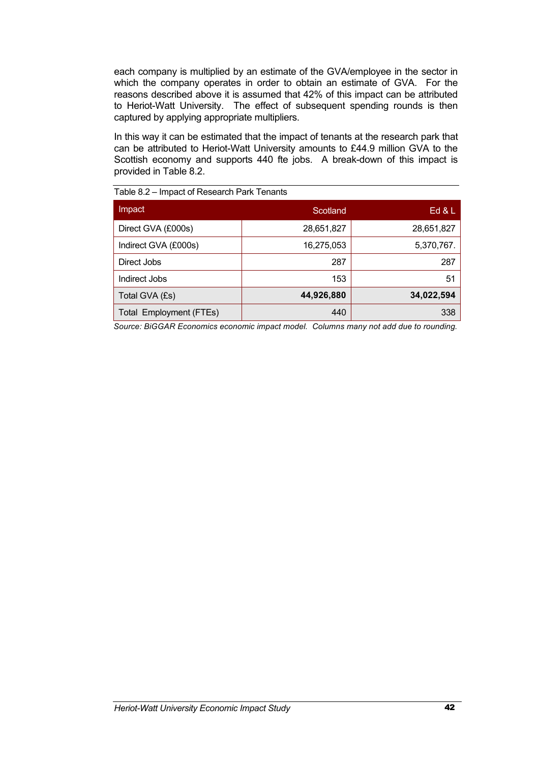each company is multiplied by an estimate of the GVA/employee in the sector in which the company operates in order to obtain an estimate of GVA. For the reasons described above it is assumed that 42% of this impact can be attributed to Heriot-Watt University. The effect of subsequent spending rounds is then captured by applying appropriate multipliers.

In this way it can be estimated that the impact of tenants at the research park that can be attributed to Heriot-Watt University amounts to £44.9 million GVA to the Scottish economy and supports 440 fte jobs. A break-down of this impact is provided in Table 8.2.

Table 8.2 – Impact of Research Park Tenants

| Impact | Scotland | Ed & L |
|---|---:|---:|
| Direct GVA (£000s) | 28,651,827 | 28,651,827 |
| Indirect GVA (£000s) | 16,275,053 | 5,370,767. |
| Direct Jobs | 287 | 287 |
| Indirect Jobs | 153 | 51 |
| Total GVA (£s) | **44,926,880** | **34,022,594** |
| Total Employment (FTEs) | 440 | 338 |

*Source: BiGGAR Economics economic impact model. Columns many not add due to rounding.*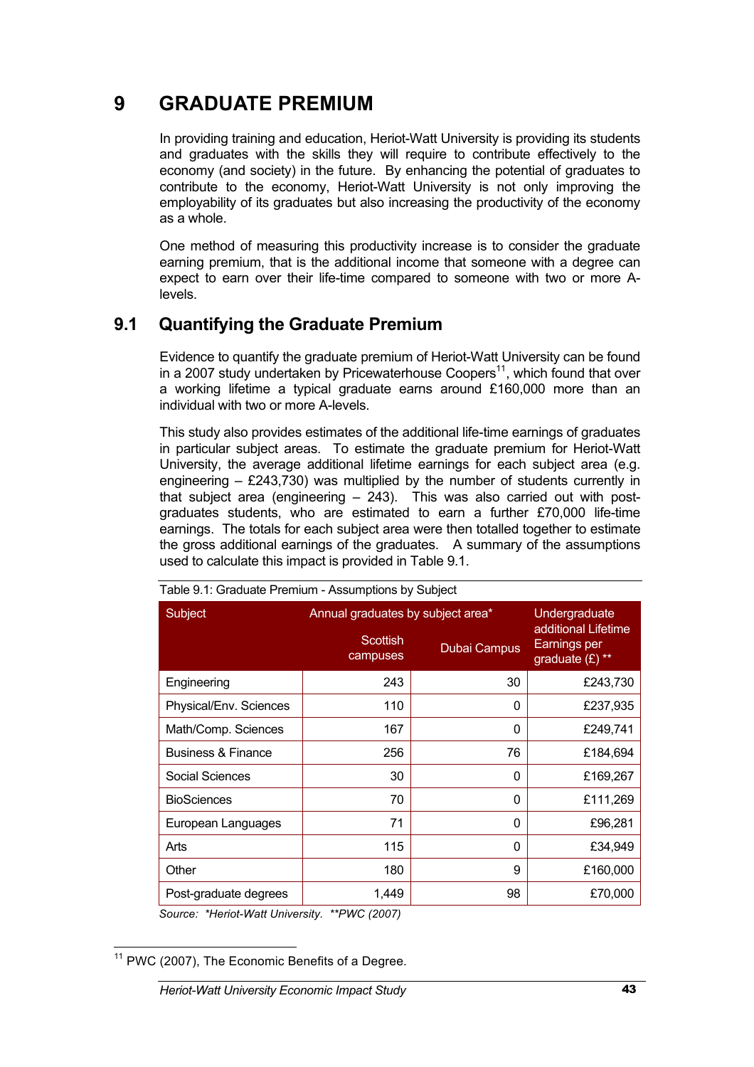# 9 GRADUATE PREMIUM

In providing training and education, Heriot-Watt University is providing its students and graduates with the skills they will require to contribute effectively to the economy (and society) in the future. By enhancing the potential of graduates to contribute to the economy, Heriot-Watt University is not only improving the employability of its graduates but also increasing the productivity of the economy as a whole.

One method of measuring this productivity increase is to consider the graduate earning premium, that is the additional income that someone with a degree can expect to earn over their life-time compared to someone with two or more A-levels.

## 9.1 Quantifying the Graduate Premium

Evidence to quantify the graduate premium of Heriot-Watt University can be found in a 2007 study undertaken by Pricewaterhouse Coopers[11], which found that over a working lifetime a typical graduate earns around £160,000 more than an individual with two or more A-levels.

This study also provides estimates of the additional life-time earnings of graduates in particular subject areas. To estimate the graduate premium for Heriot-Watt University, the average additional lifetime earnings for each subject area (e.g. engineering – £243,730) was multiplied by the number of students currently in that subject area (engineering – 243). This was also carried out with post-graduates students, who are estimated to earn a further £70,000 life-time earnings. The totals for each subject area were then totalled together to estimate the gross additional earnings of the graduates. A summary of the assumptions used to calculate this impact is provided in Table 9.1.

Table 9.1: Graduate Premium - Assumptions by Subject

| Subject | Annual graduates by subject area* | | Undergraduate additional Lifetime Earnings per graduate (£) ** |
|---|---|---|---|
| | Scottish campuses | Dubai Campus | |
| Engineering | 243 | 30 | £243,730 |
| Physical/Env. Sciences | 110 | 0 | £237,935 |
| Math/Comp. Sciences | 167 | 0 | £249,741 |
| Business & Finance | 256 | 76 | £184,694 |
| Social Sciences | 30 | 0 | £169,267 |
| BioSciences | 70 | 0 | £111,269 |
| European Languages | 71 | 0 | £96,281 |
| Arts | 115 | 0 | £34,949 |
| Other | 180 | 9 | £160,000 |
| Post-graduate degrees | 1,449 | 98 | £70,000 |

*Source: \*Heriot-Watt University. \*\*PWC (2007)*

[11] PWC (2007), The Economic Benefits of a Degree.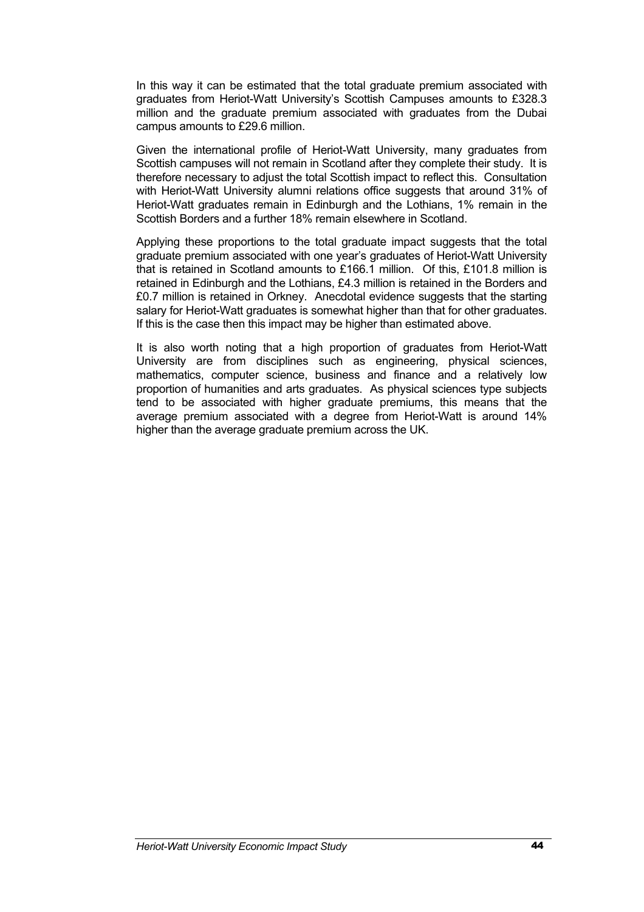In this way it can be estimated that the total graduate premium associated with graduates from Heriot-Watt University's Scottish Campuses amounts to £328.3 million and the graduate premium associated with graduates from the Dubai campus amounts to £29.6 million.

Given the international profile of Heriot-Watt University, many graduates from Scottish campuses will not remain in Scotland after they complete their study. It is therefore necessary to adjust the total Scottish impact to reflect this. Consultation with Heriot-Watt University alumni relations office suggests that around 31% of Heriot-Watt graduates remain in Edinburgh and the Lothians, 1% remain in the Scottish Borders and a further 18% remain elsewhere in Scotland.

Applying these proportions to the total graduate impact suggests that the total graduate premium associated with one year's graduates of Heriot-Watt University that is retained in Scotland amounts to £166.1 million. Of this, £101.8 million is retained in Edinburgh and the Lothians, £4.3 million is retained in the Borders and £0.7 million is retained in Orkney. Anecdotal evidence suggests that the starting salary for Heriot-Watt graduates is somewhat higher than that for other graduates. If this is the case then this impact may be higher than estimated above.

It is also worth noting that a high proportion of graduates from Heriot-Watt University are from disciplines such as engineering, physical sciences, mathematics, computer science, business and finance and a relatively low proportion of humanities and arts graduates. As physical sciences type subjects tend to be associated with higher graduate premiums, this means that the average premium associated with a degree from Heriot-Watt is around 14% higher than the average graduate premium across the UK.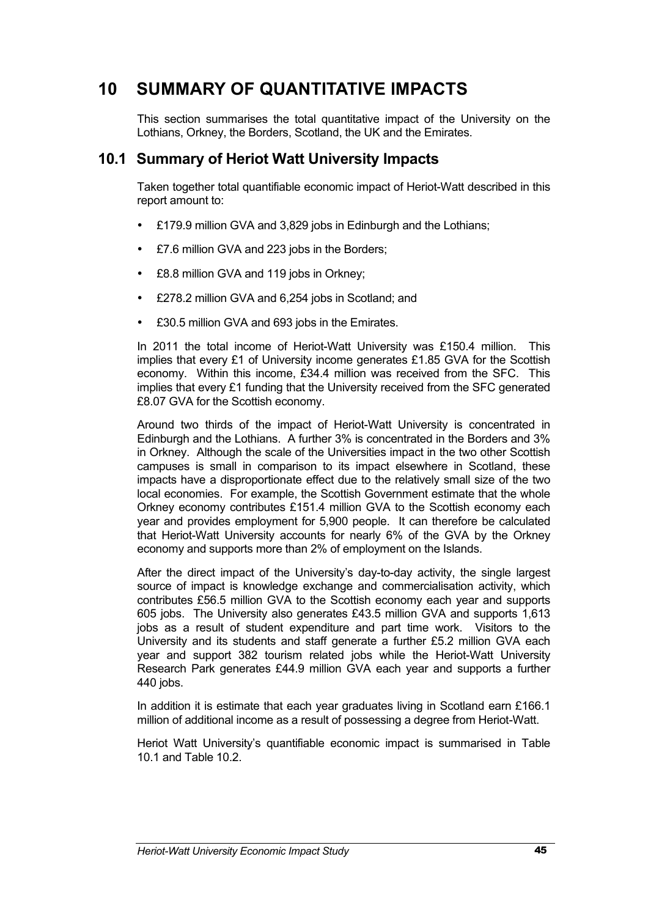# 10 SUMMARY OF QUANTITATIVE IMPACTS

This section summarises the total quantitative impact of the University on the Lothians, Orkney, the Borders, Scotland, the UK and the Emirates.

## 10.1 Summary of Heriot Watt University Impacts

Taken together total quantifiable economic impact of Heriot-Watt described in this report amount to:

- £179.9 million GVA and 3,829 jobs in Edinburgh and the Lothians;
- £7.6 million GVA and 223 jobs in the Borders;
- £8.8 million GVA and 119 jobs in Orkney;
- £278.2 million GVA and 6,254 jobs in Scotland; and
- £30.5 million GVA and 693 jobs in the Emirates.

In 2011 the total income of Heriot-Watt University was £150.4 million. This implies that every £1 of University income generates £1.85 GVA for the Scottish economy. Within this income, £34.4 million was received from the SFC. This implies that every £1 funding that the University received from the SFC generated £8.07 GVA for the Scottish economy.

Around two thirds of the impact of Heriot-Watt University is concentrated in Edinburgh and the Lothians. A further 3% is concentrated in the Borders and 3% in Orkney. Although the scale of the Universities impact in the two other Scottish campuses is small in comparison to its impact elsewhere in Scotland, these impacts have a disproportionate effect due to the relatively small size of the two local economies. For example, the Scottish Government estimate that the whole Orkney economy contributes £151.4 million GVA to the Scottish economy each year and provides employment for 5,900 people. It can therefore be calculated that Heriot-Watt University accounts for nearly 6% of the GVA by the Orkney economy and supports more than 2% of employment on the Islands.

After the direct impact of the University's day-to-day activity, the single largest source of impact is knowledge exchange and commercialisation activity, which contributes £56.5 million GVA to the Scottish economy each year and supports 605 jobs. The University also generates £43.5 million GVA and supports 1,613 jobs as a result of student expenditure and part time work. Visitors to the University and its students and staff generate a further £5.2 million GVA each year and support 382 tourism related jobs while the Heriot-Watt University Research Park generates £44.9 million GVA each year and supports a further 440 jobs.

In addition it is estimate that each year graduates living in Scotland earn £166.1 million of additional income as a result of possessing a degree from Heriot-Watt.

Heriot Watt University's quantifiable economic impact is summarised in Table 10.1 and Table 10.2.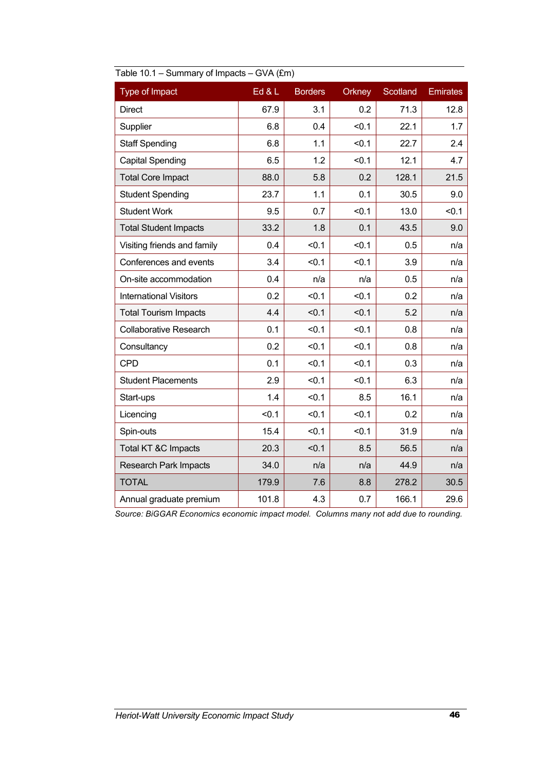Table 10.1 – Summary of Impacts – GVA (£m)

| Type of Impact | Ed & L | Borders | Orkney | Scotland | Emirates |
|---|---|---|---|---|---|
| Direct | 67.9 | 3.1 | 0.2 | 71.3 | 12.8 |
| Supplier | 6.8 | 0.4 | <0.1 | 22.1 | 1.7 |
| Staff Spending | 6.8 | 1.1 | <0.1 | 22.7 | 2.4 |
| Capital Spending | 6.5 | 1.2 | <0.1 | 12.1 | 4.7 |
| Total Core Impact | 88.0 | 5.8 | 0.2 | 128.1 | 21.5 |
| Student Spending | 23.7 | 1.1 | 0.1 | 30.5 | 9.0 |
| Student Work | 9.5 | 0.7 | <0.1 | 13.0 | <0.1 |
| Total Student Impacts | 33.2 | 1.8 | 0.1 | 43.5 | 9.0 |
| Visiting friends and family | 0.4 | <0.1 | <0.1 | 0.5 | n/a |
| Conferences and events | 3.4 | <0.1 | <0.1 | 3.9 | n/a |
| On-site accommodation | 0.4 | n/a | n/a | 0.5 | n/a |
| International Visitors | 0.2 | <0.1 | <0.1 | 0.2 | n/a |
| Total Tourism Impacts | 4.4 | <0.1 | <0.1 | 5.2 | n/a |
| Collaborative Research | 0.1 | <0.1 | <0.1 | 0.8 | n/a |
| Consultancy | 0.2 | <0.1 | <0.1 | 0.8 | n/a |
| CPD | 0.1 | <0.1 | <0.1 | 0.3 | n/a |
| Student Placements | 2.9 | <0.1 | <0.1 | 6.3 | n/a |
| Start-ups | 1.4 | <0.1 | 8.5 | 16.1 | n/a |
| Licencing | <0.1 | <0.1 | <0.1 | 0.2 | n/a |
| Spin-outs | 15.4 | <0.1 | <0.1 | 31.9 | n/a |
| Total KT &C Impacts | 20.3 | <0.1 | 8.5 | 56.5 | n/a |
| Research Park Impacts | 34.0 | n/a | n/a | 44.9 | n/a |
| TOTAL | 179.9 | 7.6 | 8.8 | 278.2 | 30.5 |
| Annual graduate premium | 101.8 | 4.3 | 0.7 | 166.1 | 29.6 |

*Source: BiGGAR Economics economic impact model. Columns many not add due to rounding.*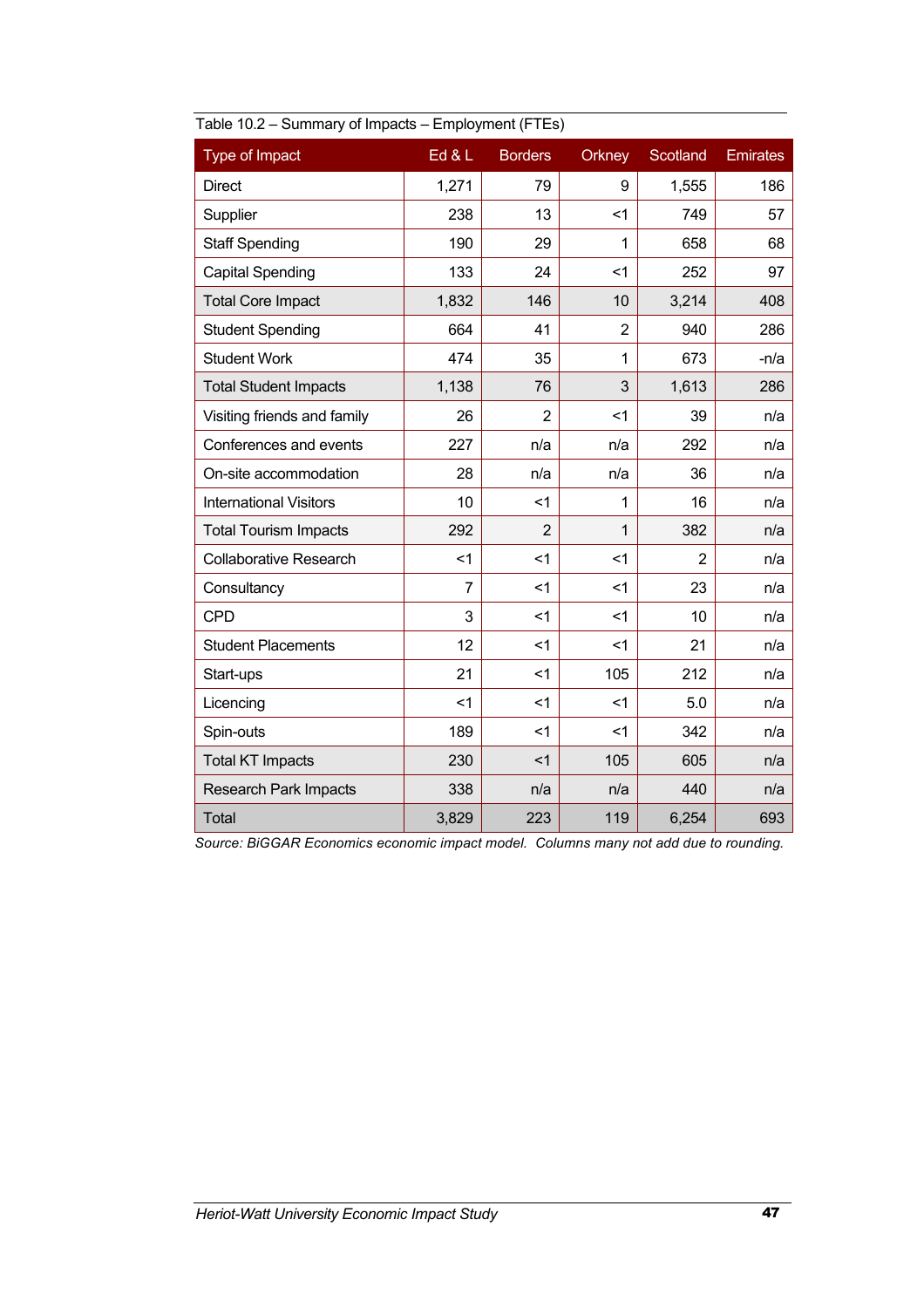Table 10.2 – Summary of Impacts – Employment (FTEs)

| Type of Impact | Ed & L | Borders | Orkney | Scotland | Emirates |
|---|---|---|---|---|---|
| Direct | 1,271 | 79 | 9 | 1,555 | 186 |
| Supplier | 238 | 13 | <1 | 749 | 57 |
| Staff Spending | 190 | 29 | 1 | 658 | 68 |
| Capital Spending | 133 | 24 | <1 | 252 | 97 |
| Total Core Impact | 1,832 | 146 | 10 | 3,214 | 408 |
| Student Spending | 664 | 41 | 2 | 940 | 286 |
| Student Work | 474 | 35 | 1 | 673 | -n/a |
| Total Student Impacts | 1,138 | 76 | 3 | 1,613 | 286 |
| Visiting friends and family | 26 | 2 | <1 | 39 | n/a |
| Conferences and events | 227 | n/a | n/a | 292 | n/a |
| On-site accommodation | 28 | n/a | n/a | 36 | n/a |
| International Visitors | 10 | <1 | 1 | 16 | n/a |
| Total Tourism Impacts | 292 | 2 | 1 | 382 | n/a |
| Collaborative Research | <1 | <1 | <1 | 2 | n/a |
| Consultancy | 7 | <1 | <1 | 23 | n/a |
| CPD | 3 | <1 | <1 | 10 | n/a |
| Student Placements | 12 | <1 | <1 | 21 | n/a |
| Start-ups | 21 | <1 | 105 | 212 | n/a |
| Licencing | <1 | <1 | <1 | 5.0 | n/a |
| Spin-outs | 189 | <1 | <1 | 342 | n/a |
| Total KT Impacts | 230 | <1 | 105 | 605 | n/a |
| Research Park Impacts | 338 | n/a | n/a | 440 | n/a |
| Total | 3,829 | 223 | 119 | 6,254 | 693 |

*Source: BiGGAR Economics economic impact model. Columns many not add due to rounding.*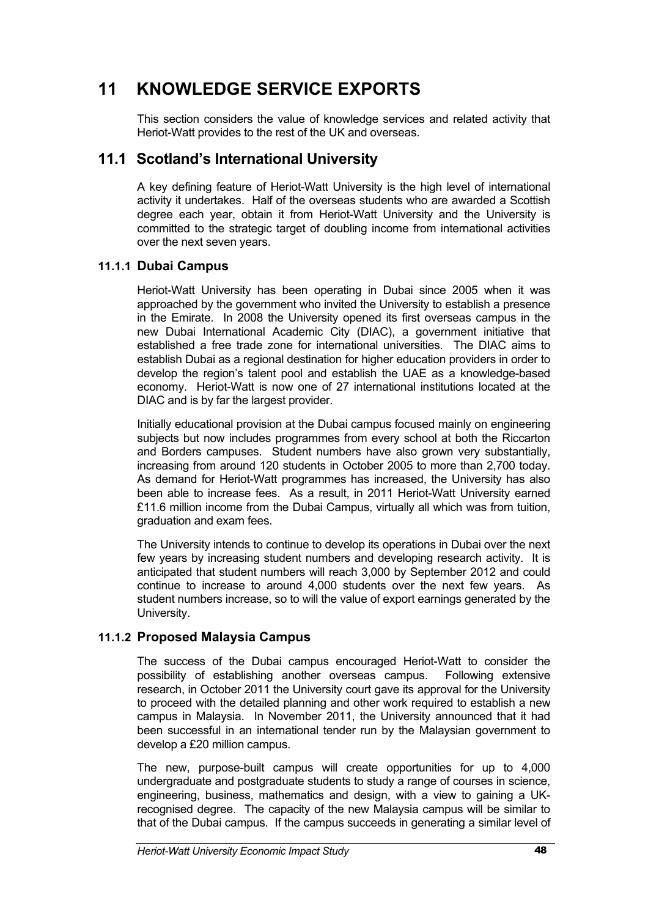# 11 KNOWLEDGE SERVICE EXPORTS

This section considers the value of knowledge services and related activity that Heriot-Watt provides to the rest of the UK and overseas.

## 11.1 Scotland's International University

A key defining feature of Heriot-Watt University is the high level of international activity it undertakes. Half of the overseas students who are awarded a Scottish degree each year, obtain it from Heriot-Watt University and the University is committed to the strategic target of doubling income from international activities over the next seven years.

### 11.1.1 Dubai Campus

Heriot-Watt University has been operating in Dubai since 2005 when it was approached by the government who invited the University to establish a presence in the Emirate. In 2008 the University opened its first overseas campus in the new Dubai International Academic City (DIAC), a government initiative that established a free trade zone for international universities. The DIAC aims to establish Dubai as a regional destination for higher education providers in order to develop the region's talent pool and establish the UAE as a knowledge-based economy. Heriot-Watt is now one of 27 international institutions located at the DIAC and is by far the largest provider.

Initially educational provision at the Dubai campus focused mainly on engineering subjects but now includes programmes from every school at both the Riccarton and Borders campuses. Student numbers have also grown very substantially, increasing from around 120 students in October 2005 to more than 2,700 today. As demand for Heriot-Watt programmes has increased, the University has also been able to increase fees. As a result, in 2011 Heriot-Watt University earned £11.6 million income from the Dubai Campus, virtually all which was from tuition, graduation and exam fees.

The University intends to continue to develop its operations in Dubai over the next few years by increasing student numbers and developing research activity. It is anticipated that student numbers will reach 3,000 by September 2012 and could continue to increase to around 4,000 students over the next few years. As student numbers increase, so to will the value of export earnings generated by the University.

### 11.1.2 Proposed Malaysia Campus

The success of the Dubai campus encouraged Heriot-Watt to consider the possibility of establishing another overseas campus. Following extensive research, in October 2011 the University court gave its approval for the University to proceed with the detailed planning and other work required to establish a new campus in Malaysia. In November 2011, the University announced that it had been successful in an international tender run by the Malaysian government to develop a £20 million campus.

The new, purpose-built campus will create opportunities for up to 4,000 undergraduate and postgraduate students to study a range of courses in science, engineering, business, mathematics and design, with a view to gaining a UK-recognised degree. The capacity of the new Malaysia campus will be similar to that of the Dubai campus. If the campus succeeds in generating a similar level of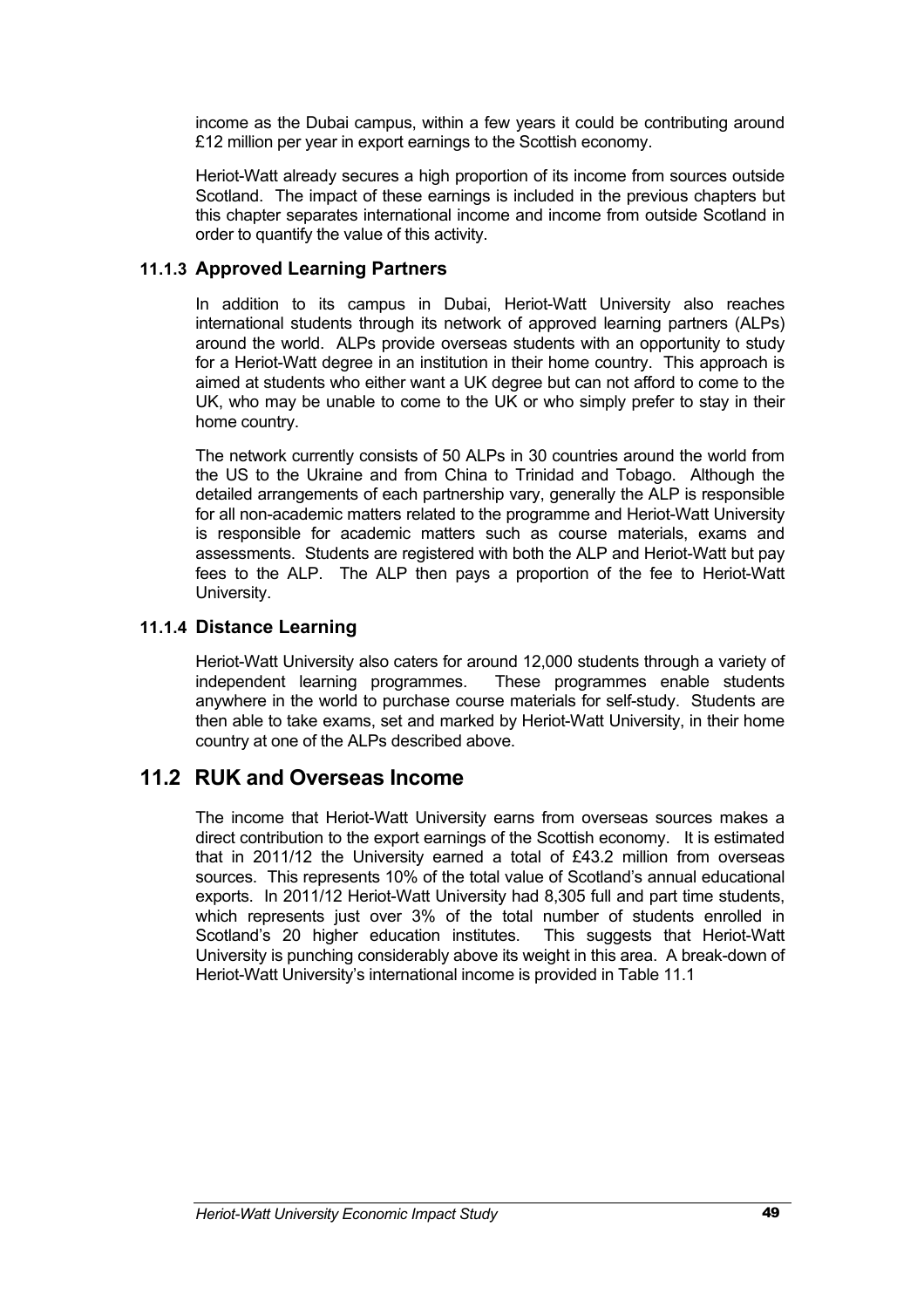income as the Dubai campus, within a few years it could be contributing around £12 million per year in export earnings to the Scottish economy.

Heriot-Watt already secures a high proportion of its income from sources outside Scotland. The impact of these earnings is included in the previous chapters but this chapter separates international income and income from outside Scotland in order to quantify the value of this activity.

### 11.1.3 Approved Learning Partners

In addition to its campus in Dubai, Heriot-Watt University also reaches international students through its network of approved learning partners (ALPs) around the world. ALPs provide overseas students with an opportunity to study for a Heriot-Watt degree in an institution in their home country. This approach is aimed at students who either want a UK degree but can not afford to come to the UK, who may be unable to come to the UK or who simply prefer to stay in their home country.

The network currently consists of 50 ALPs in 30 countries around the world from the US to the Ukraine and from China to Trinidad and Tobago. Although the detailed arrangements of each partnership vary, generally the ALP is responsible for all non-academic matters related to the programme and Heriot-Watt University is responsible for academic matters such as course materials, exams and assessments. Students are registered with both the ALP and Heriot-Watt but pay fees to the ALP. The ALP then pays a proportion of the fee to Heriot-Watt University.

### 11.1.4 Distance Learning

Heriot-Watt University also caters for around 12,000 students through a variety of independent learning programmes. These programmes enable students anywhere in the world to purchase course materials for self-study. Students are then able to take exams, set and marked by Heriot-Watt University, in their home country at one of the ALPs described above.

## 11.2 RUK and Overseas Income

The income that Heriot-Watt University earns from overseas sources makes a direct contribution to the export earnings of the Scottish economy. It is estimated that in 2011/12 the University earned a total of £43.2 million from overseas sources. This represents 10% of the total value of Scotland's annual educational exports. In 2011/12 Heriot-Watt University had 8,305 full and part time students, which represents just over 3% of the total number of students enrolled in Scotland's 20 higher education institutes. This suggests that Heriot-Watt University is punching considerably above its weight in this area. A break-down of Heriot-Watt University's international income is provided in Table 11.1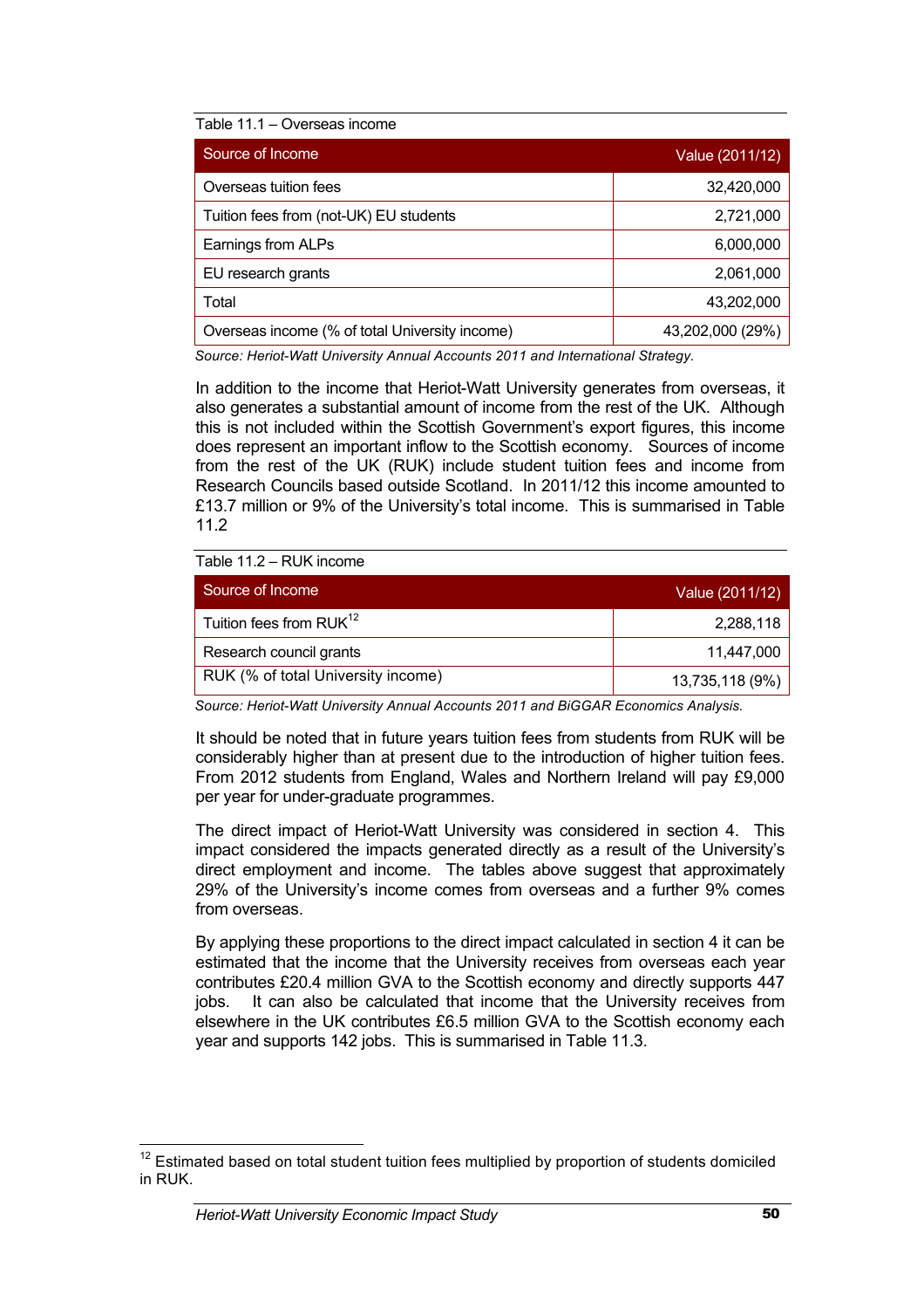Table 11.1 – Overseas income

| Source of Income | Value (2011/12) |
|---|---|
| Overseas tuition fees | 32,420,000 |
| Tuition fees from (not-UK) EU students | 2,721,000 |
| Earnings from ALPs | 6,000,000 |
| EU research grants | 2,061,000 |
| Total | 43,202,000 |
| Overseas income (% of total University income) | 43,202,000 (29%) |

*Source: Heriot-Watt University Annual Accounts 2011 and International Strategy.*

In addition to the income that Heriot-Watt University generates from overseas, it also generates a substantial amount of income from the rest of the UK. Although this is not included within the Scottish Government's export figures, this income does represent an important inflow to the Scottish economy. Sources of income from the rest of the UK (RUK) include student tuition fees and income from Research Councils based outside Scotland. In 2011/12 this income amounted to £13.7 million or 9% of the University's total income. This is summarised in Table 11.2

Table 11.2 – RUK income

| Source of Income | Value (2011/12) |
|---|---|
| Tuition fees from RUK[12] | 2,288,118 |
| Research council grants | 11,447,000 |
| RUK (% of total University income) | 13,735,118 (9%) |

*Source: Heriot-Watt University Annual Accounts 2011 and BiGGAR Economics Analysis.*

It should be noted that in future years tuition fees from students from RUK will be considerably higher than at present due to the introduction of higher tuition fees. From 2012 students from England, Wales and Northern Ireland will pay £9,000 per year for under-graduate programmes.

The direct impact of Heriot-Watt University was considered in section 4. This impact considered the impacts generated directly as a result of the University's direct employment and income. The tables above suggest that approximately 29% of the University's income comes from overseas and a further 9% comes from overseas.

By applying these proportions to the direct impact calculated in section 4 it can be estimated that the income that the University receives from overseas each year contributes £20.4 million GVA to the Scottish economy and directly supports 447 jobs. It can also be calculated that income that the University receives from elsewhere in the UK contributes £6.5 million GVA to the Scottish economy each year and supports 142 jobs. This is summarised in Table 11.3.

[12] Estimated based on total student tuition fees multiplied by proportion of students domiciled in RUK.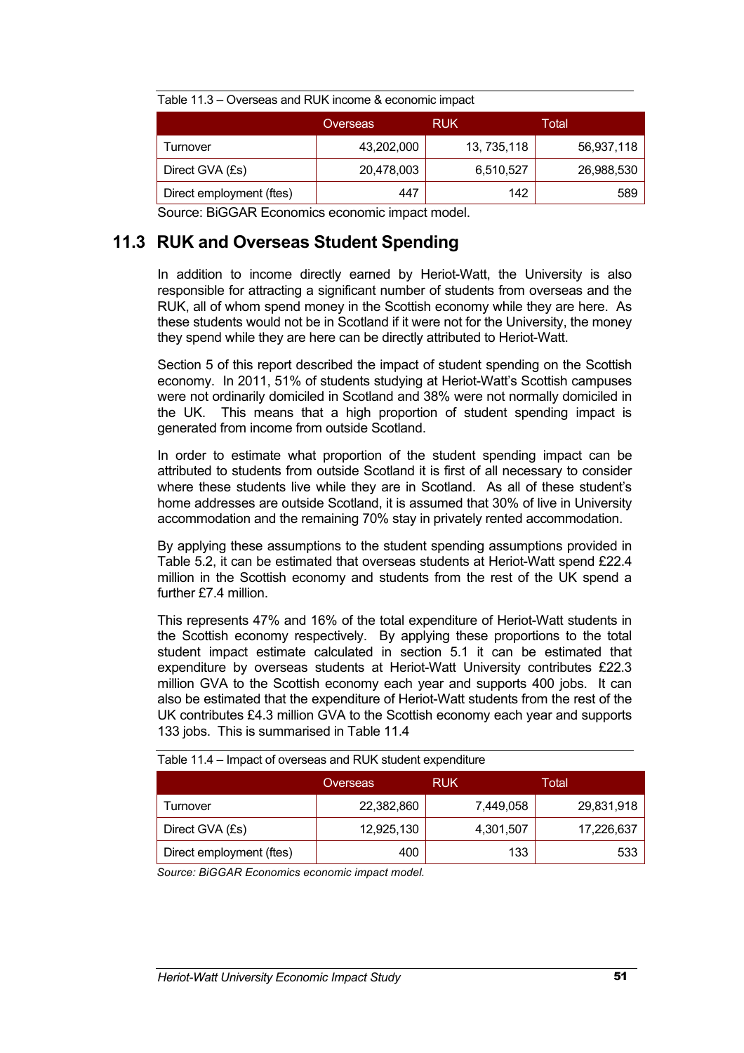Table 11.3 – Overseas and RUK income & economic impact

| | Overseas | RUK | Total |
|---|---|---|---|
| Turnover | 43,202,000 | 13, 735,118 | 56,937,118 |
| Direct GVA (£s) | 20,478,003 | 6,510,527 | 26,988,530 |
| Direct employment (ftes) | 447 | 142 | 589 |

Source: BiGGAR Economics economic impact model.

## 11.3 RUK and Overseas Student Spending

In addition to income directly earned by Heriot-Watt, the University is also responsible for attracting a significant number of students from overseas and the RUK, all of whom spend money in the Scottish economy while they are here. As these students would not be in Scotland if it were not for the University, the money they spend while they are here can be directly attributed to Heriot-Watt.

Section 5 of this report described the impact of student spending on the Scottish economy. In 2011, 51% of students studying at Heriot-Watt's Scottish campuses were not ordinarily domiciled in Scotland and 38% were not normally domiciled in the UK. This means that a high proportion of student spending impact is generated from income from outside Scotland.

In order to estimate what proportion of the student spending impact can be attributed to students from outside Scotland it is first of all necessary to consider where these students live while they are in Scotland. As all of these student's home addresses are outside Scotland, it is assumed that 30% of live in University accommodation and the remaining 70% stay in privately rented accommodation.

By applying these assumptions to the student spending assumptions provided in Table 5.2, it can be estimated that overseas students at Heriot-Watt spend £22.4 million in the Scottish economy and students from the rest of the UK spend a further £7.4 million.

This represents 47% and 16% of the total expenditure of Heriot-Watt students in the Scottish economy respectively. By applying these proportions to the total student impact estimate calculated in section 5.1 it can be estimated that expenditure by overseas students at Heriot-Watt University contributes £22.3 million GVA to the Scottish economy each year and supports 400 jobs. It can also be estimated that the expenditure of Heriot-Watt students from the rest of the UK contributes £4.3 million GVA to the Scottish economy each year and supports 133 jobs. This is summarised in Table 11.4

Table 11.4 – Impact of overseas and RUK student expenditure

| | Overseas | RUK | Total |
|---|---|---|---|
| Turnover | 22,382,860 | 7,449,058 | 29,831,918 |
| Direct GVA (£s) | 12,925,130 | 4,301,507 | 17,226,637 |
| Direct employment (ftes) | 400 | 133 | 533 |

*Source: BiGGAR Economics economic impact model.*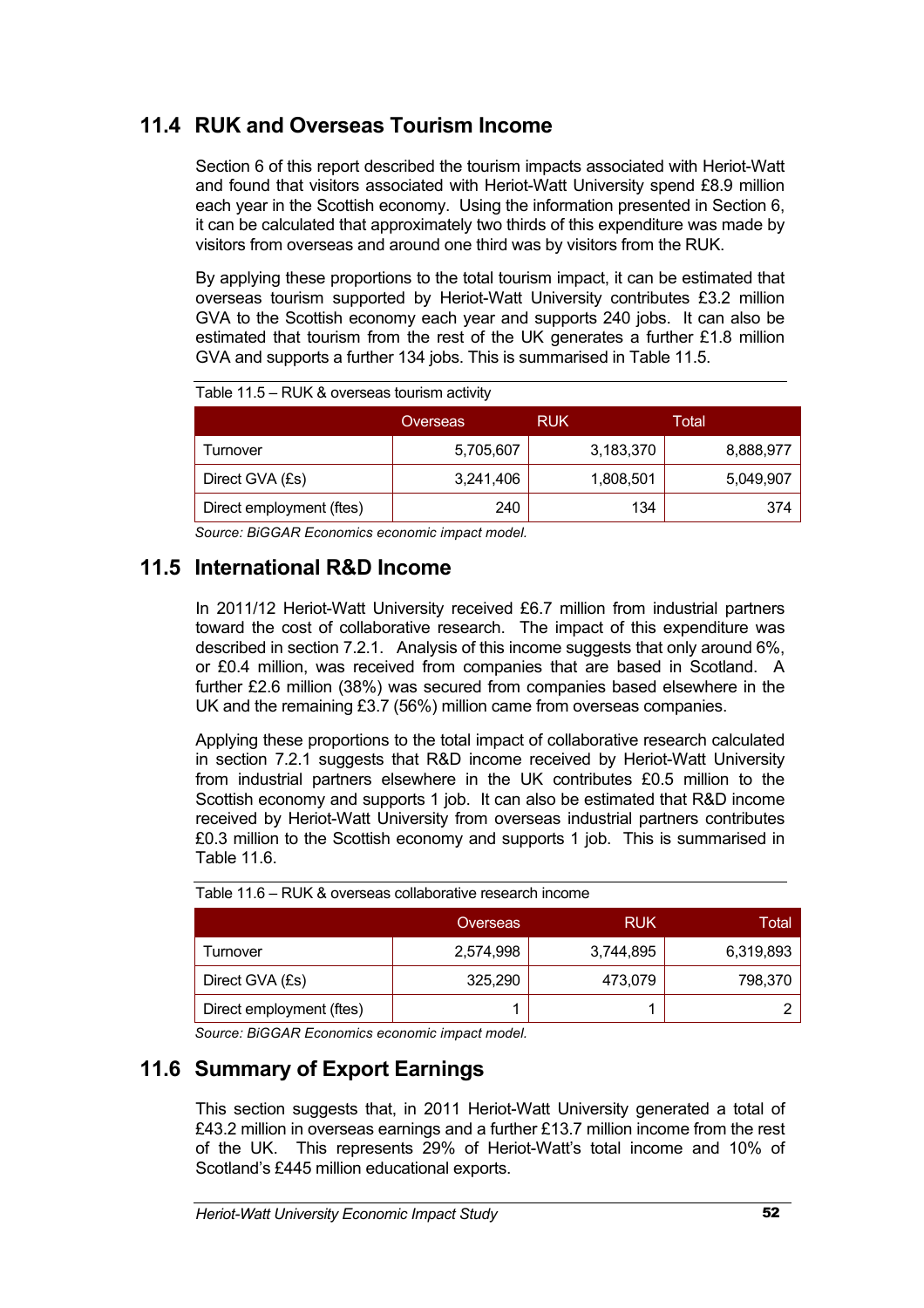## 11.4 RUK and Overseas Tourism Income

Section 6 of this report described the tourism impacts associated with Heriot-Watt and found that visitors associated with Heriot-Watt University spend £8.9 million each year in the Scottish economy. Using the information presented in Section 6, it can be calculated that approximately two thirds of this expenditure was made by visitors from overseas and around one third was by visitors from the RUK.

By applying these proportions to the total tourism impact, it can be estimated that overseas tourism supported by Heriot-Watt University contributes £3.2 million GVA to the Scottish economy each year and supports 240 jobs. It can also be estimated that tourism from the rest of the UK generates a further £1.8 million GVA and supports a further 134 jobs. This is summarised in Table 11.5.

Table 11.5 – RUK & overseas tourism activity

| | Overseas | RUK | Total |
|---|---|---|---|
| Turnover | 5,705,607 | 3,183,370 | 8,888,977 |
| Direct GVA (£s) | 3,241,406 | 1,808,501 | 5,049,907 |
| Direct employment (ftes) | 240 | 134 | 374 |

*Source: BiGGAR Economics economic impact model.*

## 11.5 International R&D Income

In 2011/12 Heriot-Watt University received £6.7 million from industrial partners toward the cost of collaborative research. The impact of this expenditure was described in section 7.2.1. Analysis of this income suggests that only around 6%, or £0.4 million, was received from companies that are based in Scotland. A further £2.6 million (38%) was secured from companies based elsewhere in the UK and the remaining £3.7 (56%) million came from overseas companies.

Applying these proportions to the total impact of collaborative research calculated in section 7.2.1 suggests that R&D income received by Heriot-Watt University from industrial partners elsewhere in the UK contributes £0.5 million to the Scottish economy and supports 1 job. It can also be estimated that R&D income received by Heriot-Watt University from overseas industrial partners contributes £0.3 million to the Scottish economy and supports 1 job. This is summarised in Table 11.6.

Table 11.6 – RUK & overseas collaborative research income

| | Overseas | RUK | Total |
|---|---|---|---|
| Turnover | 2,574,998 | 3,744,895 | 6,319,893 |
| Direct GVA (£s) | 325,290 | 473,079 | 798,370 |
| Direct employment (ftes) | 1 | 1 | 2 |

*Source: BiGGAR Economics economic impact model.*

## 11.6 Summary of Export Earnings

This section suggests that, in 2011 Heriot-Watt University generated a total of £43.2 million in overseas earnings and a further £13.7 million income from the rest of the UK. This represents 29% of Heriot-Watt's total income and 10% of Scotland's £445 million educational exports.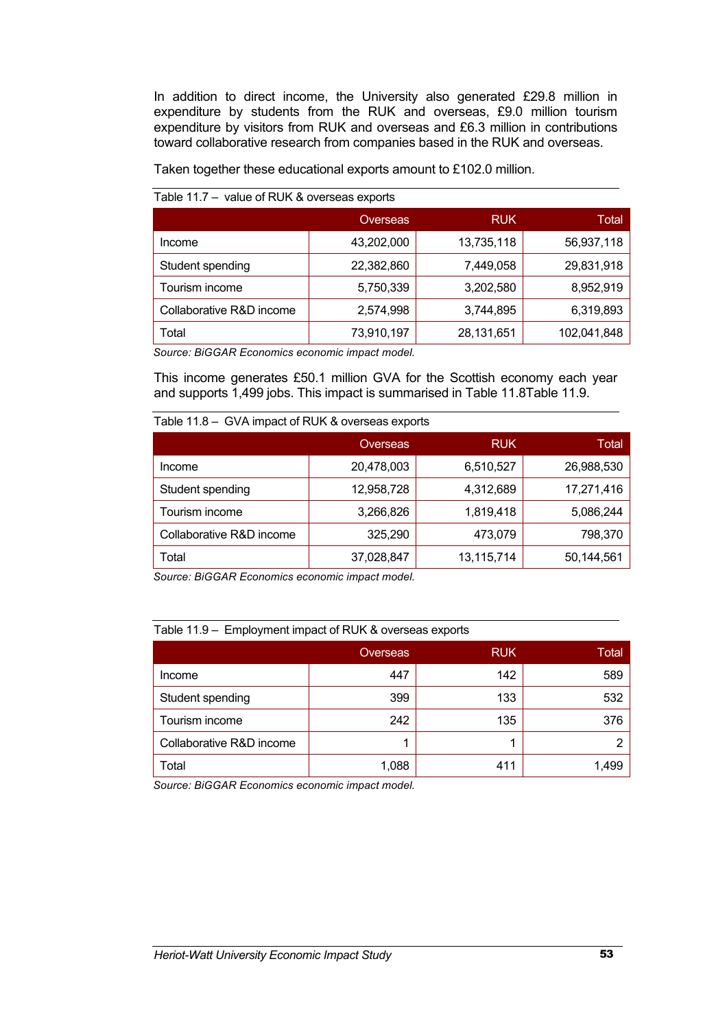In addition to direct income, the University also generated £29.8 million in expenditure by students from the RUK and overseas, £9.0 million tourism expenditure by visitors from RUK and overseas and £6.3 million in contributions toward collaborative research from companies based in the RUK and overseas.

Taken together these educational exports amount to £102.0 million.

Table 11.7 – value of RUK & overseas exports

| | Overseas | RUK | Total |
|---|---:|---:|---:|
| Income | 43,202,000 | 13,735,118 | 56,937,118 |
| Student spending | 22,382,860 | 7,449,058 | 29,831,918 |
| Tourism income | 5,750,339 | 3,202,580 | 8,952,919 |
| Collaborative R&D income | 2,574,998 | 3,744,895 | 6,319,893 |
| Total | 73,910,197 | 28,131,651 | 102,041,848 |

*Source: BiGGAR Economics economic impact model.*

This income generates £50.1 million GVA for the Scottish economy each year and supports 1,499 jobs. This impact is summarised in Table 11.8Table 11.9.

Table 11.8 – GVA impact of RUK & overseas exports

| | Overseas | RUK | Total |
|---|---:|---:|---:|
| Income | 20,478,003 | 6,510,527 | 26,988,530 |
| Student spending | 12,958,728 | 4,312,689 | 17,271,416 |
| Tourism income | 3,266,826 | 1,819,418 | 5,086,244 |
| Collaborative R&D income | 325,290 | 473,079 | 798,370 |
| Total | 37,028,847 | 13,115,714 | 50,144,561 |

*Source: BiGGAR Economics economic impact model.*

Table 11.9 – Employment impact of RUK & overseas exports

| | Overseas | RUK | Total |
|---|---:|---:|---:|
| Income | 447 | 142 | 589 |
| Student spending | 399 | 133 | 532 |
| Tourism income | 242 | 135 | 376 |
| Collaborative R&D income | 1 | 1 | 2 |
| Total | 1,088 | 411 | 1,499 |

*Source: BiGGAR Economics economic impact model.*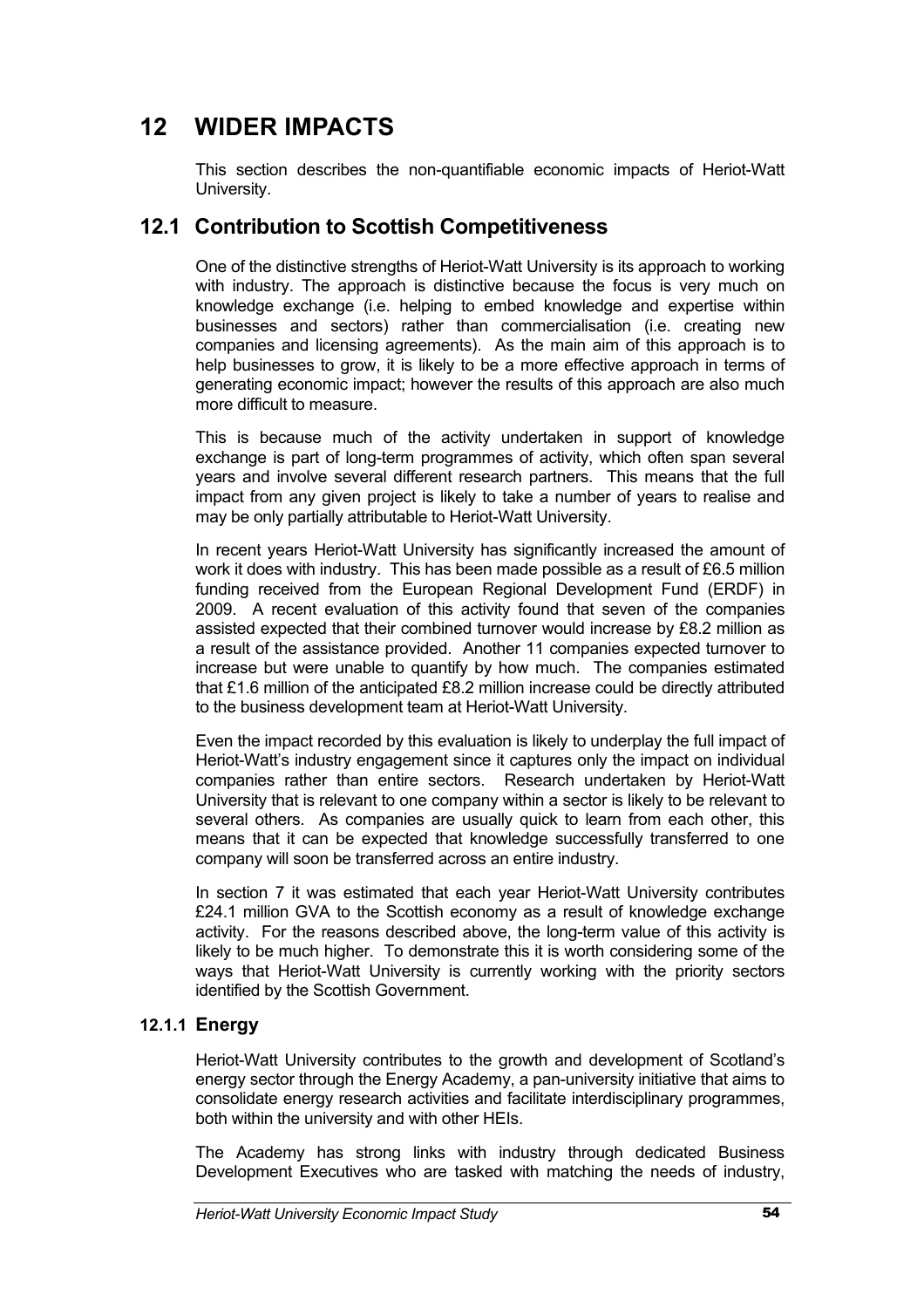# 12 WIDER IMPACTS

This section describes the non-quantifiable economic impacts of Heriot-Watt University.

## 12.1 Contribution to Scottish Competitiveness

One of the distinctive strengths of Heriot-Watt University is its approach to working with industry. The approach is distinctive because the focus is very much on knowledge exchange (i.e. helping to embed knowledge and expertise within businesses and sectors) rather than commercialisation (i.e. creating new companies and licensing agreements). As the main aim of this approach is to help businesses to grow, it is likely to be a more effective approach in terms of generating economic impact; however the results of this approach are also much more difficult to measure.

This is because much of the activity undertaken in support of knowledge exchange is part of long-term programmes of activity, which often span several years and involve several different research partners. This means that the full impact from any given project is likely to take a number of years to realise and may be only partially attributable to Heriot-Watt University.

In recent years Heriot-Watt University has significantly increased the amount of work it does with industry. This has been made possible as a result of £6.5 million funding received from the European Regional Development Fund (ERDF) in 2009. A recent evaluation of this activity found that seven of the companies assisted expected that their combined turnover would increase by £8.2 million as a result of the assistance provided. Another 11 companies expected turnover to increase but were unable to quantify by how much. The companies estimated that £1.6 million of the anticipated £8.2 million increase could be directly attributed to the business development team at Heriot-Watt University.

Even the impact recorded by this evaluation is likely to underplay the full impact of Heriot-Watt's industry engagement since it captures only the impact on individual companies rather than entire sectors. Research undertaken by Heriot-Watt University that is relevant to one company within a sector is likely to be relevant to several others. As companies are usually quick to learn from each other, this means that it can be expected that knowledge successfully transferred to one company will soon be transferred across an entire industry.

In section 7 it was estimated that each year Heriot-Watt University contributes £24.1 million GVA to the Scottish economy as a result of knowledge exchange activity. For the reasons described above, the long-term value of this activity is likely to be much higher. To demonstrate this it is worth considering some of the ways that Heriot-Watt University is currently working with the priority sectors identified by the Scottish Government.

### 12.1.1 Energy

Heriot-Watt University contributes to the growth and development of Scotland's energy sector through the Energy Academy, a pan-university initiative that aims to consolidate energy research activities and facilitate interdisciplinary programmes, both within the university and with other HEIs.

The Academy has strong links with industry through dedicated Business Development Executives who are tasked with matching the needs of industry,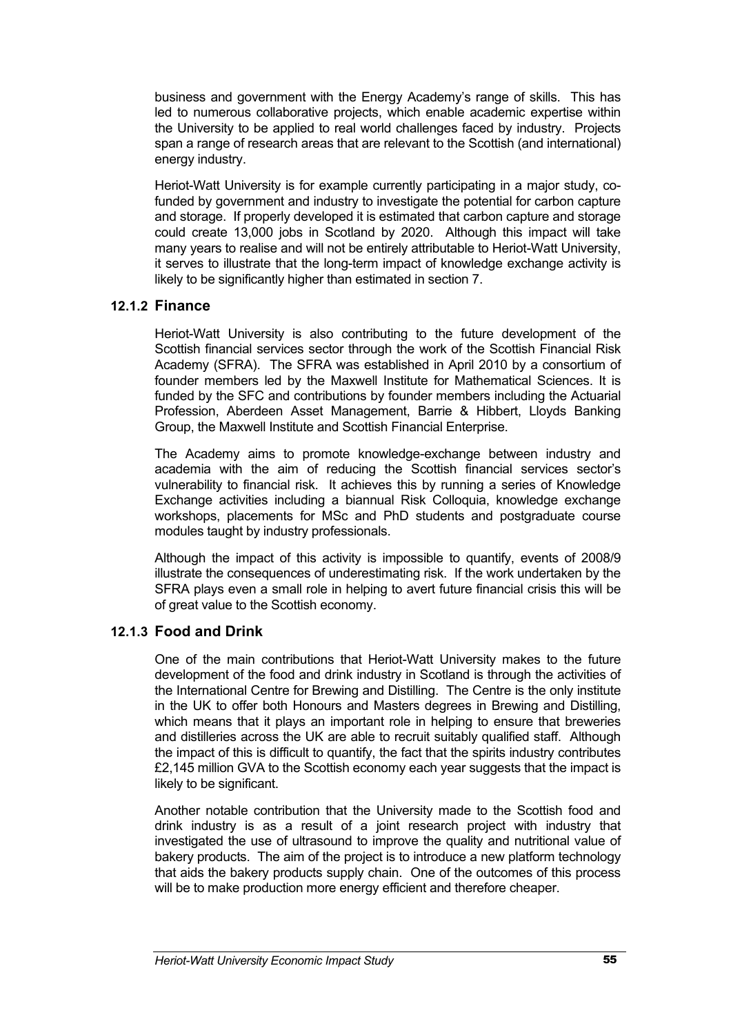business and government with the Energy Academy's range of skills. This has led to numerous collaborative projects, which enable academic expertise within the University to be applied to real world challenges faced by industry. Projects span a range of research areas that are relevant to the Scottish (and international) energy industry.

Heriot-Watt University is for example currently participating in a major study, co-funded by government and industry to investigate the potential for carbon capture and storage. If properly developed it is estimated that carbon capture and storage could create 13,000 jobs in Scotland by 2020. Although this impact will take many years to realise and will not be entirely attributable to Heriot-Watt University, it serves to illustrate that the long-term impact of knowledge exchange activity is likely to be significantly higher than estimated in section 7.

### 12.1.2 Finance

Heriot-Watt University is also contributing to the future development of the Scottish financial services sector through the work of the Scottish Financial Risk Academy (SFRA). The SFRA was established in April 2010 by a consortium of founder members led by the Maxwell Institute for Mathematical Sciences. It is funded by the SFC and contributions by founder members including the Actuarial Profession, Aberdeen Asset Management, Barrie & Hibbert, Lloyds Banking Group, the Maxwell Institute and Scottish Financial Enterprise.

The Academy aims to promote knowledge-exchange between industry and academia with the aim of reducing the Scottish financial services sector's vulnerability to financial risk. It achieves this by running a series of Knowledge Exchange activities including a biannual Risk Colloquia, knowledge exchange workshops, placements for MSc and PhD students and postgraduate course modules taught by industry professionals.

Although the impact of this activity is impossible to quantify, events of 2008/9 illustrate the consequences of underestimating risk. If the work undertaken by the SFRA plays even a small role in helping to avert future financial crisis this will be of great value to the Scottish economy.

### 12.1.3 Food and Drink

One of the main contributions that Heriot-Watt University makes to the future development of the food and drink industry in Scotland is through the activities of the International Centre for Brewing and Distilling. The Centre is the only institute in the UK to offer both Honours and Masters degrees in Brewing and Distilling, which means that it plays an important role in helping to ensure that breweries and distilleries across the UK are able to recruit suitably qualified staff. Although the impact of this is difficult to quantify, the fact that the spirits industry contributes £2,145 million GVA to the Scottish economy each year suggests that the impact is likely to be significant.

Another notable contribution that the University made to the Scottish food and drink industry is as a result of a joint research project with industry that investigated the use of ultrasound to improve the quality and nutritional value of bakery products. The aim of the project is to introduce a new platform technology that aids the bakery products supply chain. One of the outcomes of this process will be to make production more energy efficient and therefore cheaper.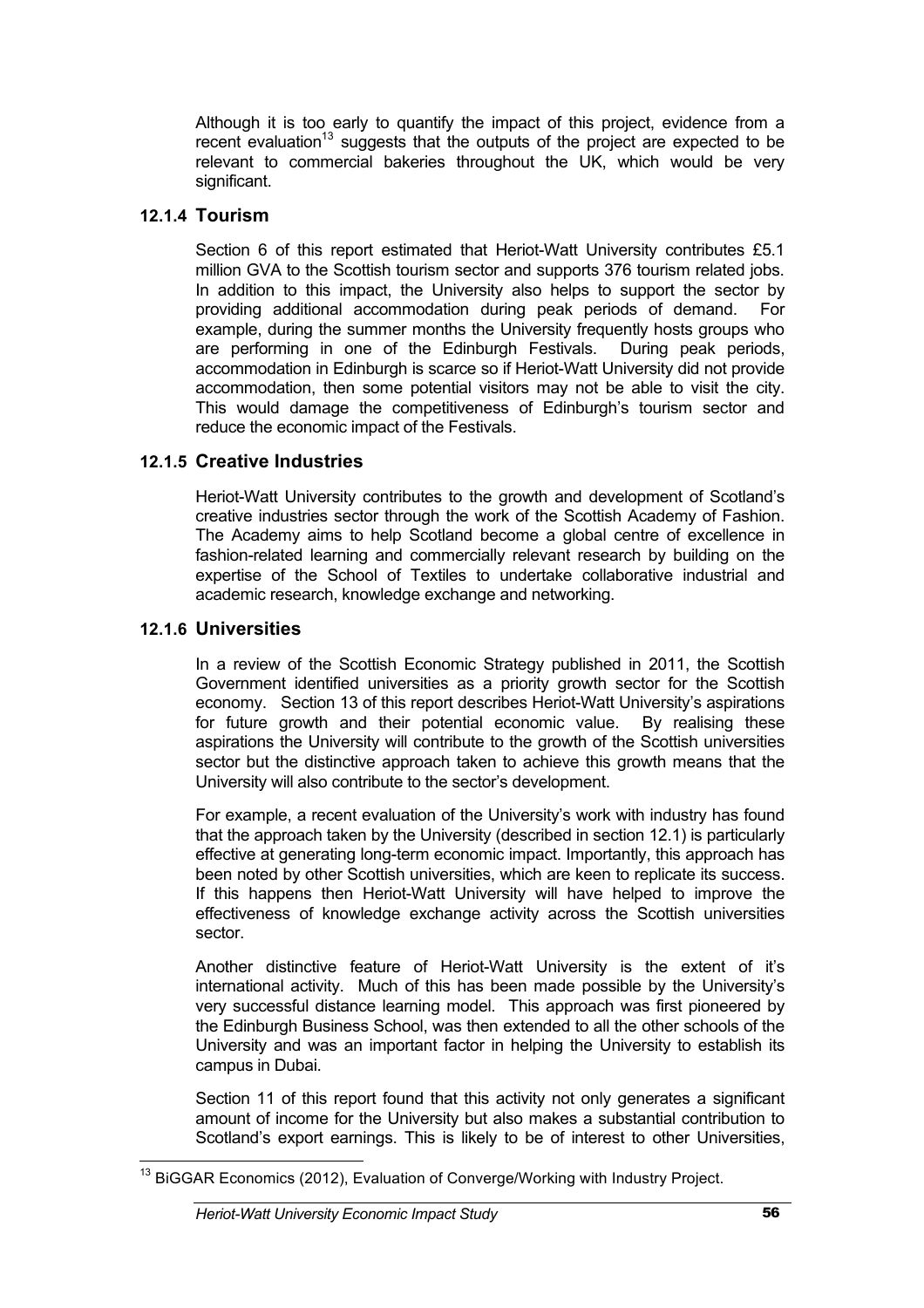Although it is too early to quantify the impact of this project, evidence from a recent evaluation[13] suggests that the outputs of the project are expected to be relevant to commercial bakeries throughout the UK, which would be very significant.

### 12.1.4 Tourism

Section 6 of this report estimated that Heriot-Watt University contributes £5.1 million GVA to the Scottish tourism sector and supports 376 tourism related jobs. In addition to this impact, the University also helps to support the sector by providing additional accommodation during peak periods of demand. For example, during the summer months the University frequently hosts groups who are performing in one of the Edinburgh Festivals. During peak periods, accommodation in Edinburgh is scarce so if Heriot-Watt University did not provide accommodation, then some potential visitors may not be able to visit the city. This would damage the competitiveness of Edinburgh's tourism sector and reduce the economic impact of the Festivals.

### 12.1.5 Creative Industries

Heriot-Watt University contributes to the growth and development of Scotland's creative industries sector through the work of the Scottish Academy of Fashion. The Academy aims to help Scotland become a global centre of excellence in fashion-related learning and commercially relevant research by building on the expertise of the School of Textiles to undertake collaborative industrial and academic research, knowledge exchange and networking.

### 12.1.6 Universities

In a review of the Scottish Economic Strategy published in 2011, the Scottish Government identified universities as a priority growth sector for the Scottish economy. Section 13 of this report describes Heriot-Watt University's aspirations for future growth and their potential economic value. By realising these aspirations the University will contribute to the growth of the Scottish universities sector but the distinctive approach taken to achieve this growth means that the University will also contribute to the sector's development.

For example, a recent evaluation of the University's work with industry has found that the approach taken by the University (described in section 12.1) is particularly effective at generating long-term economic impact. Importantly, this approach has been noted by other Scottish universities, which are keen to replicate its success. If this happens then Heriot-Watt University will have helped to improve the effectiveness of knowledge exchange activity across the Scottish universities sector.

Another distinctive feature of Heriot-Watt University is the extent of it's international activity. Much of this has been made possible by the University's very successful distance learning model. This approach was first pioneered by the Edinburgh Business School, was then extended to all the other schools of the University and was an important factor in helping the University to establish its campus in Dubai.

Section 11 of this report found that this activity not only generates a significant amount of income for the University but also makes a substantial contribution to Scotland's export earnings. This is likely to be of interest to other Universities,

---

[13] BiGGAR Economics (2012), Evaluation of Converge/Working with Industry Project.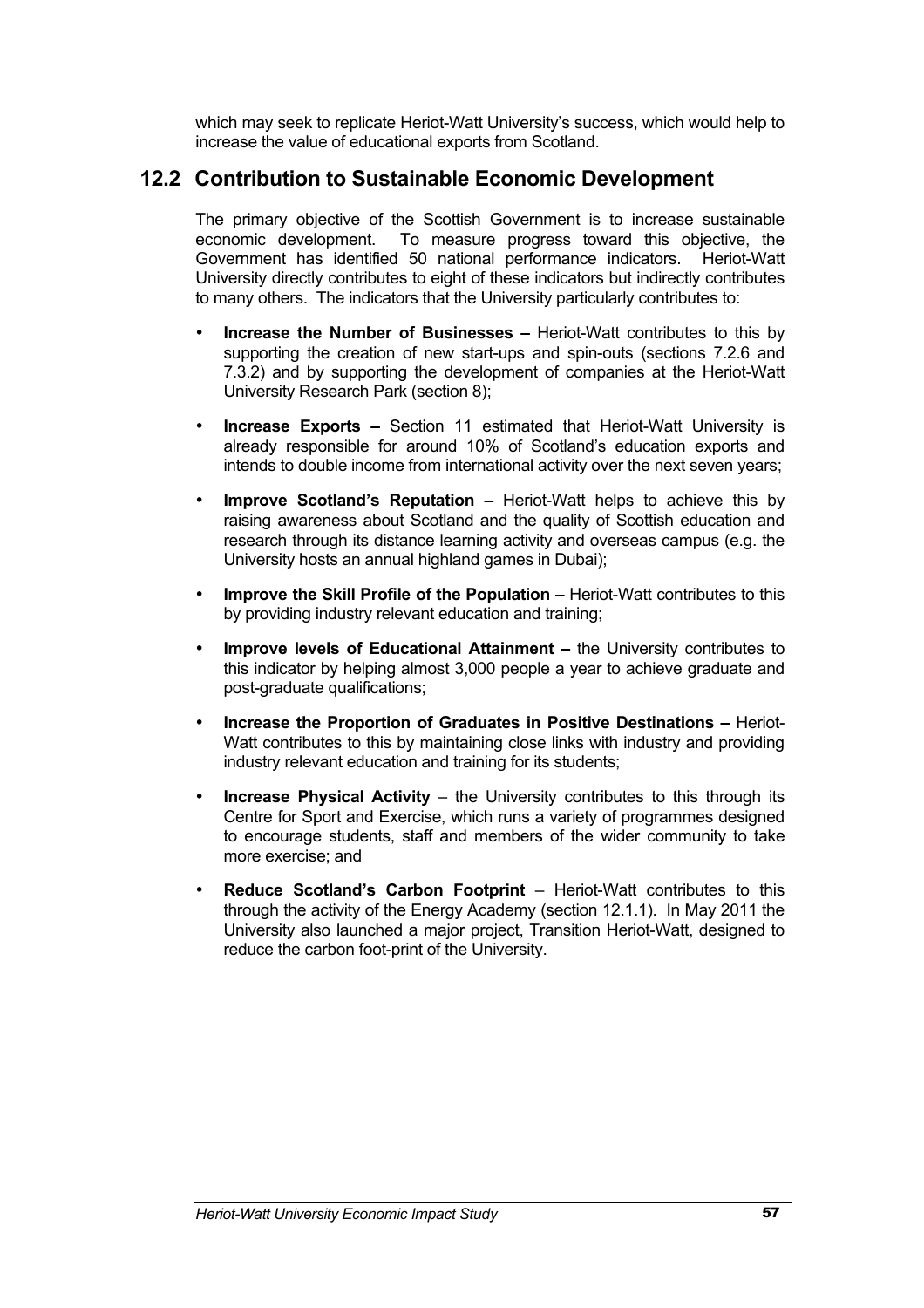which may seek to replicate Heriot-Watt University's success, which would help to increase the value of educational exports from Scotland.

## 12.2 Contribution to Sustainable Economic Development

The primary objective of the Scottish Government is to increase sustainable economic development. To measure progress toward this objective, the Government has identified 50 national performance indicators. Heriot-Watt University directly contributes to eight of these indicators but indirectly contributes to many others. The indicators that the University particularly contributes to:

- **Increase the Number of Businesses –** Heriot-Watt contributes to this by supporting the creation of new start-ups and spin-outs (sections 7.2.6 and 7.3.2) and by supporting the development of companies at the Heriot-Watt University Research Park (section 8);
- **Increase Exports –** Section 11 estimated that Heriot-Watt University is already responsible for around 10% of Scotland's education exports and intends to double income from international activity over the next seven years;
- **Improve Scotland's Reputation –** Heriot-Watt helps to achieve this by raising awareness about Scotland and the quality of Scottish education and research through its distance learning activity and overseas campus (e.g. the University hosts an annual highland games in Dubai);
- **Improve the Skill Profile of the Population –** Heriot-Watt contributes to this by providing industry relevant education and training;
- **Improve levels of Educational Attainment –** the University contributes to this indicator by helping almost 3,000 people a year to achieve graduate and post-graduate qualifications;
- **Increase the Proportion of Graduates in Positive Destinations –** Heriot-Watt contributes to this by maintaining close links with industry and providing industry relevant education and training for its students;
- **Increase Physical Activity** – the University contributes to this through its Centre for Sport and Exercise, which runs a variety of programmes designed to encourage students, staff and members of the wider community to take more exercise; and
- **Reduce Scotland's Carbon Footprint** – Heriot-Watt contributes to this through the activity of the Energy Academy (section 12.1.1). In May 2011 the University also launched a major project, Transition Heriot-Watt, designed to reduce the carbon foot-print of the University.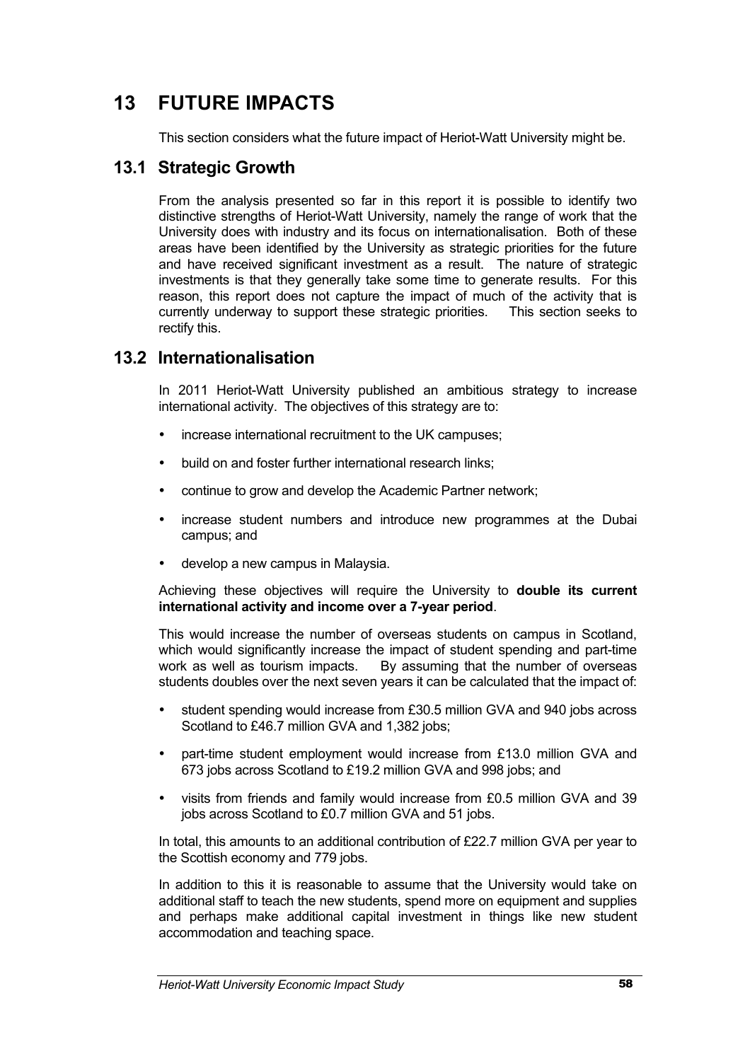# 13 FUTURE IMPACTS

This section considers what the future impact of Heriot-Watt University might be.

## 13.1 Strategic Growth

From the analysis presented so far in this report it is possible to identify two distinctive strengths of Heriot-Watt University, namely the range of work that the University does with industry and its focus on internationalisation. Both of these areas have been identified by the University as strategic priorities for the future and have received significant investment as a result. The nature of strategic investments is that they generally take some time to generate results. For this reason, this report does not capture the impact of much of the activity that is currently underway to support these strategic priorities. This section seeks to rectify this.

## 13.2 Internationalisation

In 2011 Heriot-Watt University published an ambitious strategy to increase international activity. The objectives of this strategy are to:

- increase international recruitment to the UK campuses;
- build on and foster further international research links;
- continue to grow and develop the Academic Partner network;
- increase student numbers and introduce new programmes at the Dubai campus; and
- develop a new campus in Malaysia.

Achieving these objectives will require the University to **double its current international activity and income over a 7-year period**.

This would increase the number of overseas students on campus in Scotland, which would significantly increase the impact of student spending and part-time work as well as tourism impacts. By assuming that the number of overseas students doubles over the next seven years it can be calculated that the impact of:

- student spending would increase from £30.5 million GVA and 940 jobs across Scotland to £46.7 million GVA and 1,382 jobs;
- part-time student employment would increase from £13.0 million GVA and 673 jobs across Scotland to £19.2 million GVA and 998 jobs; and
- visits from friends and family would increase from £0.5 million GVA and 39 jobs across Scotland to £0.7 million GVA and 51 jobs.

In total, this amounts to an additional contribution of £22.7 million GVA per year to the Scottish economy and 779 jobs.

In addition to this it is reasonable to assume that the University would take on additional staff to teach the new students, spend more on equipment and supplies and perhaps make additional capital investment in things like new student accommodation and teaching space.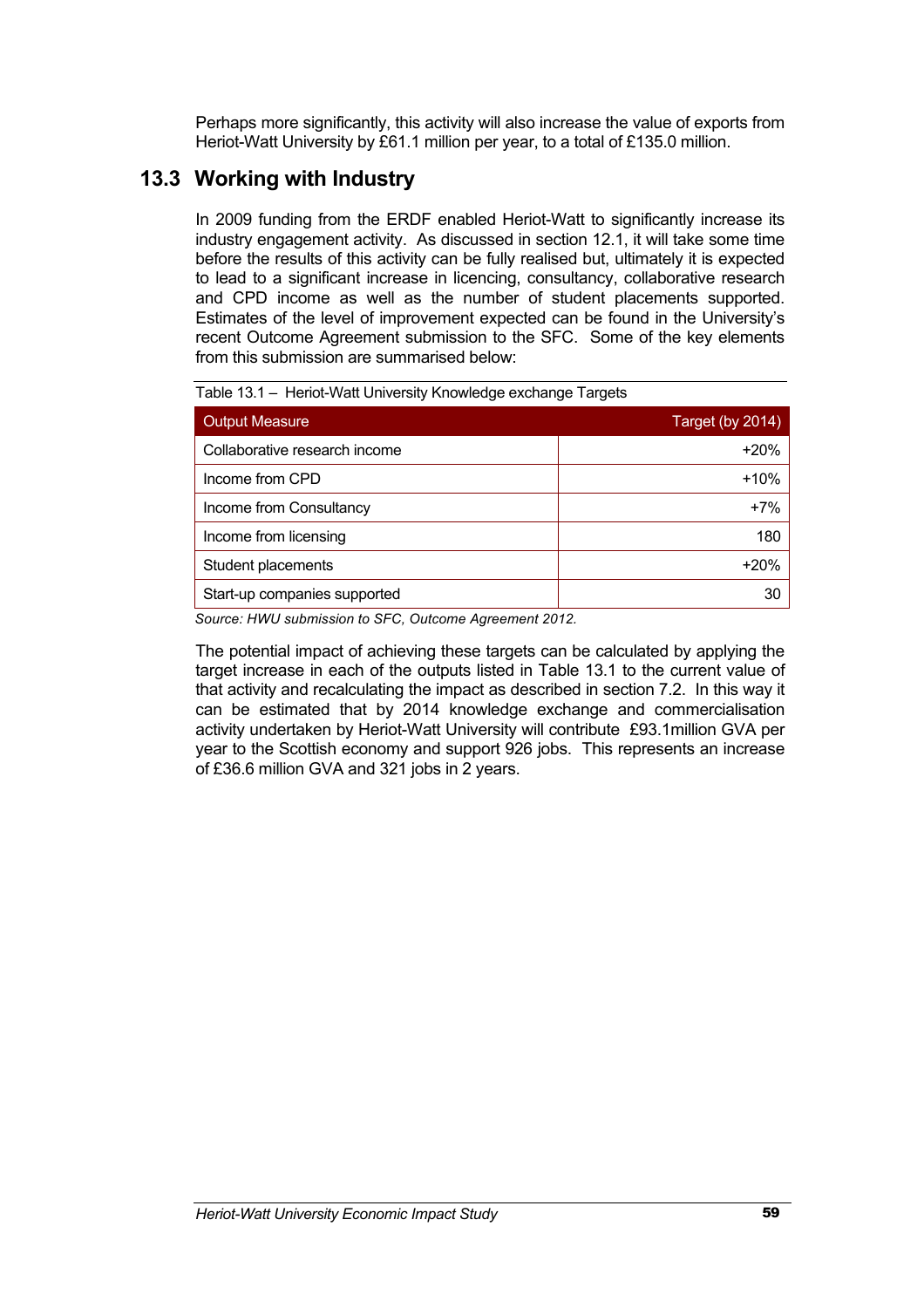Perhaps more significantly, this activity will also increase the value of exports from Heriot-Watt University by £61.1 million per year, to a total of £135.0 million.

## 13.3 Working with Industry

In 2009 funding from the ERDF enabled Heriot-Watt to significantly increase its industry engagement activity. As discussed in section 12.1, it will take some time before the results of this activity can be fully realised but, ultimately it is expected to lead to a significant increase in licencing, consultancy, collaborative research and CPD income as well as the number of student placements supported. Estimates of the level of improvement expected can be found in the University's recent Outcome Agreement submission to the SFC. Some of the key elements from this submission are summarised below:

Table 13.1 – Heriot-Watt University Knowledge exchange Targets

| Output Measure | Target (by 2014) |
|---|---|
| Collaborative research income | +20% |
| Income from CPD | +10% |
| Income from Consultancy | +7% |
| Income from licensing | 180 |
| Student placements | +20% |
| Start-up companies supported | 30 |

*Source: HWU submission to SFC, Outcome Agreement 2012.*

The potential impact of achieving these targets can be calculated by applying the target increase in each of the outputs listed in Table 13.1 to the current value of that activity and recalculating the impact as described in section 7.2. In this way it can be estimated that by 2014 knowledge exchange and commercialisation activity undertaken by Heriot-Watt University will contribute £93.1million GVA per year to the Scottish economy and support 926 jobs. This represents an increase of £36.6 million GVA and 321 jobs in 2 years.